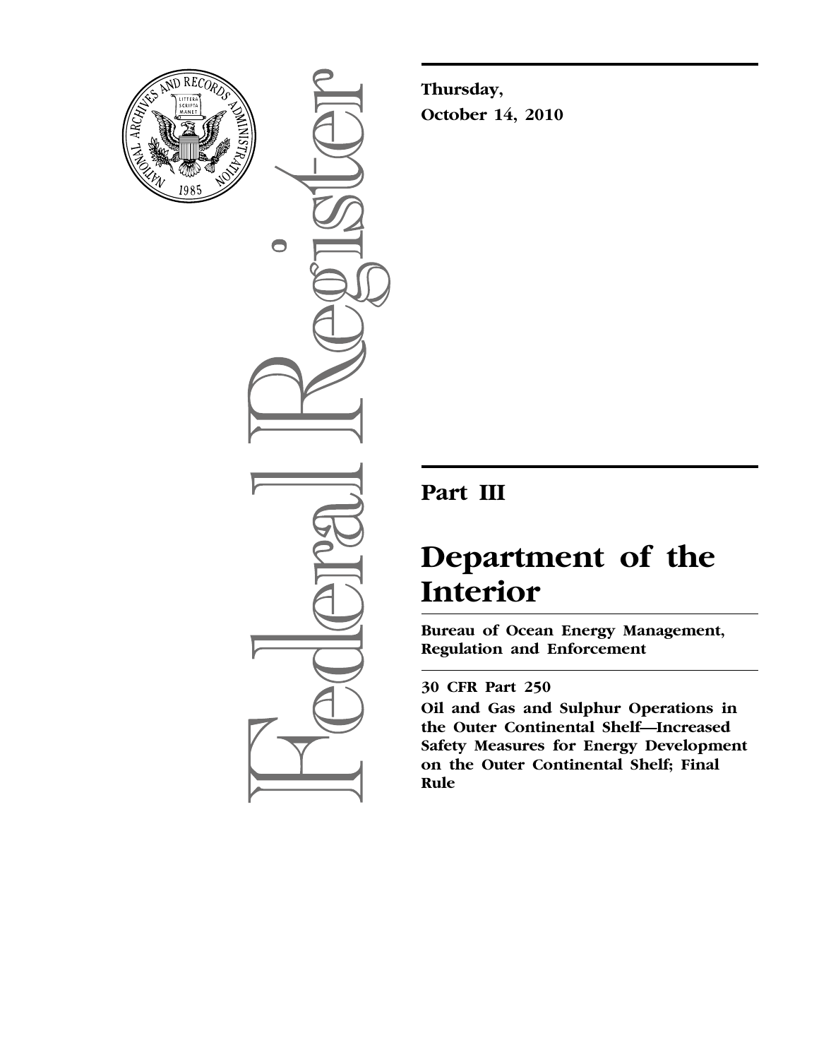**Thursday,**
**October 14, 2010**

# Part III

# Department of the Interior

**Bureau of Ocean Energy Management, Regulation and Enforcement**

**30 CFR Part 250**

**Oil and Gas and Sulphur Operations in the Outer Continental Shelf—Increased Safety Measures for Energy Development on the Outer Continental Shelf; Final Rule**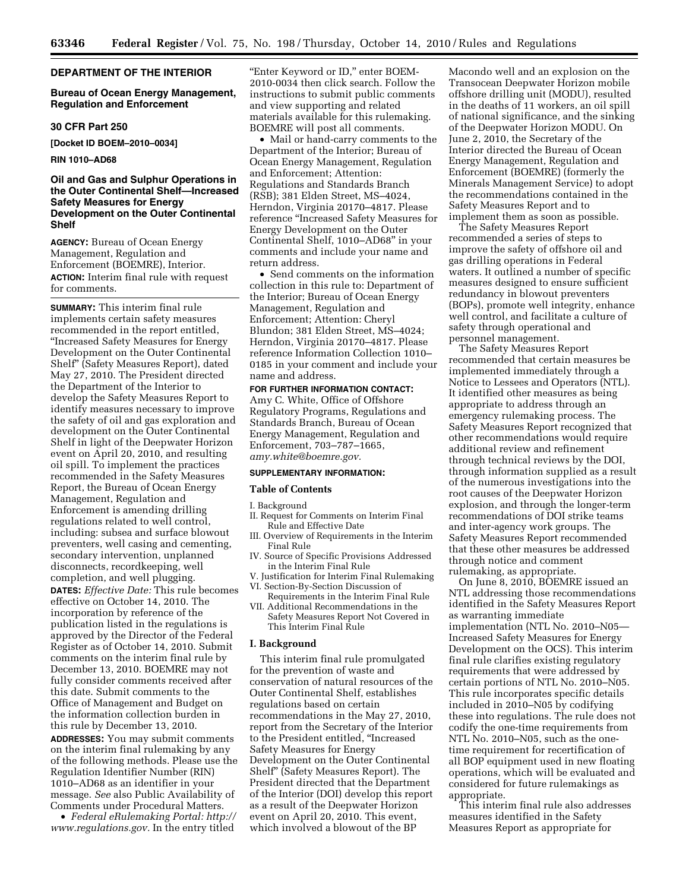**DEPARTMENT OF THE INTERIOR**

**Bureau of Ocean Energy Management, Regulation and Enforcement**

**30 CFR Part 250**

**[Docket ID BOEM–2010–0034]**

**RIN 1010–AD68**

## Oil and Gas and Sulphur Operations in the Outer Continental Shelf—Increased Safety Measures for Energy Development on the Outer Continental Shelf

**AGENCY:** Bureau of Ocean Energy Management, Regulation and Enforcement (BOEMRE), Interior.

**ACTION:** Interim final rule with request for comments.

**SUMMARY:** This interim final rule implements certain safety measures recommended in the report entitled, "Increased Safety Measures for Energy Development on the Outer Continental Shelf" (Safety Measures Report), dated May 27, 2010. The President directed the Department of the Interior to develop the Safety Measures Report to identify measures necessary to improve the safety of oil and gas exploration and development on the Outer Continental Shelf in light of the Deepwater Horizon event on April 20, 2010, and resulting oil spill. To implement the practices recommended in the Safety Measures Report, the Bureau of Ocean Energy Management, Regulation and Enforcement is amending drilling regulations related to well control, including: subsea and surface blowout preventers, well casing and cementing, secondary intervention, unplanned disconnects, recordkeeping, well completion, and well plugging.

**DATES:** *Effective Date:* This rule becomes effective on October 14, 2010. The incorporation by reference of the publication listed in the regulations is approved by the Director of the Federal Register as of October 14, 2010. Submit comments on the interim final rule by December 13, 2010. BOEMRE may not fully consider comments received after this date. Submit comments to the Office of Management and Budget on the information collection burden in this rule by December 13, 2010.

**ADDRESSES:** You may submit comments on the interim final rulemaking by any of the following methods. Please use the Regulation Identifier Number (RIN) 1010–AD68 as an identifier in your message. *See* also Public Availability of Comments under Procedural Matters.

- *Federal eRulemaking Portal: http://www.regulations.gov.* In the entry titled "Enter Keyword or ID," enter BOEM-2010-0034 then click search. Follow the instructions to submit public comments and view supporting and related materials available for this rulemaking. BOEMRE will post all comments.
- Mail or hand-carry comments to the Department of the Interior; Bureau of Ocean Energy Management, Regulation and Enforcement; Attention: Regulations and Standards Branch (RSB); 381 Elden Street, MS–4024, Herndon, Virginia 20170–4817. Please reference "Increased Safety Measures for Energy Development on the Outer Continental Shelf, 1010–AD68" in your comments and include your name and return address.
- Send comments on the information collection in this rule to: Department of the Interior; Bureau of Ocean Energy Management, Regulation and Enforcement; Attention: Cheryl Blundon; 381 Elden Street, MS–4024; Herndon, Virginia 20170–4817. Please reference Information Collection 1010–0185 in your comment and include your name and address.

**FOR FURTHER INFORMATION CONTACT:** Amy C. White, Office of Offshore Regulatory Programs, Regulations and Standards Branch, Bureau of Ocean Energy Management, Regulation and Enforcement, 703–787–1665, *amy.white@boemre.gov.*

**SUPPLEMENTARY INFORMATION:**

### Table of Contents

I. Background
II. Request for Comments on Interim Final Rule and Effective Date
III. Overview of Requirements in the Interim Final Rule
IV. Source of Specific Provisions Addressed in the Interim Final Rule
V. Justification for Interim Final Rulemaking
VI. Section-By-Section Discussion of Requirements in the Interim Final Rule
VII. Additional Recommendations in the Safety Measures Report Not Covered in This Interim Final Rule

### I. Background

This interim final rule promulgated for the prevention of waste and conservation of natural resources of the Outer Continental Shelf, establishes regulations based on certain recommendations in the May 27, 2010, report from the Secretary of the Interior to the President entitled, "Increased Safety Measures for Energy Development on the Outer Continental Shelf" (Safety Measures Report). The President directed that the Department of the Interior (DOI) develop this report as a result of the Deepwater Horizon event on April 20, 2010. This event, which involved a blowout of the BP Macondo well and an explosion on the Transocean Deepwater Horizon mobile offshore drilling unit (MODU), resulted in the deaths of 11 workers, an oil spill of national significance, and the sinking of the Deepwater Horizon MODU. On June 2, 2010, the Secretary of the Interior directed the Bureau of Ocean Energy Management, Regulation and Enforcement (BOEMRE) (formerly the Minerals Management Service) to adopt the recommendations contained in the Safety Measures Report and to implement them as soon as possible.

The Safety Measures Report recommended a series of steps to improve the safety of offshore oil and gas drilling operations in Federal waters. It outlined a number of specific measures designed to ensure sufficient redundancy in blowout preventers (BOPs), promote well integrity, enhance well control, and facilitate a culture of safety through operational and personnel management.

The Safety Measures Report recommended that certain measures be implemented immediately through a Notice to Lessees and Operators (NTL). It identified other measures as being appropriate to address through an emergency rulemaking process. The Safety Measures Report recognized that other recommendations would require additional review and refinement through technical reviews by the DOI, through information supplied as a result of the numerous investigations into the root causes of the Deepwater Horizon explosion, and through the longer-term recommendations of DOI strike teams and inter-agency work groups. The Safety Measures Report recommended that these other measures be addressed through notice and comment rulemaking, as appropriate.

On June 8, 2010, BOEMRE issued an NTL addressing those recommendations identified in the Safety Measures Report as warranting immediate implementation (NTL No. 2010–N05—Increased Safety Measures for Energy Development on the OCS). This interim final rule clarifies existing regulatory requirements that were addressed by certain portions of NTL No. 2010–N05. This rule incorporates specific details included in 2010–N05 by codifying these into regulations. The rule does not codify the one-time requirements from NTL No. 2010–N05, such as the one-time requirement for recertification of all BOP equipment used in new floating operations, which will be evaluated and considered for future rulemakings as appropriate.

This interim final rule also addresses measures identified in the Safety Measures Report as appropriate for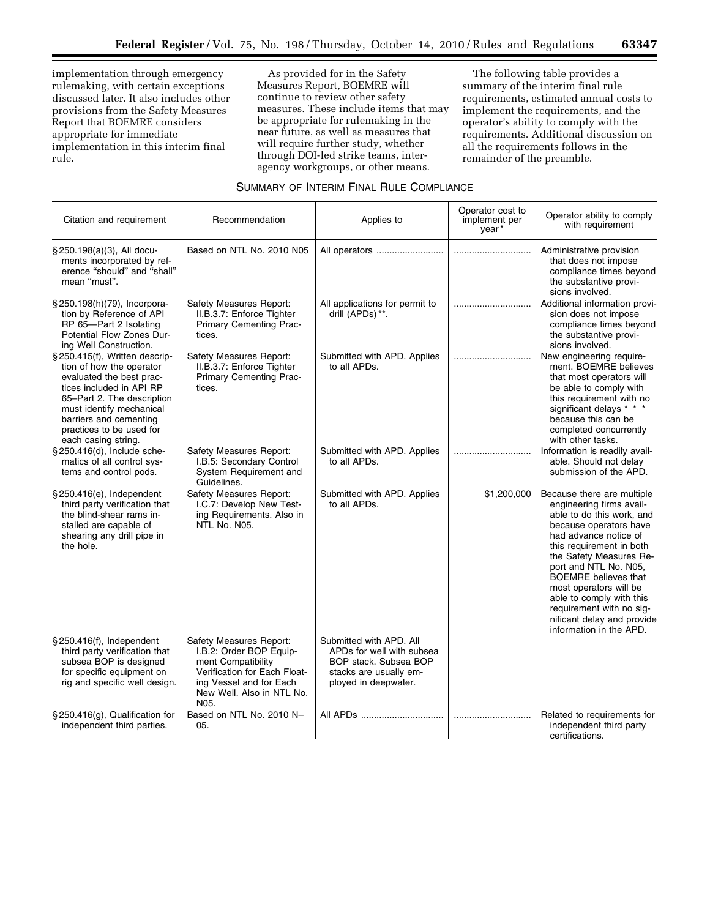implementation through emergency rulemaking, with certain exceptions discussed later. It also includes other provisions from the Safety Measures Report that BOEMRE considers appropriate for immediate implementation in this interim final rule.

As provided for in the Safety Measures Report, BOEMRE will continue to review other safety measures. These include items that may be appropriate for rulemaking in the near future, as well as measures that will require further study, whether through DOI-led strike teams, inter-agency workgroups, or other means.

The following table provides a summary of the interim final rule requirements, estimated annual costs to implement the requirements, and the operator's ability to comply with the requirements. Additional discussion on all the requirements follows in the remainder of the preamble.

SUMMARY OF INTERIM FINAL RULE COMPLIANCE

| Citation and requirement | Recommendation | Applies to | Operator cost to implement per year* | Operator ability to comply with requirement |
|---|---|---|---|---|
| § 250.198(a)(3), All documents incorporated by reference "should" and "shall" mean "must". | Based on NTL No. 2010 N05 | All operators | .............................. | Administrative provision that does not impose compliance times beyond the substantive provisions involved. |
| § 250.198(h)(79), Incorporation by Reference of API RP 65—Part 2 Isolating Potential Flow Zones During Well Construction. | Safety Measures Report: II.B.3.7: Enforce Tighter Primary Cementing Practices. | All applications for permit to drill (APDs)**. | .............................. | Additional information provision does not impose compliance times beyond the substantive provisions involved. |
| § 250.415(f), Written description of how the operator evaluated the best practices included in API RP 65–Part 2. The description must identify mechanical barriers and cementing practices to be used for each casing string. | Safety Measures Report: II.B.3.7: Enforce Tighter Primary Cementing Practices. | Submitted with APD. Applies to all APDs. | .............................. | New engineering requirement. BOEMRE believes that most operators will be able to comply with this requirement with no significant delays * * * because this can be completed concurrently with other tasks. |
| § 250.416(d), Include schematics of all control systems and control pods. | Safety Measures Report: I.B.5: Secondary Control System Requirement and Guidelines. | Submitted with APD. Applies to all APDs. | .............................. | Information is readily available. Should not delay submission of the APD. |
| § 250.416(e), Independent third party verification that the blind-shear rams installed are capable of shearing any drill pipe in the hole. | Safety Measures Report: I.C.7: Develop New Testing Requirements. Also in NTL No. N05. | Submitted with APD. Applies to all APDs. | $1,200,000 | Because there are multiple engineering firms available to do this work, and because operators have had advance notice of this requirement in both the Safety Measures Report and NTL No. N05, BOEMRE believes that most operators will be able to comply with this requirement with no significant delay and provide information in the APD. |
| § 250.416(f), Independent third party verification that subsea BOP is designed for specific equipment on rig and specific well design. | Safety Measures Report: I.B.2: Order BOP Equipment Compatibility Verification for Each Floating Vessel and for Each New Well. Also in NTL No. N05. | Submitted with APD. All APDs for well with subsea BOP stack. Subsea BOP stacks are usually employed in deepwater. | | |
| § 250.416(g), Qualification for independent third parties. | Based on NTL No. 2010 N–05. | All APDs | .............................. | Related to requirements for independent third party certifications. |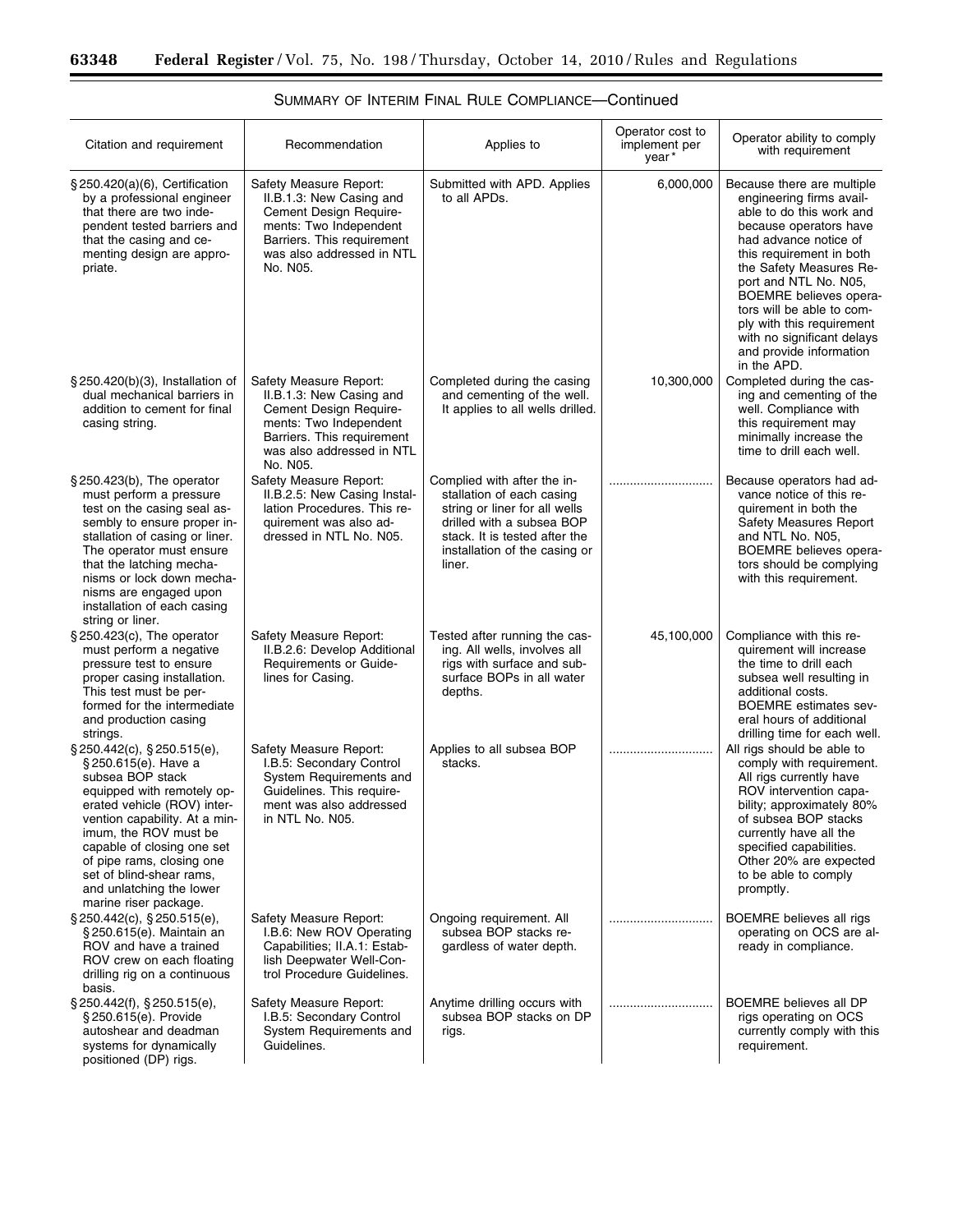SUMMARY OF INTERIM FINAL RULE COMPLIANCE—Continued

| Citation and requirement | Recommendation | Applies to | Operator cost to implement per year* | Operator ability to comply with requirement |
|---|---|---|---|---|
| § 250.420(a)(6), Certification by a professional engineer that there are two independent tested barriers and that the casing and cementing design are appropriate. | Safety Measure Report: II.B.1.3: New Casing and Cement Design Requirements: Two Independent Barriers. This requirement was also addressed in NTL No. N05. | Submitted with APD. Applies to all APDs. | 6,000,000 | Because there are multiple engineering firms available to do this work and because operators have had advance notice of this requirement in both the Safety Measures Report and NTL No. N05, BOEMRE believes operators will be able to comply with this requirement with no significant delays and provide information in the APD. |
| § 250.420(b)(3), Installation of dual mechanical barriers in addition to cement for final casing string. | Safety Measure Report: II.B.1.3: New Casing and Cement Design Requirements: Two Independent Barriers. This requirement was also addressed in NTL No. N05. | Completed during the casing and cementing of the well. It applies to all wells drilled. | 10,300,000 | Completed during the casing and cementing of the well. Compliance with this requirement may minimally increase the time to drill each well. |
| § 250.423(b), The operator must perform a pressure test on the casing seal assembly to ensure proper installation of casing or liner. The operator must ensure that the latching mechanisms or lock down mechanisms are engaged upon installation of each casing string or liner. | Safety Measure Report: II.B.2.5: New Casing Installation Procedures. This requirement was also addressed in NTL No. N05. | Complied with after the installation of each casing string or liner for all wells drilled with a subsea BOP stack. It is tested after the installation of the casing or liner. | .............................. | Because operators had advance notice of this requirement in both the Safety Measures Report and NTL No. N05, BOEMRE believes operators should be complying with this requirement. |
| § 250.423(c), The operator must perform a negative pressure test to ensure proper casing installation. This test must be performed for the intermediate and production casing strings. | Safety Measure Report: II.B.2.6: Develop Additional Requirements or Guidelines for Casing. | Tested after running the casing. All wells, involves all rigs with surface and subsurface BOPs in all water depths. | 45,100,000 | Compliance with this requirement will increase the time to drill each subsea well resulting in additional costs. BOEMRE estimates several hours of additional drilling time for each well. |
| § 250.442(c), § 250.515(e), § 250.615(e). Have a subsea BOP stack equipped with remotely operated vehicle (ROV) intervention capability. At a minimum, the ROV must be capable of closing one set of pipe rams, closing one set of blind-shear rams, and unlatching the lower marine riser package. | Safety Measure Report: I.B.5: Secondary Control System Requirements and Guidelines. This requirement was also addressed in NTL No. N05. | Applies to all subsea BOP stacks. | .............................. | All rigs should be able to comply with requirement. All rigs currently have ROV intervention capability; approximately 80% of subsea BOP stacks currently have all the specified capabilities. Other 20% are expected to be able to comply promptly. |
| § 250.442(c), § 250.515(e), § 250.615(e). Maintain an ROV and have a trained ROV crew on each floating drilling rig on a continuous basis. | Safety Measure Report: I.B.6: New ROV Operating Capabilities; II.A.1: Establish Deepwater Well-Control Procedure Guidelines. | Ongoing requirement. All subsea BOP stacks regardless of water depth. | .............................. | BOEMRE believes all rigs operating on OCS are already in compliance. |
| § 250.442(f), § 250.515(e), § 250.615(e). Provide autoshear and deadman systems for dynamically positioned (DP) rigs. | Safety Measure Report: I.B.5: Secondary Control System Requirements and Guidelines. | Anytime drilling occurs with subsea BOP stacks on DP rigs. | .............................. | BOEMRE believes all DP rigs operating on OCS currently comply with this requirement. |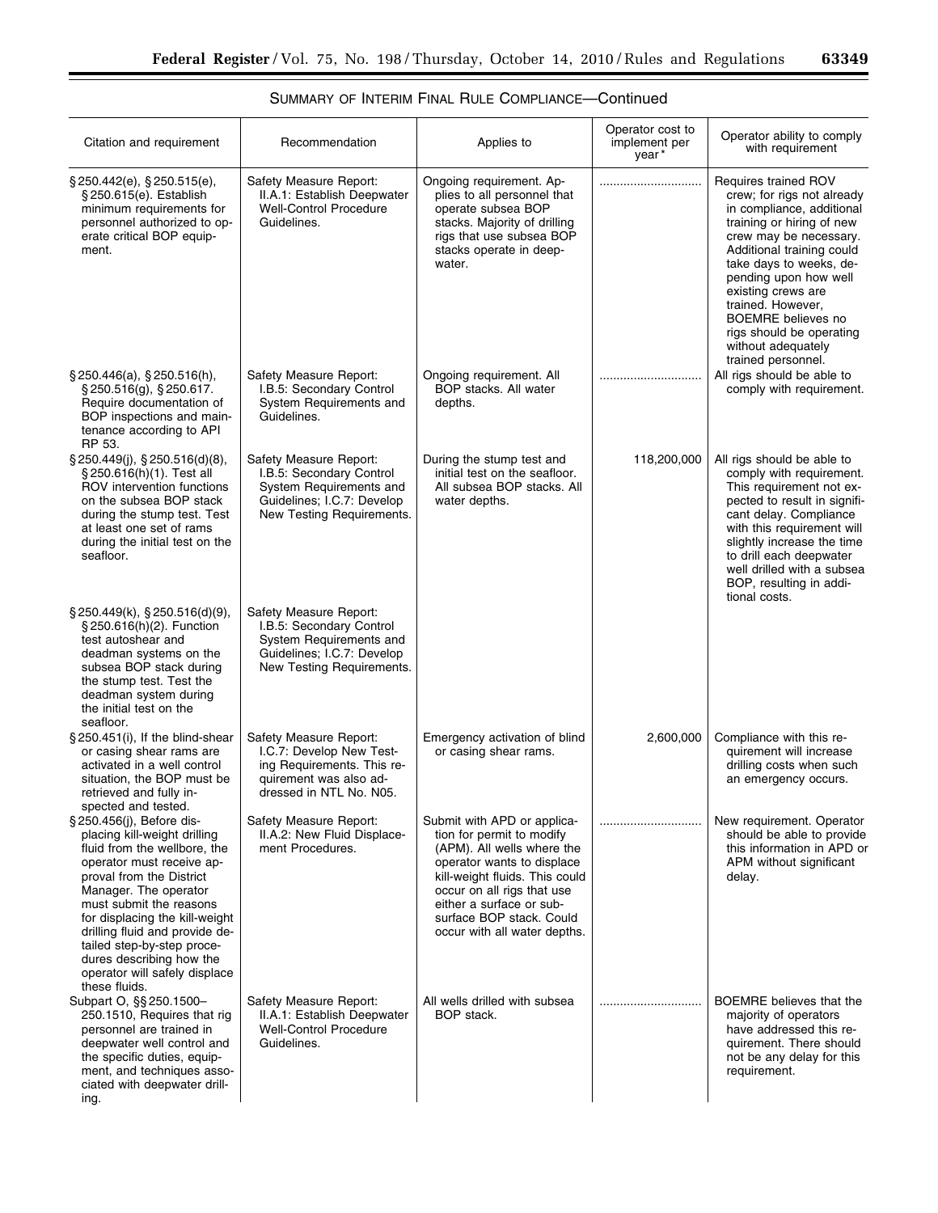SUMMARY OF INTERIM FINAL RULE COMPLIANCE—Continued

| Citation and requirement | Recommendation | Applies to | Operator cost to implement per year* | Operator ability to comply with requirement |
|---|---|---|---|---|
| § 250.442(e), § 250.515(e), § 250.615(e). Establish minimum requirements for personnel authorized to operate critical BOP equipment. | Safety Measure Report: II.A.1: Establish Deepwater Well-Control Procedure Guidelines. | Ongoing requirement. Applies to all personnel that operate subsea BOP stacks. Majority of drilling rigs that use subsea BOP stacks operate in deepwater. | .............................. | Requires trained ROV crew; for rigs not already in compliance, additional training or hiring of new crew may be necessary. Additional training could take days to weeks, depending upon how well existing crews are trained. However, BOEMRE believes no rigs should be operating without adequately trained personnel. |
| § 250.446(a), § 250.516(h), § 250.516(g), § 250.617. Require documentation of BOP inspections and maintenance according to API RP 53. | Safety Measure Report: I.B.5: Secondary Control System Requirements and Guidelines. | Ongoing requirement. All BOP stacks. All water depths. | .............................. | All rigs should be able to comply with requirement. |
| § 250.449(j), § 250.516(d)(8), § 250.616(h)(1). Test all ROV intervention functions on the subsea BOP stack during the stump test. Test at least one set of rams during the initial test on the seafloor. | Safety Measure Report: I.B.5: Secondary Control System Requirements and Guidelines; I.C.7: Develop New Testing Requirements. | During the stump test and initial test on the seafloor. All subsea BOP stacks. All water depths. | 118,200,000 | All rigs should be able to comply with requirement. This requirement not expected to result in significant delay. Compliance with this requirement will slightly increase the time to drill each deepwater well drilled with a subsea BOP, resulting in additional costs. |
| § 250.449(k), § 250.516(d)(9), § 250.616(h)(2). Function test autoshear and deadman systems on the subsea BOP stack during the stump test. Test the deadman system during the initial test on the seafloor. | Safety Measure Report: I.B.5: Secondary Control System Requirements and Guidelines; I.C.7: Develop New Testing Requirements. | | | |
| § 250.451(i), If the blind-shear or casing shear rams are activated in a well control situation, the BOP must be retrieved and fully inspected and tested. | Safety Measure Report: I.C.7: Develop New Testing Requirements. This requirement was also addressed in NTL No. N05. | Emergency activation of blind or casing shear rams. | 2,600,000 | Compliance with this requirement will increase drilling costs when such an emergency occurs. |
| § 250.456(j), Before displacing kill-weight drilling fluid from the wellbore, the operator must receive approval from the District Manager. The operator must submit the reasons for displacing the kill-weight drilling fluid and provide detailed step-by-step procedures describing how the operator will safely displace these fluids. | Safety Measure Report: II.A.2: New Fluid Displacement Procedures. | Submit with APD or application for permit to modify (APM). All wells where the operator wants to displace kill-weight fluids. This could occur on all rigs that use either a surface or subsurface BOP stack. Could occur with all water depths. | .............................. | New requirement. Operator should be able to provide this information in APD or APM without significant delay. |
| Subpart O, §§ 250.1500–250.1510, Requires that rig personnel are trained in deepwater well control and the specific duties, equipment, and techniques associated with deepwater drilling. | Safety Measure Report: II.A.1: Establish Deepwater Well-Control Procedure Guidelines. | All wells drilled with subsea BOP stack. | .............................. | BOEMRE believes that the majority of operators have addressed this requirement. There should not be any delay for this requirement. |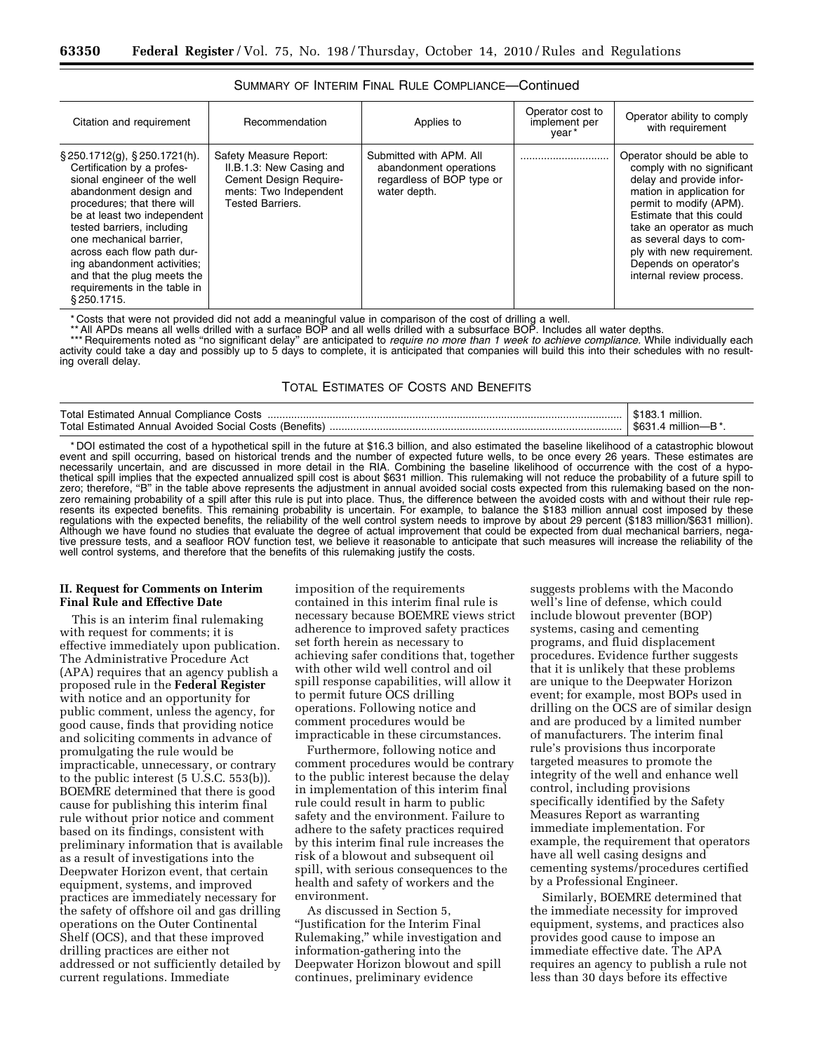SUMMARY OF INTERIM FINAL RULE COMPLIANCE—Continued

| Citation and requirement | Recommendation | Applies to | Operator cost to implement per year* | Operator ability to comply with requirement |
|---|---|---|---|---|
| § 250.1712(g), § 250.1721(h). Certification by a professional engineer of the well abandonment design and procedures; that there will be at least two independent tested barriers, including one mechanical barrier, across each flow path during abandonment activities; and that the plug meets the requirements in the table in § 250.1715. | Safety Measure Report: II.B.1.3: New Casing and Cement Design Requirements: Two Independent Tested Barriers. | Submitted with APM. All abandonment operations regardless of BOP type or water depth. | ............................ | Operator should be able to comply with no significant delay and provide information in application for permit to modify (APM). Estimate that this could take an operator as much as several days to comply with new requirement. Depends on operator's internal review process. |

* Costs that were not provided did not add a meaningful value in comparison of the cost of drilling a well.

** All APDs means all wells drilled with a surface BOP and all wells drilled with a subsurface BOP. Includes all water depths.

*** Requirements noted as "no significant delay" are anticipated to *require no more than 1 week to achieve compliance.* While individually each activity could take a day and possibly up to 5 days to complete, it is anticipated that companies will build this into their schedules with no resulting overall delay.

TOTAL ESTIMATES OF COSTS AND BENEFITS

| | |
|---|---|
| Total Estimated Annual Compliance Costs | $183.1 million. |
| Total Estimated Annual Avoided Social Costs (Benefits) | $631.4 million—B*. |

* DOI estimated the cost of a hypothetical spill in the future at $16.3 billion, and also estimated the baseline likelihood of a catastrophic blowout event and spill occurring, based on historical trends and the number of expected future wells, to be once every 26 years. These estimates are necessarily uncertain, and are discussed in more detail in the RIA. Combining the baseline likelihood of occurrence with the cost of a hypothetical spill implies that the expected annualized spill cost is about $631 million. This rulemaking will not reduce the probability of a future spill to zero; therefore, "B" in the table above represents the adjustment in annual avoided social costs expected from this rulemaking based on the nonzero remaining probability of a spill after this rule is put into place. Thus, the difference between the avoided costs with and without their rule represents its expected benefits. This remaining probability is uncertain. For example, to balance the $183 million annual cost imposed by these regulations with the expected benefits, the reliability of the well control system needs to improve by about 29 percent ($183 million/$631 million). Although we have found no studies that evaluate the degree of actual improvement that could be expected from dual mechanical barriers, negative pressure tests, and a seafloor ROV function test, we believe it reasonable to anticipate that such measures will increase the reliability of the well control systems, and therefore that the benefits of this rulemaking justify the costs.

## II. Request for Comments on Interim Final Rule and Effective Date

This is an interim final rulemaking with request for comments; it is effective immediately upon publication. The Administrative Procedure Act (APA) requires that an agency publish a proposed rule in the **Federal Register** with notice and an opportunity for public comment, unless the agency, for good cause, finds that providing notice and soliciting comments in advance of promulgating the rule would be impracticable, unnecessary, or contrary to the public interest (5 U.S.C. 553(b)). BOEMRE determined that there is good cause for publishing this interim final rule without prior notice and comment based on its findings, consistent with preliminary information that is available as a result of investigations into the Deepwater Horizon event, that certain equipment, systems, and improved practices are immediately necessary for the safety of offshore oil and gas drilling operations on the Outer Continental Shelf (OCS), and that these improved drilling practices are either not addressed or not sufficiently detailed by current regulations. Immediate imposition of the requirements contained in this interim final rule is necessary because BOEMRE views strict adherence to improved safety practices set forth herein as necessary to achieving safer conditions that, together with other wild well control and oil spill response capabilities, will allow it to permit future OCS drilling operations. Following notice and comment procedures would be impracticable in these circumstances.

Furthermore, following notice and comment procedures would be contrary to the public interest because the delay in implementation of this interim final rule could result in harm to public safety and the environment. Failure to adhere to the safety practices required by this interim final rule increases the risk of a blowout and subsequent oil spill, with serious consequences to the health and safety of workers and the environment.

As discussed in Section 5, "Justification for the Interim Final Rulemaking," while investigation and information-gathering into the Deepwater Horizon blowout and spill continues, preliminary evidence suggests problems with the Macondo well's line of defense, which could include blowout preventer (BOP) systems, casing and cementing programs, and fluid displacement procedures. Evidence further suggests that it is unlikely that these problems are unique to the Deepwater Horizon event; for example, most BOPs used in drilling on the OCS are of similar design and are produced by a limited number of manufacturers. The interim final rule's provisions thus incorporate targeted measures to promote the integrity of the well and enhance well control, including provisions specifically identified by the Safety Measures Report as warranting immediate implementation. For example, the requirement that operators have all well casing designs and cementing systems/procedures certified by a Professional Engineer.

Similarly, BOEMRE determined that the immediate necessity for improved equipment, systems, and practices also provides good cause to impose an immediate effective date. The APA requires an agency to publish a rule not less than 30 days before its effective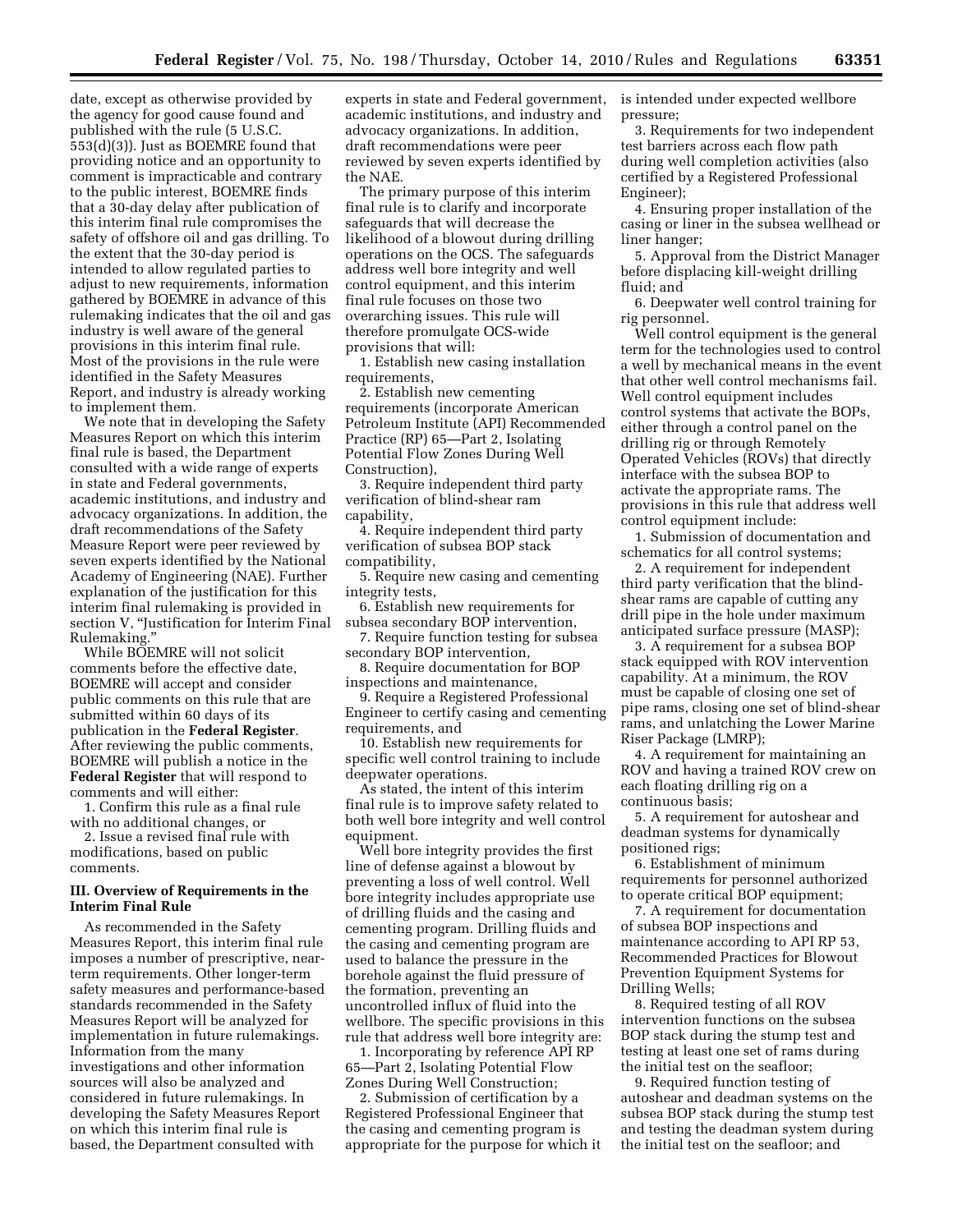date, except as otherwise provided by the agency for good cause found and published with the rule (5 U.S.C. 553(d)(3)). Just as BOEMRE found that providing notice and an opportunity to comment is impracticable and contrary to the public interest, BOEMRE finds that a 30-day delay after publication of this interim final rule compromises the safety of offshore oil and gas drilling. To the extent that the 30-day period is intended to allow regulated parties to adjust to new requirements, information gathered by BOEMRE in advance of this rulemaking indicates that the oil and gas industry is well aware of the general provisions in this interim final rule. Most of the provisions in the rule were identified in the Safety Measures Report, and industry is already working to implement them.

We note that in developing the Safety Measures Report on which this interim final rule is based, the Department consulted with a wide range of experts in state and Federal governments, academic institutions, and industry and advocacy organizations. In addition, the draft recommendations of the Safety Measure Report were peer reviewed by seven experts identified by the National Academy of Engineering (NAE). Further explanation of the justification for this interim final rulemaking is provided in section V, "Justification for Interim Final Rulemaking."

While BOEMRE will not solicit comments before the effective date, BOEMRE will accept and consider public comments on this rule that are submitted within 60 days of its publication in the **Federal Register**. After reviewing the public comments, BOEMRE will publish a notice in the **Federal Register** that will respond to comments and will either:

1. Confirm this rule as a final rule with no additional changes, or
2. Issue a revised final rule with modifications, based on public comments.

## III. Overview of Requirements in the Interim Final Rule

As recommended in the Safety Measures Report, this interim final rule imposes a number of prescriptive, near-term requirements. Other longer-term safety measures and performance-based standards recommended in the Safety Measures Report will be analyzed for implementation in future rulemakings. Information from the many investigations and other information sources will also be analyzed and considered in future rulemakings. In developing the Safety Measures Report on which this interim final rule is based, the Department consulted with experts in state and Federal government, academic institutions, and industry and advocacy organizations. In addition, draft recommendations were peer reviewed by seven experts identified by the NAE.

The primary purpose of this interim final rule is to clarify and incorporate safeguards that will decrease the likelihood of a blowout during drilling operations on the OCS. The safeguards address well bore integrity and well control equipment, and this interim final rule focuses on those two overarching issues. This rule will therefore promulgate OCS-wide provisions that will:

1. Establish new casing installation requirements,
2. Establish new cementing requirements (incorporate American Petroleum Institute (API) Recommended Practice (RP) 65—Part 2, Isolating Potential Flow Zones During Well Construction),
3. Require independent third party verification of blind-shear ram capability,
4. Require independent third party verification of subsea BOP stack compatibility,
5. Require new casing and cementing integrity tests,
6. Establish new requirements for subsea secondary BOP intervention,
7. Require function testing for subsea secondary BOP intervention,
8. Require documentation for BOP inspections and maintenance,
9. Require a Registered Professional Engineer to certify casing and cementing requirements, and
10. Establish new requirements for specific well control training to include deepwater operations.

As stated, the intent of this interim final rule is to improve safety related to both well bore integrity and well control equipment.

Well bore integrity provides the first line of defense against a blowout by preventing a loss of well control. Well bore integrity includes appropriate use of drilling fluids and the casing and cementing program. Drilling fluids and the casing and cementing program are used to balance the pressure in the borehole against the fluid pressure of the formation, preventing an uncontrolled influx of fluid into the wellbore. The specific provisions in this rule that address well bore integrity are:

1. Incorporating by reference API RP 65—Part 2, Isolating Potential Flow Zones During Well Construction;
2. Submission of certification by a Registered Professional Engineer that the casing and cementing program is appropriate for the purpose for which it is intended under expected wellbore pressure;
3. Requirements for two independent test barriers across each flow path during well completion activities (also certified by a Registered Professional Engineer);
4. Ensuring proper installation of the casing or liner in the subsea wellhead or liner hanger;
5. Approval from the District Manager before displacing kill-weight drilling fluid; and
6. Deepwater well control training for rig personnel.

Well control equipment is the general term for the technologies used to control a well by mechanical means in the event that other well control mechanisms fail. Well control equipment includes control systems that activate the BOPs, either through a control panel on the drilling rig or through Remotely Operated Vehicles (ROVs) that directly interface with the subsea BOP to activate the appropriate rams. The provisions in this rule that address well control equipment include:

1. Submission of documentation and schematics for all control systems;
2. A requirement for independent third party verification that the blind-shear rams are capable of cutting any drill pipe in the hole under maximum anticipated surface pressure (MASP);
3. A requirement for a subsea BOP stack equipped with ROV intervention capability. At a minimum, the ROV must be capable of closing one set of pipe rams, closing one set of blind-shear rams, and unlatching the Lower Marine Riser Package (LMRP);
4. A requirement for maintaining an ROV and having a trained ROV crew on each floating drilling rig on a continuous basis;
5. A requirement for autoshear and deadman systems for dynamically positioned rigs;
6. Establishment of minimum requirements for personnel authorized to operate critical BOP equipment;
7. A requirement for documentation of subsea BOP inspections and maintenance according to API RP 53, Recommended Practices for Blowout Prevention Equipment Systems for Drilling Wells;
8. Required testing of all ROV intervention functions on the subsea BOP stack during the stump test and testing at least one set of rams during the initial test on the seafloor;
9. Required function testing of autoshear and deadman systems on the subsea BOP stack during the stump test and testing the deadman system during the initial test on the seafloor; and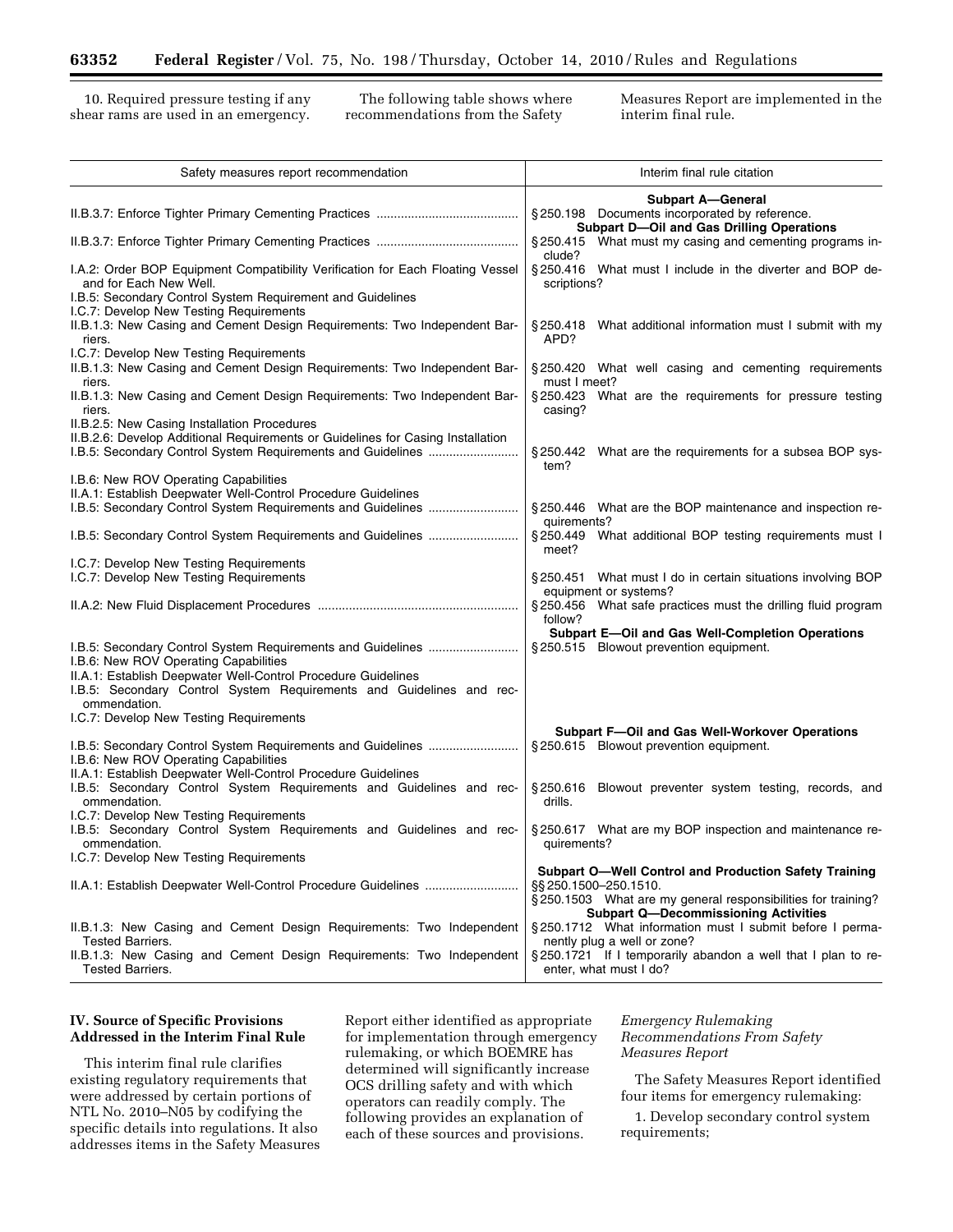10. Required pressure testing if any shear rams are used in an emergency.

The following table shows where recommendations from the Safety Measures Report are implemented in the interim final rule.

| Safety measures report recommendation | Interim final rule citation |
| --- | --- |
| | **Subpart A—General** |
| II.B.3.7: Enforce Tighter Primary Cementing Practices | §250.198 Documents incorporated by reference. |
| | **Subpart D—Oil and Gas Drilling Operations** |
| II.B.3.7: Enforce Tighter Primary Cementing Practices | §250.415 What must my casing and cementing programs include? |
| I.A.2: Order BOP Equipment Compatibility Verification for Each Floating Vessel and for Each New Well. I.B.5: Secondary Control System Requirement and Guidelines I.C.7: Develop New Testing Requirements | §250.416 What must I include in the diverter and BOP descriptions? |
| II.B.1.3: New Casing and Cement Design Requirements: Two Independent Barriers. I.C.7: Develop New Testing Requirements | §250.418 What additional information must I submit with my APD? |
| II.B.1.3: New Casing and Cement Design Requirements: Two Independent Barriers. | §250.420 What well casing and cementing requirements must I meet? |
| II.B.1.3: New Casing and Cement Design Requirements: Two Independent Barriers. II.B.2.5: New Casing Installation Procedures II.B.2.6: Develop Additional Requirements or Guidelines for Casing Installation | §250.423 What are the requirements for pressure testing casing? |
| I.B.5: Secondary Control System Requirements and Guidelines I.B.6: New ROV Operating Capabilities II.A.1: Establish Deepwater Well-Control Procedure Guidelines | §250.442 What are the requirements for a subsea BOP system? |
| I.B.5: Secondary Control System Requirements and Guidelines | §250.446 What are the BOP maintenance and inspection requirements? |
| I.B.5: Secondary Control System Requirements and Guidelines I.C.7: Develop New Testing Requirements | §250.449 What additional BOP testing requirements must I meet? |
| I.C.7: Develop New Testing Requirements | §250.451 What must I do in certain situations involving BOP equipment or systems? |
| II.A.2: New Fluid Displacement Procedures | §250.456 What safe practices must the drilling fluid program follow? |
| | **Subpart E—Oil and Gas Well-Completion Operations** |
| I.B.5: Secondary Control System Requirements and Guidelines I.B.6: New ROV Operating Capabilities II.A.1: Establish Deepwater Well-Control Procedure Guidelines I.B.5: Secondary Control System Requirements and Guidelines and recommendation. I.C.7: Develop New Testing Requirements | §250.515 Blowout prevention equipment. |
| | **Subpart F—Oil and Gas Well-Workover Operations** |
| I.B.5: Secondary Control System Requirements and Guidelines I.B.6: New ROV Operating Capabilities II.A.1: Establish Deepwater Well-Control Procedure Guidelines | §250.615 Blowout prevention equipment. |
| I.B.5: Secondary Control System Requirements and Guidelines and recommendation. I.C.7: Develop New Testing Requirements | §250.616 Blowout preventer system testing, records, and drills. |
| I.B.5: Secondary Control System Requirements and Guidelines and recommendation. I.C.7: Develop New Testing Requirements | §250.617 What are my BOP inspection and maintenance requirements? |
| | **Subpart O—Well Control and Production Safety Training** |
| II.A.1: Establish Deepwater Well-Control Procedure Guidelines | §§250.1500–250.1510. §250.1503 What are my general responsibilities for training? |
| | **Subpart Q—Decommissioning Activities** |
| II.B.1.3: New Casing and Cement Design Requirements: Two Independent Tested Barriers. | §250.1712 What information must I submit before I permanently plug a well or zone? |
| II.B.1.3: New Casing and Cement Design Requirements: Two Independent Tested Barriers. | §250.1721 If I temporarily abandon a well that I plan to re-enter, what must I do? |

## IV. Source of Specific Provisions Addressed in the Interim Final Rule

This interim final rule clarifies existing regulatory requirements that were addressed by certain portions of NTL No. 2010–N05 by codifying the specific details into regulations. It also addresses items in the Safety Measures Report either identified as appropriate for implementation through emergency rulemaking, or which BOEMRE has determined will significantly increase OCS drilling safety and with which operators can readily comply. The following provides an explanation of each of these sources and provisions.

*Emergency Rulemaking Recommendations From Safety Measures Report*

The Safety Measures Report identified four items for emergency rulemaking:

1. Develop secondary control system requirements;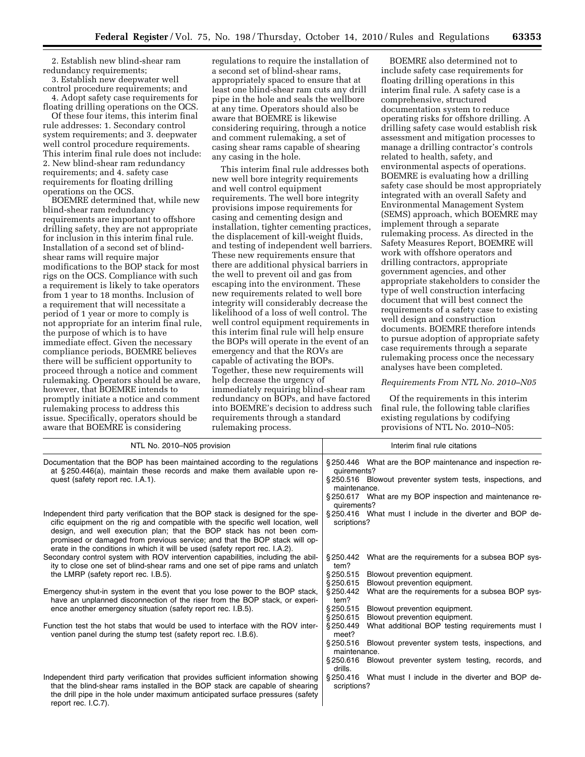2. Establish new blind-shear ram redundancy requirements;

3. Establish new deepwater well control procedure requirements; and

4. Adopt safety case requirements for floating drilling operations on the OCS.

Of these four items, this interim final rule addresses: 1. Secondary control system requirements; and 3. deepwater well control procedure requirements. This interim final rule does not include: 2. New blind-shear ram redundancy requirements; and 4. safety case requirements for floating drilling operations on the OCS.

BOEMRE determined that, while new blind-shear ram redundancy requirements are important to offshore drilling safety, they are not appropriate for inclusion in this interim final rule. Installation of a second set of blind-shear rams will require major modifications to the BOP stack for most rigs on the OCS. Compliance with such a requirement is likely to take operators from 1 year to 18 months. Inclusion of a requirement that will necessitate a period of 1 year or more to comply is not appropriate for an interim final rule, the purpose of which is to have immediate effect. Given the necessary compliance periods, BOEMRE believes there will be sufficient opportunity to proceed through a notice and comment rulemaking. Operators should be aware, however, that BOEMRE intends to promptly initiate a notice and comment rulemaking process to address this issue. Specifically, operators should be aware that BOEMRE is considering regulations to require the installation of a second set of blind-shear rams, appropriately spaced to ensure that at least one blind-shear ram cuts any drill pipe in the hole and seals the wellbore at any time. Operators should also be aware that BOEMRE is likewise considering requiring, through a notice and comment rulemaking, a set of casing shear rams capable of shearing any casing in the hole.

This interim final rule addresses both new well bore integrity requirements and well control equipment requirements. The well bore integrity provisions impose requirements for casing and cementing design and installation, tighter cementing practices, the displacement of kill-weight fluids, and testing of independent well barriers. These new requirements ensure that there are additional physical barriers in the well to prevent oil and gas from escaping into the environment. These new requirements related to well bore integrity will considerably decrease the likelihood of a loss of well control. The well control equipment requirements in this interim final rule will help ensure the BOPs will operate in the event of an emergency and that the ROVs are capable of activating the BOPs. Together, these new requirements will help decrease the urgency of immediately requiring blind-shear ram redundancy on BOPs, and have factored into BOEMRE's decision to address such requirements through a standard rulemaking process.

BOEMRE also determined not to include safety case requirements for floating drilling operations in this interim final rule. A safety case is a comprehensive, structured documentation system to reduce operating risks for offshore drilling. A drilling safety case would establish risk assessment and mitigation processes to manage a drilling contractor's controls related to health, safety, and environmental aspects of operations. BOEMRE is evaluating how a drilling safety case should be most appropriately integrated with an overall Safety and Environmental Management System (SEMS) approach, which BOEMRE may implement through a separate rulemaking process. As directed in the Safety Measures Report, BOEMRE will work with offshore operators and drilling contractors, appropriate government agencies, and other appropriate stakeholders to consider the type of well construction interfacing document that will best connect the requirements of a safety case to existing well design and construction documents. BOEMRE therefore intends to pursue adoption of appropriate safety case requirements through a separate rulemaking process once the necessary analyses have been completed.

*Requirements From NTL No. 2010–N05*

Of the requirements in this interim final rule, the following table clarifies existing regulations by codifying provisions of NTL No. 2010–N05:

| NTL No. 2010–N05 provision | Interim final rule citations |
|---|---|
| Documentation that the BOP has been maintained according to the regulations at § 250.446(a), maintain these records and make them available upon request (safety report rec. I.A.1). | § 250.446 What are the BOP maintenance and inspection requirements?<br>§ 250.516 Blowout preventer system tests, inspections, and maintenance.<br>§ 250.617 What are my BOP inspection and maintenance requirements? |
| Independent third party verification that the BOP stack is designed for the specific equipment on the rig and compatible with the specific well location, well design, and well execution plan; that the BOP stack has not been compromised or damaged from previous service; and that the BOP stack will operate in the conditions in which it will be used (safety report rec. I.A.2). | § 250.416 What must I include in the diverter and BOP descriptions? |
| Secondary control system with ROV intervention capabilities, including the ability to close one set of blind-shear rams and one set of pipe rams and unlatch the LMRP (safety report rec. I.B.5). | § 250.442 What are the requirements for a subsea BOP system?<br>§ 250.515 Blowout prevention equipment.<br>§ 250.615 Blowout prevention equipment. |
| Emergency shut-in system in the event that you lose power to the BOP stack, have an unplanned disconnection of the riser from the BOP stack, or experience another emergency situation (safety report rec. I.B.5). | § 250.442 What are the requirements for a subsea BOP system?<br>§ 250.515 Blowout prevention equipment.<br>§ 250.615 Blowout prevention equipment. |
| Function test the hot stabs that would be used to interface with the ROV intervention panel during the stump test (safety report rec. I.B.6). | § 250.449 What additional BOP testing requirements must I meet?<br>§ 250.516 Blowout preventer system tests, inspections, and maintenance.<br>§ 250.616 Blowout preventer system testing, records, and drills. |
| Independent third party verification that provides sufficient information showing that the blind-shear rams installed in the BOP stack are capable of shearing the drill pipe in the hole under maximum anticipated surface pressures (safety report rec. I.C.7). | § 250.416 What must I include in the diverter and BOP descriptions? |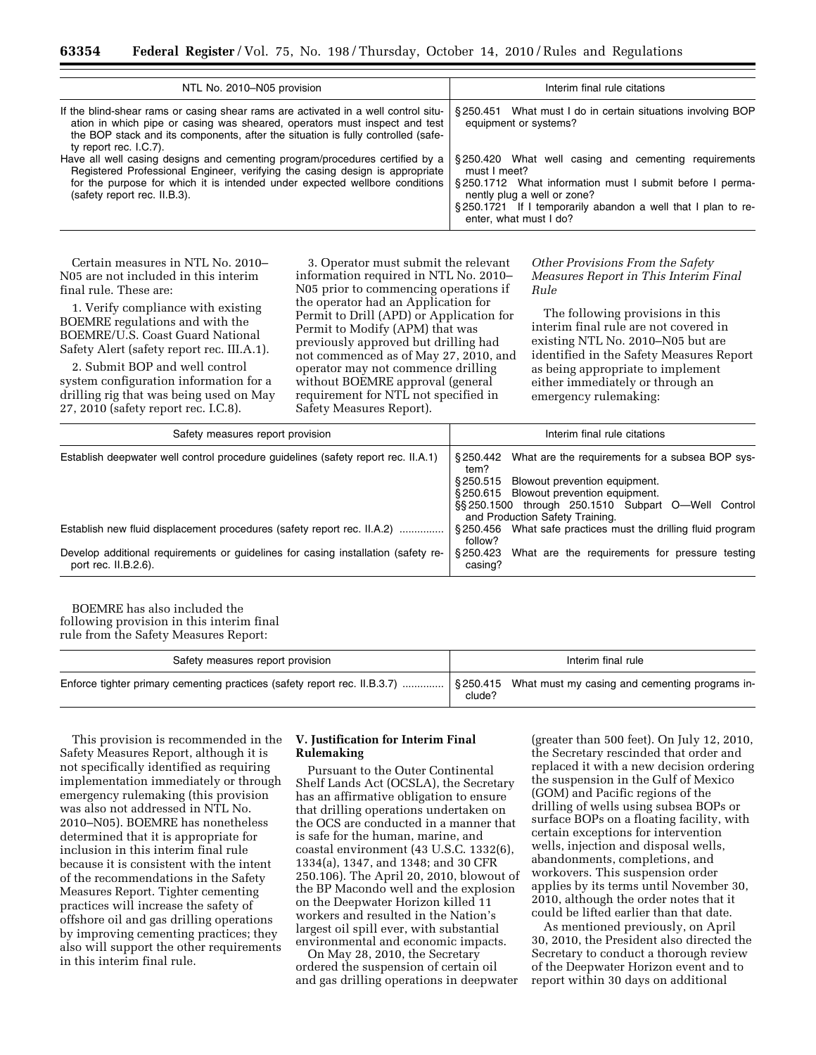| NTL No. 2010–N05 provision | Interim final rule citations |
| --- | --- |
| If the blind-shear rams or casing shear rams are activated in a well control situation in which pipe or casing was sheared, operators must inspect and test the BOP stack and its components, after the situation is fully controlled (safety report rec. I.C.7). | § 250.451 What must I do in certain situations involving BOP equipment or systems? |
| Have all well casing designs and cementing program/procedures certified by a Registered Professional Engineer, verifying the casing design is appropriate for the purpose for which it is intended under expected wellbore conditions (safety report rec. II.B.3). | § 250.420 What well casing and cementing requirements must I meet?<br>§ 250.1712 What information must I submit before I permanently plug a well or zone?<br>§ 250.1721 If I temporarily abandon a well that I plan to re-enter, what must I do? |

Certain measures in NTL No. 2010–N05 are not included in this interim final rule. These are:

1. Verify compliance with existing BOEMRE regulations and with the BOEMRE/U.S. Coast Guard National Safety Alert (safety report rec. III.A.1).

2. Submit BOP and well control system configuration information for a drilling rig that was being used on May 27, 2010 (safety report rec. I.C.8).

3. Operator must submit the relevant information required in NTL No. 2010–N05 prior to commencing operations if the operator had an Application for Permit to Drill (APD) or Application for Permit to Modify (APM) that was previously approved but drilling had not commenced as of May 27, 2010, and operator may not commence drilling without BOEMRE approval (general requirement for NTL not specified in Safety Measures Report).

*Other Provisions From the Safety Measures Report in This Interim Final Rule*

The following provisions in this interim final rule are not covered in existing NTL No. 2010–N05 but are identified in the Safety Measures Report as being appropriate to implement either immediately or through an emergency rulemaking:

| Safety measures report provision | Interim final rule citations |
| --- | --- |
| Establish deepwater well control procedure guidelines (safety report rec. II.A.1) | § 250.442 What are the requirements for a subsea BOP system?<br>§ 250.515 Blowout prevention equipment.<br>§ 250.615 Blowout prevention equipment.<br>§§ 250.1500 through 250.1510 Subpart O—Well Control and Production Safety Training. |
| Establish new fluid displacement procedures (safety report rec. II.A.2) | § 250.456 What safe practices must the drilling fluid program follow? |
| Develop additional requirements or guidelines for casing installation (safety report rec. II.B.2.6). | § 250.423 What are the requirements for pressure testing casing? |

BOEMRE has also included the following provision in this interim final rule from the Safety Measures Report:

| Safety measures report provision | Interim final rule |
| --- | --- |
| Enforce tighter primary cementing practices (safety report rec. II.B.3.7) | § 250.415 What must my casing and cementing programs include? |

This provision is recommended in the Safety Measures Report, although it is not specifically identified as requiring implementation immediately or through emergency rulemaking (this provision was also not addressed in NTL No. 2010–N05). BOEMRE has nonetheless determined that it is appropriate for inclusion in this interim final rule because it is consistent with the intent of the recommendations in the Safety Measures Report. Tighter cementing practices will increase the safety of offshore oil and gas drilling operations by improving cementing practices; they also will support the other requirements in this interim final rule.

## V. Justification for Interim Final Rulemaking

Pursuant to the Outer Continental Shelf Lands Act (OCSLA), the Secretary has an affirmative obligation to ensure that drilling operations undertaken on the OCS are conducted in a manner that is safe for the human, marine, and coastal environment (43 U.S.C. 1332(6), 1334(a), 1347, and 1348; and 30 CFR 250.106). The April 20, 2010, blowout of the BP Macondo well and the explosion on the Deepwater Horizon killed 11 workers and resulted in the Nation's largest oil spill ever, with substantial environmental and economic impacts.

On May 28, 2010, the Secretary ordered the suspension of certain oil and gas drilling operations in deepwater (greater than 500 feet). On July 12, 2010, the Secretary rescinded that order and replaced it with a new decision ordering the suspension in the Gulf of Mexico (GOM) and Pacific regions of the drilling of wells using subsea BOPs or surface BOPs on a floating facility, with certain exceptions for intervention wells, injection and disposal wells, abandonments, completions, and workovers. This suspension order applies by its terms until November 30, 2010, although the order notes that it could be lifted earlier than that date.

As mentioned previously, on April 30, 2010, the President also directed the Secretary to conduct a thorough review of the Deepwater Horizon event and to report within 30 days on additional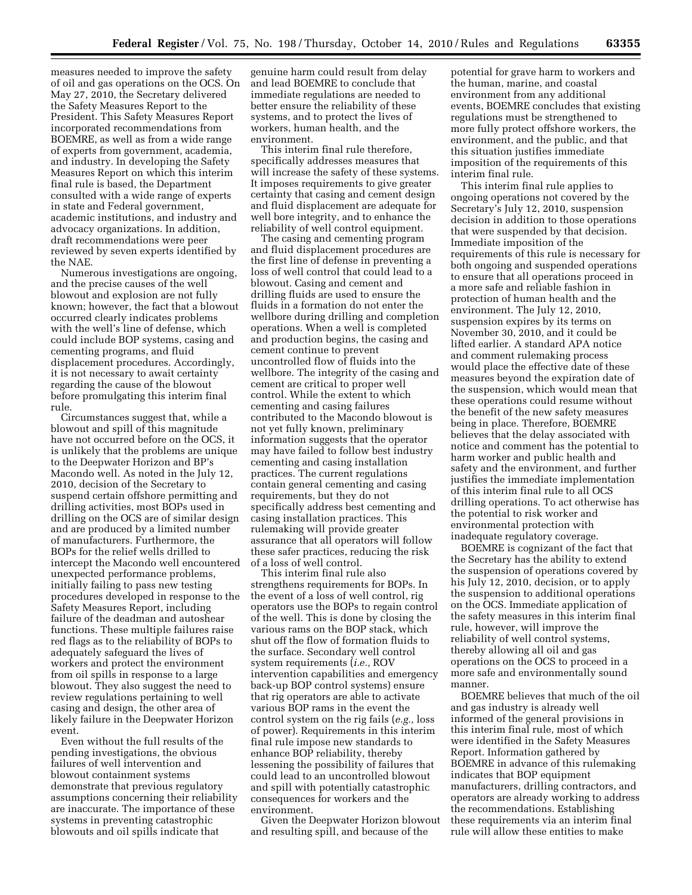measures needed to improve the safety of oil and gas operations on the OCS. On May 27, 2010, the Secretary delivered the Safety Measures Report to the President. This Safety Measures Report incorporated recommendations from BOEMRE, as well as from a wide range of experts from government, academia, and industry. In developing the Safety Measures Report on which this interim final rule is based, the Department consulted with a wide range of experts in state and Federal government, academic institutions, and industry and advocacy organizations. In addition, draft recommendations were peer reviewed by seven experts identified by the NAE.

Numerous investigations are ongoing, and the precise causes of the well blowout and explosion are not fully known; however, the fact that a blowout occurred clearly indicates problems with the well's line of defense, which could include BOP systems, casing and cementing programs, and fluid displacement procedures. Accordingly, it is not necessary to await certainty regarding the cause of the blowout before promulgating this interim final rule.

Circumstances suggest that, while a blowout and spill of this magnitude have not occurred before on the OCS, it is unlikely that the problems are unique to the Deepwater Horizon and BP's Macondo well. As noted in the July 12, 2010, decision of the Secretary to suspend certain offshore permitting and drilling activities, most BOPs used in drilling on the OCS are of similar design and are produced by a limited number of manufacturers. Furthermore, the BOPs for the relief wells drilled to intercept the Macondo well encountered unexpected performance problems, initially failing to pass new testing procedures developed in response to the Safety Measures Report, including failure of the deadman and autoshear functions. These multiple failures raise red flags as to the reliability of BOPs to adequately safeguard the lives of workers and protect the environment from oil spills in response to a large blowout. They also suggest the need to review regulations pertaining to well casing and design, the other area of likely failure in the Deepwater Horizon event.

Even without the full results of the pending investigations, the obvious failures of well intervention and blowout containment systems demonstrate that previous regulatory assumptions concerning their reliability are inaccurate. The importance of these systems in preventing catastrophic blowouts and oil spills indicate that genuine harm could result from delay and lead BOEMRE to conclude that immediate regulations are needed to better ensure the reliability of these systems, and to protect the lives of workers, human health, and the environment.

This interim final rule therefore, specifically addresses measures that will increase the safety of these systems. It imposes requirements to give greater certainty that casing and cement design and fluid displacement are adequate for well bore integrity, and to enhance the reliability of well control equipment.

The casing and cementing program and fluid displacement procedures are the first line of defense in preventing a loss of well control that could lead to a blowout. Casing and cement and drilling fluids are used to ensure the fluids in a formation do not enter the wellbore during drilling and completion operations. When a well is completed and production begins, the casing and cement continue to prevent uncontrolled flow of fluids into the wellbore. The integrity of the casing and cement are critical to proper well control. While the extent to which cementing and casing failures contributed to the Macondo blowout is not yet fully known, preliminary information suggests that the operator may have failed to follow best industry cementing and casing installation practices. The current regulations contain general cementing and casing requirements, but they do not specifically address best cementing and casing installation practices. This rulemaking will provide greater assurance that all operators will follow these safer practices, reducing the risk of a loss of well control.

This interim final rule also strengthens requirements for BOPs. In the event of a loss of well control, rig operators use the BOPs to regain control of the well. This is done by closing the various rams on the BOP stack, which shut off the flow of formation fluids to the surface. Secondary well control system requirements (*i.e.,* ROV intervention capabilities and emergency back-up BOP control systems) ensure that rig operators are able to activate various BOP rams in the event the control system on the rig fails (*e.g.,* loss of power). Requirements in this interim final rule impose new standards to enhance BOP reliability, thereby lessening the possibility of failures that could lead to an uncontrolled blowout and spill with potentially catastrophic consequences for workers and the environment.

Given the Deepwater Horizon blowout and resulting spill, and because of the potential for grave harm to workers and the human, marine, and coastal environment from any additional events, BOEMRE concludes that existing regulations must be strengthened to more fully protect offshore workers, the environment, and the public, and that this situation justifies immediate imposition of the requirements of this interim final rule.

This interim final rule applies to ongoing operations not covered by the Secretary's July 12, 2010, suspension decision in addition to those operations that were suspended by that decision. Immediate imposition of the requirements of this rule is necessary for both ongoing and suspended operations to ensure that all operations proceed in a more safe and reliable fashion in protection of human health and the environment. The July 12, 2010, suspension expires by its terms on November 30, 2010, and it could be lifted earlier. A standard APA notice and comment rulemaking process would place the effective date of these measures beyond the expiration date of the suspension, which would mean that these operations could resume without the benefit of the new safety measures being in place. Therefore, BOEMRE believes that the delay associated with notice and comment has the potential to harm worker and public health and safety and the environment, and further justifies the immediate implementation of this interim final rule to all OCS drilling operations. To act otherwise has the potential to risk worker and environmental protection with inadequate regulatory coverage.

BOEMRE is cognizant of the fact that the Secretary has the ability to extend the suspension of operations covered by his July 12, 2010, decision, or to apply the suspension to additional operations on the OCS. Immediate application of the safety measures in this interim final rule, however, will improve the reliability of well control systems, thereby allowing all oil and gas operations on the OCS to proceed in a more safe and environmentally sound manner.

BOEMRE believes that much of the oil and gas industry is already well informed of the general provisions in this interim final rule, most of which were identified in the Safety Measures Report. Information gathered by BOEMRE in advance of this rulemaking indicates that BOP equipment manufacturers, drilling contractors, and operators are already working to address the recommendations. Establishing these requirements via an interim final rule will allow these entities to make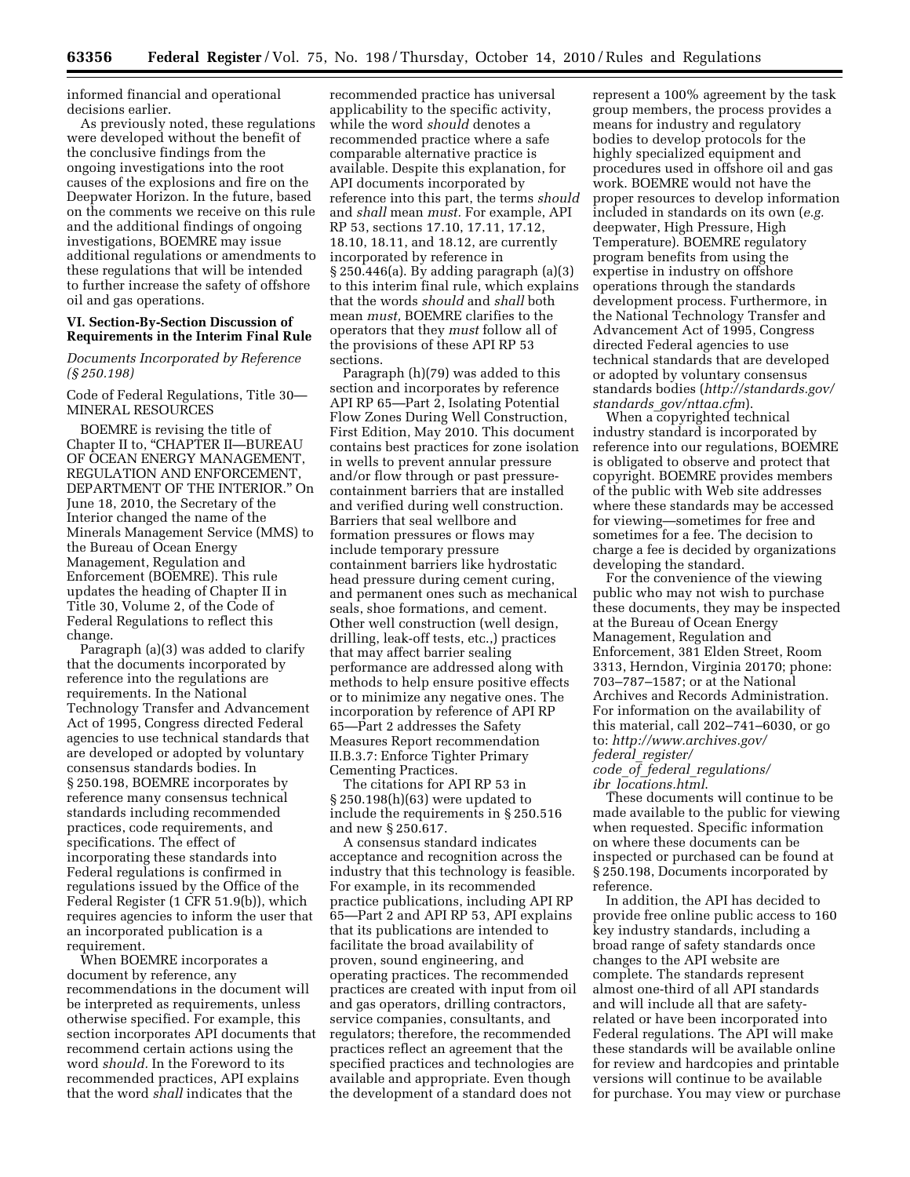informed financial and operational decisions earlier.

As previously noted, these regulations were developed without the benefit of the conclusive findings from the ongoing investigations into the root causes of the explosions and fire on the Deepwater Horizon. In the future, based on the comments we receive on this rule and the additional findings of ongoing investigations, BOEMRE may issue additional regulations or amendments to these regulations that will be intended to further increase the safety of offshore oil and gas operations.

## VI. Section-By-Section Discussion of Requirements in the Interim Final Rule

*Documents Incorporated by Reference (§ 250.198)*

Code of Federal Regulations, Title 30—MINERAL RESOURCES

BOEMRE is revising the title of Chapter II to, "CHAPTER II—BUREAU OF OCEAN ENERGY MANAGEMENT, REGULATION AND ENFORCEMENT, DEPARTMENT OF THE INTERIOR." On June 18, 2010, the Secretary of the Interior changed the name of the Minerals Management Service (MMS) to the Bureau of Ocean Energy Management, Regulation and Enforcement (BOEMRE). This rule updates the heading of Chapter II in Title 30, Volume 2, of the Code of Federal Regulations to reflect this change.

Paragraph (a)(3) was added to clarify that the documents incorporated by reference into the regulations are requirements. In the National Technology Transfer and Advancement Act of 1995, Congress directed Federal agencies to use technical standards that are developed or adopted by voluntary consensus standards bodies. In § 250.198, BOEMRE incorporates by reference many consensus technical standards including recommended practices, code requirements, and specifications. The effect of incorporating these standards into Federal regulations is confirmed in regulations issued by the Office of the Federal Register (1 CFR 51.9(b)), which requires agencies to inform the user that an incorporated publication is a requirement.

When BOEMRE incorporates a document by reference, any recommendations in the document will be interpreted as requirements, unless otherwise specified. For example, this section incorporates API documents that recommend certain actions using the word *should.* In the Foreword to its recommended practices, API explains that the word *shall* indicates that the recommended practice has universal applicability to the specific activity, while the word *should* denotes a recommended practice where a safe comparable alternative practice is available. Despite this explanation, for API documents incorporated by reference into this part, the terms *should* and *shall* mean *must.* For example, API RP 53, sections 17.10, 17.11, 17.12, 18.10, 18.11, and 18.12, are currently incorporated by reference in § 250.446(a). By adding paragraph (a)(3) to this interim final rule, which explains that the words *should* and *shall* both mean *must,* BOEMRE clarifies to the operators that they *must* follow all of the provisions of these API RP 53 sections.

Paragraph (h)(79) was added to this section and incorporates by reference API RP 65—Part 2, Isolating Potential Flow Zones During Well Construction, First Edition, May 2010. This document contains best practices for zone isolation in wells to prevent annular pressure and/or flow through or past pressure-containment barriers that are installed and verified during well construction. Barriers that seal wellbore and formation pressures or flows may include temporary pressure containment barriers like hydrostatic head pressure during cement curing, and permanent ones such as mechanical seals, shoe formations, and cement. Other well construction (well design, drilling, leak-off tests, etc.,) practices that may affect barrier sealing performance are addressed along with methods to help ensure positive effects or to minimize any negative ones. The incorporation by reference of API RP 65—Part 2 addresses the Safety Measures Report recommendation II.B.3.7: Enforce Tighter Primary Cementing Practices.

The citations for API RP 53 in § 250.198(h)(63) were updated to include the requirements in § 250.516 and new § 250.617.

A consensus standard indicates acceptance and recognition across the industry that this technology is feasible. For example, in its recommended practice publications, including API RP 65—Part 2 and API RP 53, API explains that its publications are intended to facilitate the broad availability of proven, sound engineering, and operating practices. The recommended practices are created with input from oil and gas operators, drilling contractors, service companies, consultants, and regulators; therefore, the recommended practices reflect an agreement that the specified practices and technologies are available and appropriate. Even though the development of a standard does not represent a 100% agreement by the task group members, the process provides a means for industry and regulatory bodies to develop protocols for the highly specialized equipment and procedures used in offshore oil and gas work. BOEMRE would not have the proper resources to develop information included in standards on its own (*e.g.* deepwater, High Pressure, High Temperature). BOEMRE regulatory program benefits from using the expertise in industry on offshore operations through the standards development process. Furthermore, in the National Technology Transfer and Advancement Act of 1995, Congress directed Federal agencies to use technical standards that are developed or adopted by voluntary consensus standards bodies (*http://standards.gov/standards_gov/nttaa.cfm*).

When a copyrighted technical industry standard is incorporated by reference into our regulations, BOEMRE is obligated to observe and protect that copyright. BOEMRE provides members of the public with Web site addresses where these standards may be accessed for viewing—sometimes for free and sometimes for a fee. The decision to charge a fee is decided by organizations developing the standard.

For the convenience of the viewing public who may not wish to purchase these documents, they may be inspected at the Bureau of Ocean Energy Management, Regulation and Enforcement, 381 Elden Street, Room 3313, Herndon, Virginia 20170; phone: 703–787–1587; or at the National Archives and Records Administration. For information on the availability of this material, call 202–741–6030, or go to: *http://www.archives.gov/federal_register/code_of_federal_regulations/ibr_locations.html*.

These documents will continue to be made available to the public for viewing when requested. Specific information on where these documents can be inspected or purchased can be found at § 250.198, Documents incorporated by reference.

In addition, the API has decided to provide free online public access to 160 key industry standards, including a broad range of safety standards once changes to the API website are complete. The standards represent almost one-third of all API standards and will include all that are safety-related or have been incorporated into Federal regulations. The API will make these standards will be available online for review and hardcopies and printable versions will continue to be available for purchase. You may view or purchase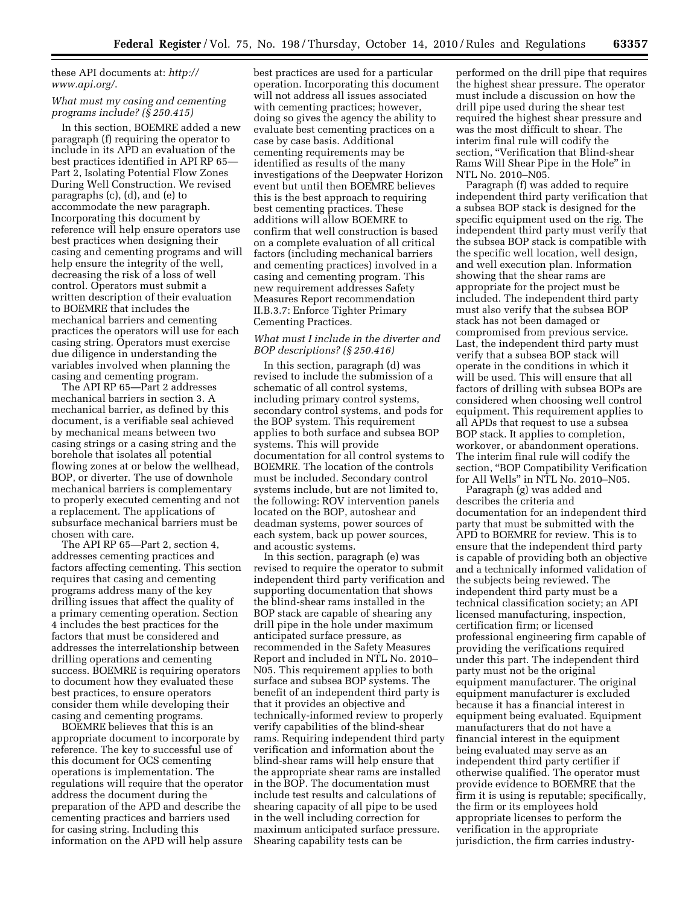these API documents at: *http://www.api.org/*.

*What must my casing and cementing programs include? (§ 250.415)*

In this section, BOEMRE added a new paragraph (f) requiring the operator to include in its APD an evaluation of the best practices identified in API RP 65—Part 2, Isolating Potential Flow Zones During Well Construction. We revised paragraphs (c), (d), and (e) to accommodate the new paragraph. Incorporating this document by reference will help ensure operators use best practices when designing their casing and cementing programs and will help ensure the integrity of the well, decreasing the risk of a loss of well control. Operators must submit a written description of their evaluation to BOEMRE that includes the mechanical barriers and cementing practices the operators will use for each casing string. Operators must exercise due diligence in understanding the variables involved when planning the casing and cementing program.

The API RP 65—Part 2 addresses mechanical barriers in section 3. A mechanical barrier, as defined by this document, is a verifiable seal achieved by mechanical means between two casing strings or a casing string and the borehole that isolates all potential flowing zones at or below the wellhead, BOP, or diverter. The use of downhole mechanical barriers is complementary to properly executed cementing and not a replacement. The applications of subsurface mechanical barriers must be chosen with care.

The API RP 65—Part 2, section 4, addresses cementing practices and factors affecting cementing. This section requires that casing and cementing programs address many of the key drilling issues that affect the quality of a primary cementing operation. Section 4 includes the best practices for the factors that must be considered and addresses the interrelationship between drilling operations and cementing success. BOEMRE is requiring operators to document how they evaluated these best practices, to ensure operators consider them while developing their casing and cementing programs.

BOEMRE believes that this is an appropriate document to incorporate by reference. The key to successful use of this document for OCS cementing operations is implementation. The regulations will require that the operator address the document during the preparation of the APD and describe the cementing practices and barriers used for casing string. Including this information on the APD will help assure best practices are used for a particular operation. Incorporating this document will not address all issues associated with cementing practices; however, doing so gives the agency the ability to evaluate best cementing practices on a case by case basis. Additional cementing requirements may be identified as results of the many investigations of the Deepwater Horizon event but until then BOEMRE believes this is the best approach to requiring best cementing practices. These additions will allow BOEMRE to confirm that well construction is based on a complete evaluation of all critical factors (including mechanical barriers and cementing practices) involved in a casing and cementing program. This new requirement addresses Safety Measures Report recommendation II.B.3.7: Enforce Tighter Primary Cementing Practices.

*What must I include in the diverter and BOP descriptions? (§ 250.416)*

In this section, paragraph (d) was revised to include the submission of a schematic of all control systems, including primary control systems, secondary control systems, and pods for the BOP system. This requirement applies to both surface and subsea BOP systems. This will provide documentation for all control systems to BOEMRE. The location of the controls must be included. Secondary control systems include, but are not limited to, the following: ROV intervention panels located on the BOP, autoshear and deadman systems, power sources of each system, back up power sources, and acoustic systems.

In this section, paragraph (e) was revised to require the operator to submit independent third party verification and supporting documentation that shows the blind-shear rams installed in the BOP stack are capable of shearing any drill pipe in the hole under maximum anticipated surface pressure, as recommended in the Safety Measures Report and included in NTL No. 2010–N05. This requirement applies to both surface and subsea BOP systems. The benefit of an independent third party is that it provides an objective and technically-informed review to properly verify capabilities of the blind-shear rams. Requiring independent third party verification and information about the blind-shear rams will help ensure that the appropriate shear rams are installed in the BOP. The documentation must include test results and calculations of shearing capacity of all pipe to be used in the well including correction for maximum anticipated surface pressure. Shearing capability tests can be performed on the drill pipe that requires the highest shear pressure. The operator must include a discussion on how the drill pipe used during the shear test required the highest shear pressure and was the most difficult to shear. The interim final rule will codify the section, "Verification that Blind-shear Rams Will Shear Pipe in the Hole" in NTL No. 2010–N05.

Paragraph (f) was added to require independent third party verification that a subsea BOP stack is designed for the specific equipment used on the rig. The independent third party must verify that the subsea BOP stack is compatible with the specific well location, well design, and well execution plan. Information showing that the shear rams are appropriate for the project must be included. The independent third party must also verify that the subsea BOP stack has not been damaged or compromised from previous service. Last, the independent third party must verify that a subsea BOP stack will operate in the conditions in which it will be used. This will ensure that all factors of drilling with subsea BOPs are considered when choosing well control equipment. This requirement applies to all APDs that request to use a subsea BOP stack. It applies to completion, workover, or abandonment operations. The interim final rule will codify the section, "BOP Compatibility Verification for All Wells" in NTL No. 2010–N05.

Paragraph (g) was added and describes the criteria and documentation for an independent third party that must be submitted with the APD to BOEMRE for review. This is to ensure that the independent third party is capable of providing both an objective and a technically informed validation of the subjects being reviewed. The independent third party must be a technical classification society; an API licensed manufacturing, inspection, certification firm; or licensed professional engineering firm capable of providing the verifications required under this part. The independent third party must not be the original equipment manufacturer. The original equipment manufacturer is excluded because it has a financial interest in equipment being evaluated. Equipment manufacturers that do not have a financial interest in the equipment being evaluated may serve as an independent third party certifier if otherwise qualified. The operator must provide evidence to BOEMRE that the firm it is using is reputable; specifically, the firm or its employees hold appropriate licenses to perform the verification in the appropriate jurisdiction, the firm carries industry-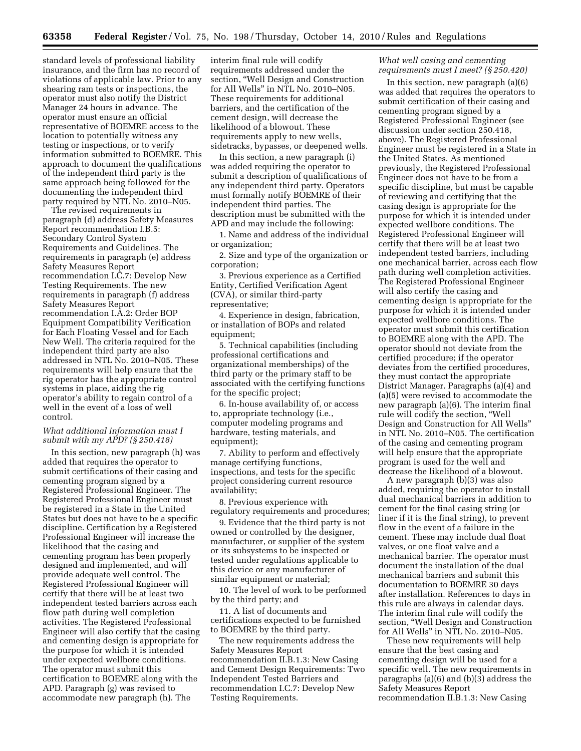standard levels of professional liability insurance, and the firm has no record of violations of applicable law. Prior to any shearing ram tests or inspections, the operator must also notify the District Manager 24 hours in advance. The operator must ensure an official representative of BOEMRE access to the location to potentially witness any testing or inspections, or to verify information submitted to BOEMRE. This approach to document the qualifications of the independent third party is the same approach being followed for the documenting the independent third party required by NTL No. 2010–N05.

The revised requirements in paragraph (d) address Safety Measures Report recommendation I.B.5: Secondary Control System Requirements and Guidelines. The requirements in paragraph (e) address Safety Measures Report recommendation I.C.7: Develop New Testing Requirements. The new requirements in paragraph (f) address Safety Measures Report recommendation I.A.2: Order BOP Equipment Compatibility Verification for Each Floating Vessel and for Each New Well. The criteria required for the independent third party are also addressed in NTL No. 2010–N05. These requirements will help ensure that the rig operator has the appropriate control systems in place, aiding the rig operator's ability to regain control of a well in the event of a loss of well control.

*What additional information must I submit with my APD? (§ 250.418)*

In this section, new paragraph (h) was added that requires the operator to submit certifications of their casing and cementing program signed by a Registered Professional Engineer. The Registered Professional Engineer must be registered in a State in the United States but does not have to be a specific discipline. Certification by a Registered Professional Engineer will increase the likelihood that the casing and cementing program has been properly designed and implemented, and will provide adequate well control. The Registered Professional Engineer will certify that there will be at least two independent tested barriers across each flow path during well completion activities. The Registered Professional Engineer will also certify that the casing and cementing design is appropriate for the purpose for which it is intended under expected wellbore conditions. The operator must submit this certification to BOEMRE along with the APD. Paragraph (g) was revised to accommodate new paragraph (h). The interim final rule will codify requirements addressed under the section, "Well Design and Construction for All Wells" in NTL No. 2010–N05. These requirements for additional barriers, and the certification of the cement design, will decrease the likelihood of a blowout. These requirements apply to new wells, sidetracks, bypasses, or deepened wells.

In this section, a new paragraph (i) was added requiring the operator to submit a description of qualifications of any independent third party. Operators must formally notify BOEMRE of their independent third parties. The description must be submitted with the APD and may include the following:

1. Name and address of the individual or organization;

2. Size and type of the organization or corporation;

3. Previous experience as a Certified Entity, Certified Verification Agent (CVA), or similar third-party representative;

4. Experience in design, fabrication, or installation of BOPs and related equipment;

5. Technical capabilities (including professional certifications and organizational memberships) of the third party or the primary staff to be associated with the certifying functions for the specific project;

6. In-house availability of, or access to, appropriate technology (i.e., computer modeling programs and hardware, testing materials, and equipment);

7. Ability to perform and effectively manage certifying functions, inspections, and tests for the specific project considering current resource availability;

8. Previous experience with regulatory requirements and procedures;

9. Evidence that the third party is not owned or controlled by the designer, manufacturer, or supplier of the system or its subsystems to be inspected or tested under regulations applicable to this device or any manufacturer of similar equipment or material;

10. The level of work to be performed by the third party; and

11. A list of documents and certifications expected to be furnished to BOEMRE by the third party.

The new requirements address the Safety Measures Report recommendation II.B.1.3: New Casing and Cement Design Requirements: Two Independent Tested Barriers and recommendation I.C.7: Develop New Testing Requirements.

*What well casing and cementing requirements must I meet? (§ 250.420)*

In this section, new paragraph (a)(6) was added that requires the operators to submit certification of their casing and cementing program signed by a Registered Professional Engineer (see discussion under section 250.418, above). The Registered Professional Engineer must be registered in a State in the United States. As mentioned previously, the Registered Professional Engineer does not have to be from a specific discipline, but must be capable of reviewing and certifying that the casing design is appropriate for the purpose for which it is intended under expected wellbore conditions. The Registered Professional Engineer will certify that there will be at least two independent tested barriers, including one mechanical barrier, across each flow path during well completion activities. The Registered Professional Engineer will also certify the casing and cementing design is appropriate for the purpose for which it is intended under expected wellbore conditions. The operator must submit this certification to BOEMRE along with the APD. The operator should not deviate from the certified procedure; if the operator deviates from the certified procedures, they must contact the appropriate District Manager. Paragraphs (a)(4) and (a)(5) were revised to accommodate the new paragraph (a)(6). The interim final rule will codify the section, "Well Design and Construction for All Wells" in NTL No. 2010–N05. The certification of the casing and cementing program will help ensure that the appropriate program is used for the well and decrease the likelihood of a blowout.

A new paragraph (b)(3) was also added, requiring the operator to install dual mechanical barriers in addition to cement for the final casing string (or liner if it is the final string), to prevent flow in the event of a failure in the cement. These may include dual float valves, or one float valve and a mechanical barrier. The operator must document the installation of the dual mechanical barriers and submit this documentation to BOEMRE 30 days after installation. References to days in this rule are always in calendar days. The interim final rule will codify the section, "Well Design and Construction for All Wells" in NTL No. 2010–N05.

These new requirements will help ensure that the best casing and cementing design will be used for a specific well. The new requirements in paragraphs (a)(6) and (b)(3) address the Safety Measures Report recommendation II.B.1.3: New Casing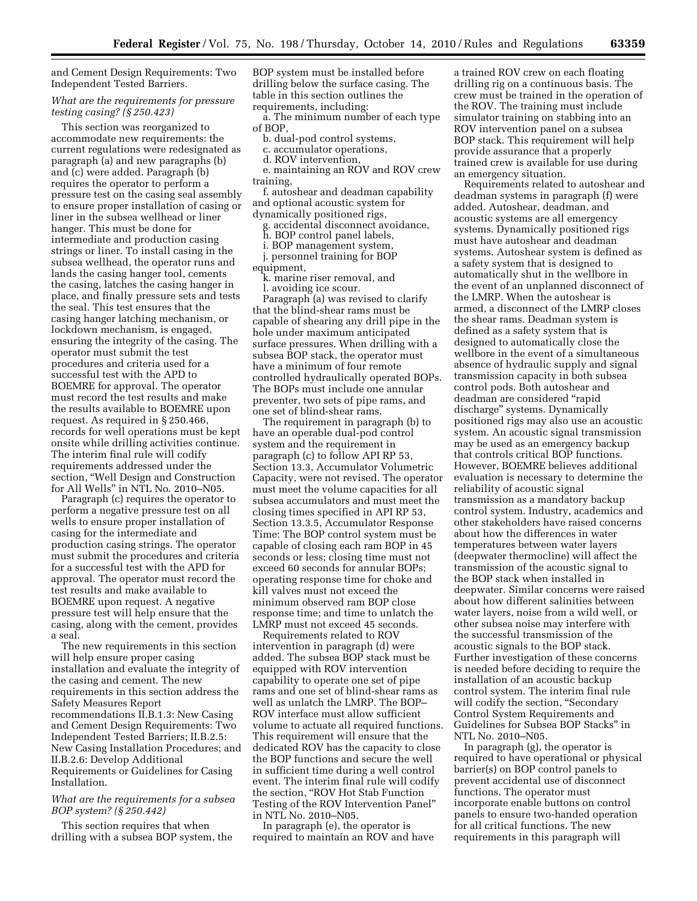and Cement Design Requirements: Two Independent Tested Barriers.

*What are the requirements for pressure testing casing? (§ 250.423)*

This section was reorganized to accommodate new requirements: the current regulations were redesignated as paragraph (a) and new paragraphs (b) and (c) were added. Paragraph (b) requires the operator to perform a pressure test on the casing seal assembly to ensure proper installation of casing or liner in the subsea wellhead or liner hanger. This must be done for intermediate and production casing strings or liner. To install casing in the subsea wellhead, the operator runs and lands the casing hanger tool, cements the casing, latches the casing hanger in place, and finally pressure sets and tests the seal. This test ensures that the casing hanger latching mechanism, or lockdown mechanism, is engaged, ensuring the integrity of the casing. The operator must submit the test procedures and criteria used for a successful test with the APD to BOEMRE for approval. The operator must record the test results and make the results available to BOEMRE upon request. As required in § 250.466, records for well operations must be kept onsite while drilling activities continue. The interim final rule will codify requirements addressed under the section, "Well Design and Construction for All Wells" in NTL No. 2010–N05.

Paragraph (c) requires the operator to perform a negative pressure test on all wells to ensure proper installation of casing for the intermediate and production casing strings. The operator must submit the procedures and criteria for a successful test with the APD for approval. The operator must record the test results and make available to BOEMRE upon request. A negative pressure test will help ensure that the casing, along with the cement, provides a seal.

The new requirements in this section will help ensure proper casing installation and evaluate the integrity of the casing and cement. The new requirements in this section address the Safety Measures Report recommendations II.B.1.3: New Casing and Cement Design Requirements: Two Independent Tested Barriers; II.B.2.5: New Casing Installation Procedures; and II.B.2.6: Develop Additional Requirements or Guidelines for Casing Installation.

*What are the requirements for a subsea BOP system? (§ 250.442)*

This section requires that when drilling with a subsea BOP system, the BOP system must be installed before drilling below the surface casing. The table in this section outlines the requirements, including:

a. The minimum number of each type of BOP,
b. dual-pod control systems,
c. accumulator operations,
d. ROV intervention,
e. maintaining an ROV and ROV crew training,
f. autoshear and deadman capability and optional acoustic system for dynamically positioned rigs,
g. accidental disconnect avoidance,
h. BOP control panel labels,
i. BOP management system,
j. personnel training for BOP equipment,
k. marine riser removal, and
l. avoiding ice scour.

Paragraph (a) was revised to clarify that the blind-shear rams must be capable of shearing any drill pipe in the hole under maximum anticipated surface pressures. When drilling with a subsea BOP stack, the operator must have a minimum of four remote controlled hydraulically operated BOPs. The BOPs must include one annular preventer, two sets of pipe rams, and one set of blind-shear rams.

The requirement in paragraph (b) to have an operable dual-pod control system and the requirement in paragraph (c) to follow API RP 53, Section 13.3, Accumulator Volumetric Capacity, were not revised. The operator must meet the volume capacities for all subsea accumulators and must meet the closing times specified in API RP 53, Section 13.3.5, Accumulator Response Time: The BOP control system must be capable of closing each ram BOP in 45 seconds or less; closing time must not exceed 60 seconds for annular BOPs; operating response time for choke and kill valves must not exceed the minimum observed ram BOP close response time; and time to unlatch the LMRP must not exceed 45 seconds.

Requirements related to ROV intervention in paragraph (d) were added. The subsea BOP stack must be equipped with ROV intervention capability to operate one set of pipe rams and one set of blind-shear rams as well as unlatch the LMRP. The BOP–ROV interface must allow sufficient volume to actuate all required functions. This requirement will ensure that the dedicated ROV has the capacity to close the BOP functions and secure the well in sufficient time during a well control event. The interim final rule will codify the section, "ROV Hot Stab Function Testing of the ROV Intervention Panel" in NTL No. 2010–N05.

In paragraph (e), the operator is required to maintain an ROV and have a trained ROV crew on each floating drilling rig on a continuous basis. The crew must be trained in the operation of the ROV. The training must include simulator training on stabbing into an ROV intervention panel on a subsea BOP stack. This requirement will help provide assurance that a properly trained crew is available for use during an emergency situation.

Requirements related to autoshear and deadman systems in paragraph (f) were added. Autoshear, deadman, and acoustic systems are all emergency systems. Dynamically positioned rigs must have autoshear and deadman systems. Autoshear system is defined as a safety system that is designed to automatically shut in the wellbore in the event of an unplanned disconnect of the LMRP. When the autoshear is armed, a disconnect of the LMRP closes the shear rams. Deadman system is defined as a safety system that is designed to automatically close the wellbore in the event of a simultaneous absence of hydraulic supply and signal transmission capacity in both subsea control pods. Both autoshear and deadman are considered "rapid discharge" systems. Dynamically positioned rigs may also use an acoustic system. An acoustic signal transmission may be used as an emergency backup that controls critical BOP functions. However, BOEMRE believes additional evaluation is necessary to determine the reliability of acoustic signal transmission as a mandatory backup control system. Industry, academics and other stakeholders have raised concerns about how the differences in water temperatures between water layers (deepwater thermocline) will affect the transmission of the acoustic signal to the BOP stack when installed in deepwater. Similar concerns were raised about how different salinities between water layers, noise from a wild well, or other subsea noise may interfere with the successful transmission of the acoustic signals to the BOP stack. Further investigation of these concerns is needed before deciding to require the installation of an acoustic backup control system. The interim final rule will codify the section, "Secondary Control System Requirements and Guidelines for Subsea BOP Stacks" in NTL No. 2010–N05.

In paragraph (g), the operator is required to have operational or physical barrier(s) on BOP control panels to prevent accidental use of disconnect functions. The operator must incorporate enable buttons on control panels to ensure two-handed operation for all critical functions. The new requirements in this paragraph will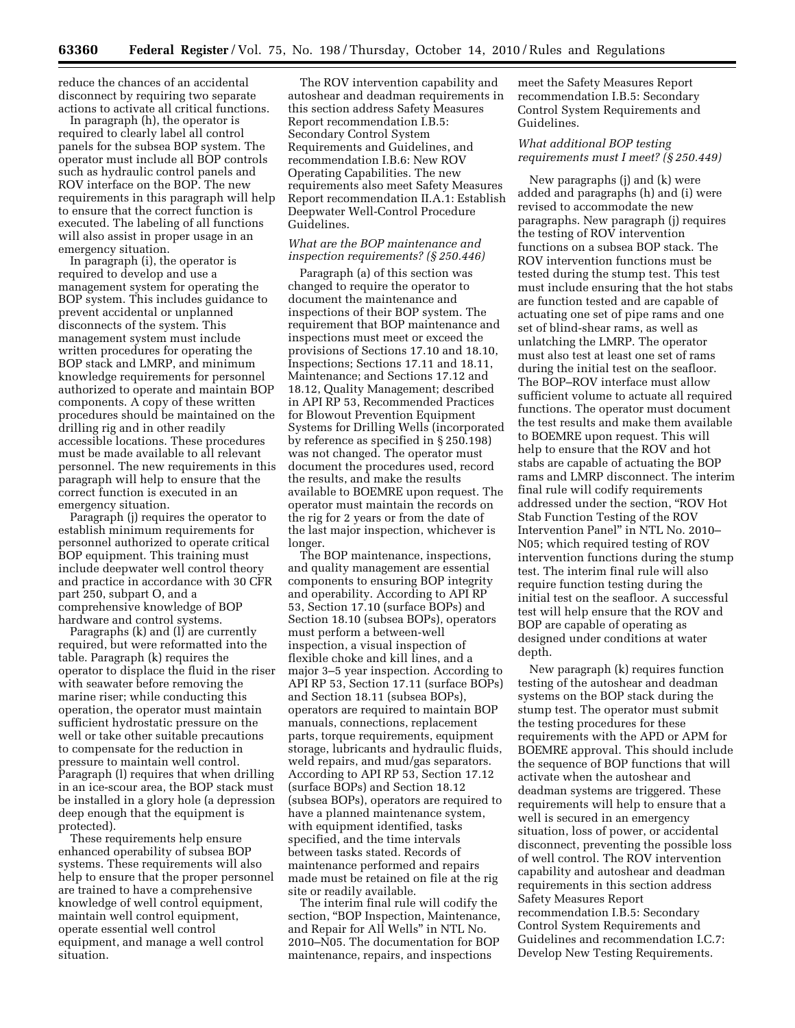reduce the chances of an accidental disconnect by requiring two separate actions to activate all critical functions.

In paragraph (h), the operator is required to clearly label all control panels for the subsea BOP system. The operator must include all BOP controls such as hydraulic control panels and ROV interface on the BOP. The new requirements in this paragraph will help to ensure that the correct function is executed. The labeling of all functions will also assist in proper usage in an emergency situation.

In paragraph (i), the operator is required to develop and use a management system for operating the BOP system. This includes guidance to prevent accidental or unplanned disconnects of the system. This management system must include written procedures for operating the BOP stack and LMRP, and minimum knowledge requirements for personnel authorized to operate and maintain BOP components. A copy of these written procedures should be maintained on the drilling rig and in other readily accessible locations. These procedures must be made available to all relevant personnel. The new requirements in this paragraph will help to ensure that the correct function is executed in an emergency situation.

Paragraph (j) requires the operator to establish minimum requirements for personnel authorized to operate critical BOP equipment. This training must include deepwater well control theory and practice in accordance with 30 CFR part 250, subpart O, and a comprehensive knowledge of BOP hardware and control systems.

Paragraphs (k) and (l) are currently required, but were reformatted into the table. Paragraph (k) requires the operator to displace the fluid in the riser with seawater before removing the marine riser; while conducting this operation, the operator must maintain sufficient hydrostatic pressure on the well or take other suitable precautions to compensate for the reduction in pressure to maintain well control. Paragraph (l) requires that when drilling in an ice-scour area, the BOP stack must be installed in a glory hole (a depression deep enough that the equipment is protected).

These requirements help ensure enhanced operability of subsea BOP systems. These requirements will also help to ensure that the proper personnel are trained to have a comprehensive knowledge of well control equipment, maintain well control equipment, operate essential well control equipment, and manage a well control situation.

The ROV intervention capability and autoshear and deadman requirements in this section address Safety Measures Report recommendation I.B.5: Secondary Control System Requirements and Guidelines, and recommendation I.B.6: New ROV Operating Capabilities. The new requirements also meet Safety Measures Report recommendation II.A.1: Establish Deepwater Well-Control Procedure Guidelines.

*What are the BOP maintenance and inspection requirements? (§ 250.446)*

Paragraph (a) of this section was changed to require the operator to document the maintenance and inspections of their BOP system. The requirement that BOP maintenance and inspections must meet or exceed the provisions of Sections 17.10 and 18.10, Inspections; Sections 17.11 and 18.11, Maintenance; and Sections 17.12 and 18.12, Quality Management; described in API RP 53, Recommended Practices for Blowout Prevention Equipment Systems for Drilling Wells (incorporated by reference as specified in § 250.198) was not changed. The operator must document the procedures used, record the results, and make the results available to BOEMRE upon request. The operator must maintain the records on the rig for 2 years or from the date of the last major inspection, whichever is longer.

The BOP maintenance, inspections, and quality management are essential components to ensuring BOP integrity and operability. According to API RP 53, Section 17.10 (surface BOPs) and Section 18.10 (subsea BOPs), operators must perform a between-well inspection, a visual inspection of flexible choke and kill lines, and a major 3–5 year inspection. According to API RP 53, Section 17.11 (surface BOPs) and Section 18.11 (subsea BOPs), operators are required to maintain BOP manuals, connections, replacement parts, torque requirements, equipment storage, lubricants and hydraulic fluids, weld repairs, and mud/gas separators. According to API RP 53, Section 17.12 (surface BOPs) and Section 18.12 (subsea BOPs), operators are required to have a planned maintenance system, with equipment identified, tasks specified, and the time intervals between tasks stated. Records of maintenance performed and repairs made must be retained on file at the rig site or readily available.

The interim final rule will codify the section, "BOP Inspection, Maintenance, and Repair for All Wells" in NTL No. 2010–N05. The documentation for BOP maintenance, repairs, and inspections meet the Safety Measures Report recommendation I.B.5: Secondary Control System Requirements and Guidelines.

*What additional BOP testing requirements must I meet? (§ 250.449)*

New paragraphs (j) and (k) were added and paragraphs (h) and (i) were revised to accommodate the new paragraphs. New paragraph (j) requires the testing of ROV intervention functions on a subsea BOP stack. The ROV intervention functions must be tested during the stump test. This test must include ensuring that the hot stabs are function tested and are capable of actuating one set of pipe rams and one set of blind-shear rams, as well as unlatching the LMRP. The operator must also test at least one set of rams during the initial test on the seafloor. The BOP–ROV interface must allow sufficient volume to actuate all required functions. The operator must document the test results and make them available to BOEMRE upon request. This will help to ensure that the ROV and hot stabs are capable of actuating the BOP rams and LMRP disconnect. The interim final rule will codify requirements addressed under the section, "ROV Hot Stab Function Testing of the ROV Intervention Panel" in NTL No. 2010–N05; which required testing of ROV intervention functions during the stump test. The interim final rule will also require function testing during the initial test on the seafloor. A successful test will help ensure that the ROV and BOP are capable of operating as designed under conditions at water depth.

New paragraph (k) requires function testing of the autoshear and deadman systems on the BOP stack during the stump test. The operator must submit the testing procedures for these requirements with the APD or APM for BOEMRE approval. This should include the sequence of BOP functions that will activate when the autoshear and deadman systems are triggered. These requirements will help to ensure that a well is secured in an emergency situation, loss of power, or accidental disconnect, preventing the possible loss of well control. The ROV intervention capability and autoshear and deadman requirements in this section address Safety Measures Report recommendation I.B.5: Secondary Control System Requirements and Guidelines and recommendation I.C.7: Develop New Testing Requirements.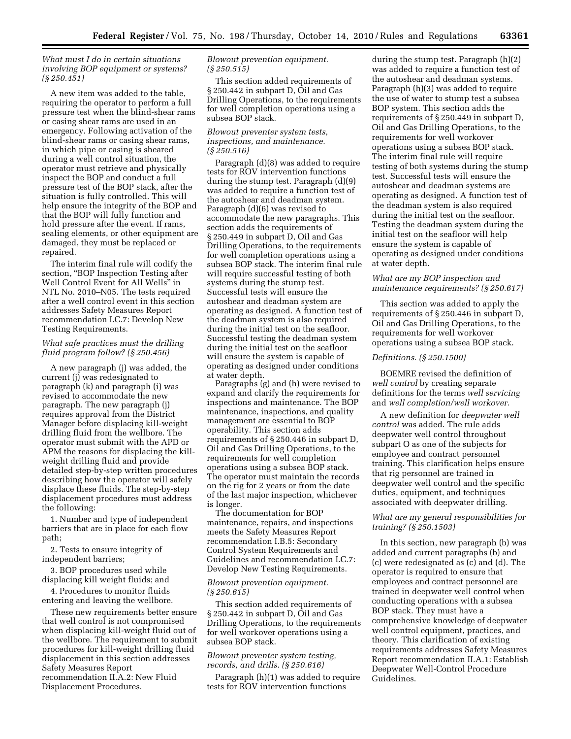*What must I do in certain situations involving BOP equipment or systems? (§ 250.451)*

A new item was added to the table, requiring the operator to perform a full pressure test when the blind-shear rams or casing shear rams are used in an emergency. Following activation of the blind-shear rams or casing shear rams, in which pipe or casing is sheared during a well control situation, the operator must retrieve and physically inspect the BOP and conduct a full pressure test of the BOP stack, after the situation is fully controlled. This will help ensure the integrity of the BOP and that the BOP will fully function and hold pressure after the event. If rams, sealing elements, or other equipment are damaged, they must be replaced or repaired.

The interim final rule will codify the section, "BOP Inspection Testing after Well Control Event for All Wells" in NTL No. 2010–N05. The tests required after a well control event in this section addresses Safety Measures Report recommendation I.C.7: Develop New Testing Requirements.

*What safe practices must the drilling fluid program follow? (§ 250.456)*

A new paragraph (j) was added, the current (j) was redesignated to paragraph (k) and paragraph (i) was revised to accommodate the new paragraph. The new paragraph (j) requires approval from the District Manager before displacing kill-weight drilling fluid from the wellbore. The operator must submit with the APD or APM the reasons for displacing the kill-weight drilling fluid and provide detailed step-by-step written procedures describing how the operator will safely displace these fluids. The step-by-step displacement procedures must address the following:

1. Number and type of independent barriers that are in place for each flow path;

2. Tests to ensure integrity of independent barriers;

3. BOP procedures used while displacing kill weight fluids; and

4. Procedures to monitor fluids entering and leaving the wellbore.

These new requirements better ensure that well control is not compromised when displacing kill-weight fluid out of the wellbore. The requirement to submit procedures for kill-weight drilling fluid displacement in this section addresses Safety Measures Report recommendation II.A.2: New Fluid Displacement Procedures.

*Blowout prevention equipment. (§ 250.515)*

This section added requirements of § 250.442 in subpart D, Oil and Gas Drilling Operations, to the requirements for well completion operations using a subsea BOP stack.

*Blowout preventer system tests, inspections, and maintenance. (§ 250.516)*

Paragraph (d)(8) was added to require tests for ROV intervention functions during the stump test. Paragraph (d)(9) was added to require a function test of the autoshear and deadman system. Paragraph (d)(6) was revised to accommodate the new paragraphs. This section adds the requirements of § 250.449 in subpart D, Oil and Gas Drilling Operations, to the requirements for well completion operations using a subsea BOP stack. The interim final rule will require successful testing of both systems during the stump test. Successful tests will ensure the autoshear and deadman system are operating as designed. A function test of the deadman system is also required during the initial test on the seafloor. Successful testing the deadman system during the initial test on the seafloor will ensure the system is capable of operating as designed under conditions at water depth.

Paragraphs (g) and (h) were revised to expand and clarify the requirements for inspections and maintenance. The BOP maintenance, inspections, and quality management are essential to BOP operability. This section adds requirements of § 250.446 in subpart D, Oil and Gas Drilling Operations, to the requirements for well completion operations using a subsea BOP stack. The operator must maintain the records on the rig for 2 years or from the date of the last major inspection, whichever is longer.

The documentation for BOP maintenance, repairs, and inspections meets the Safety Measures Report recommendation I.B.5: Secondary Control System Requirements and Guidelines and recommendation I.C.7: Develop New Testing Requirements.

*Blowout prevention equipment. (§ 250.615)*

This section added requirements of § 250.442 in subpart D, Oil and Gas Drilling Operations, to the requirements for well workover operations using a subsea BOP stack.

*Blowout preventer system testing, records, and drills. (§ 250.616)*

Paragraph (h)(1) was added to require tests for ROV intervention functions during the stump test. Paragraph (h)(2) was added to require a function test of the autoshear and deadman systems. Paragraph (h)(3) was added to require the use of water to stump test a subsea BOP system. This section adds the requirements of § 250.449 in subpart D, Oil and Gas Drilling Operations, to the requirements for well workover operations using a subsea BOP stack. The interim final rule will require testing of both systems during the stump test. Successful tests will ensure the autoshear and deadman systems are operating as designed. A function test of the deadman system is also required during the initial test on the seafloor. Testing the deadman system during the initial test on the seafloor will help ensure the system is capable of operating as designed under conditions at water depth.

*What are my BOP inspection and maintenance requirements? (§ 250.617)*

This section was added to apply the requirements of § 250.446 in subpart D, Oil and Gas Drilling Operations, to the requirements for well workover operations using a subsea BOP stack.

*Definitions. (§ 250.1500)*

BOEMRE revised the definition of *well control* by creating separate definitions for the terms *well servicing* and *well completion/well workover.*

A new definition for *deepwater well control* was added. The rule adds deepwater well control throughout subpart O as one of the subjects for employee and contract personnel training. This clarification helps ensure that rig personnel are trained in deepwater well control and the specific duties, equipment, and techniques associated with deepwater drilling.

*What are my general responsibilities for training? (§ 250.1503)*

In this section, new paragraph (b) was added and current paragraphs (b) and (c) were redesignated as (c) and (d). The operator is required to ensure that employees and contract personnel are trained in deepwater well control when conducting operations with a subsea BOP stack. They must have a comprehensive knowledge of deepwater well control equipment, practices, and theory. This clarification of existing requirements addresses Safety Measures Report recommendation II.A.1: Establish Deepwater Well-Control Procedure Guidelines.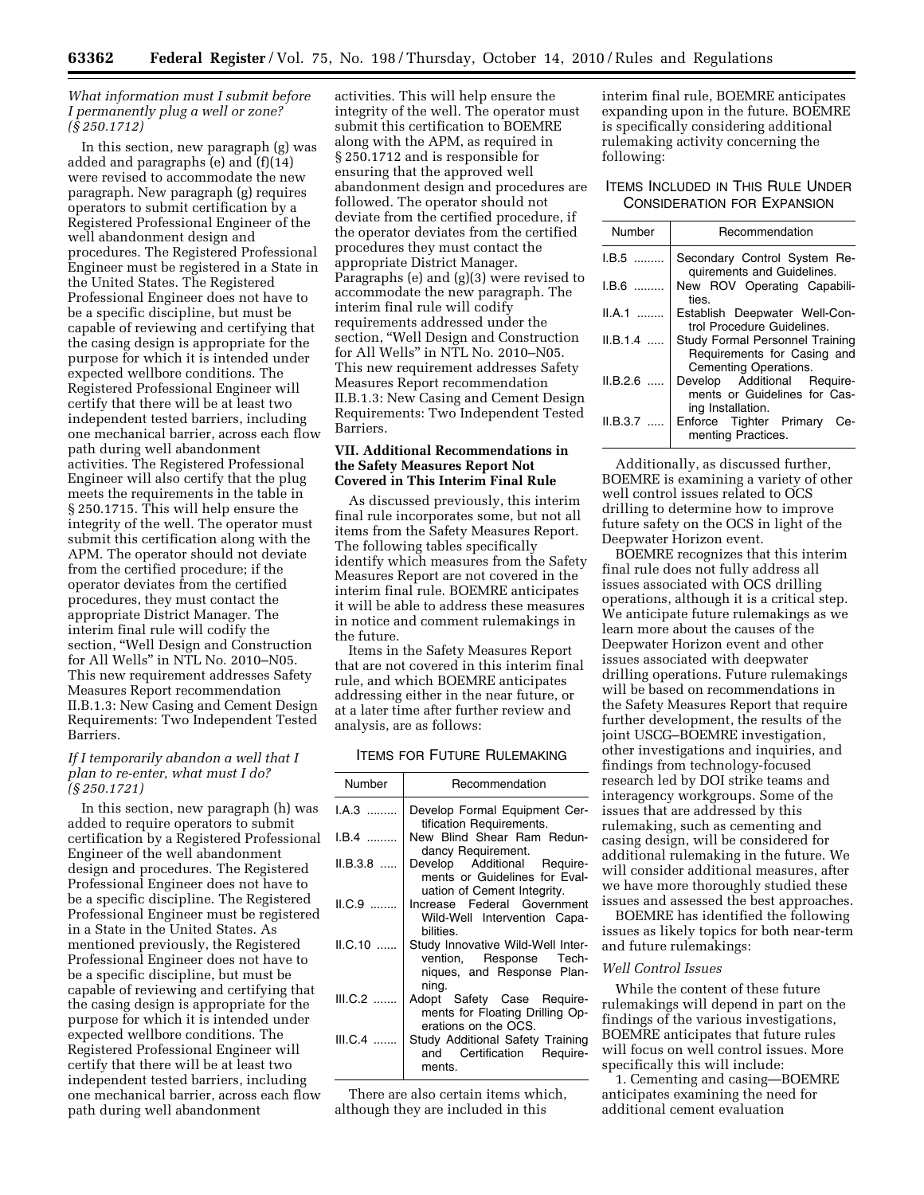*What information must I submit before I permanently plug a well or zone? (§ 250.1712)*

In this section, new paragraph (g) was added and paragraphs (e) and (f)(14) were revised to accommodate the new paragraph. New paragraph (g) requires operators to submit certification by a Registered Professional Engineer of the well abandonment design and procedures. The Registered Professional Engineer must be registered in a State in the United States. The Registered Professional Engineer does not have to be a specific discipline, but must be capable of reviewing and certifying that the casing design is appropriate for the purpose for which it is intended under expected wellbore conditions. The Registered Professional Engineer will certify that there will be at least two independent tested barriers, including one mechanical barrier, across each flow path during well abandonment activities. The Registered Professional Engineer will also certify that the plug meets the requirements in the table in § 250.1715. This will help ensure the integrity of the well. The operator must submit this certification along with the APM. The operator should not deviate from the certified procedure; if the operator deviates from the certified procedures, they must contact the appropriate District Manager. The interim final rule will codify the section, "Well Design and Construction for All Wells" in NTL No. 2010–N05. This new requirement addresses Safety Measures Report recommendation II.B.1.3: New Casing and Cement Design Requirements: Two Independent Tested Barriers.

*If I temporarily abandon a well that I plan to re-enter, what must I do? (§ 250.1721)*

In this section, new paragraph (h) was added to require operators to submit certification by a Registered Professional Engineer of the well abandonment design and procedures. The Registered Professional Engineer does not have to be a specific discipline. The Registered Professional Engineer must be registered in a State in the United States. As mentioned previously, the Registered Professional Engineer does not have to be a specific discipline, but must be capable of reviewing and certifying that the casing design is appropriate for the purpose for which it is intended under expected wellbore conditions. The Registered Professional Engineer will certify that there will be at least two independent tested barriers, including one mechanical barrier, across each flow path during well abandonment activities. This will help ensure the integrity of the well. The operator must submit this certification to BOEMRE along with the APM, as required in § 250.1712 and is responsible for ensuring that the approved well abandonment design and procedures are followed. The operator should not deviate from the certified procedure, if the operator deviates from the certified procedures they must contact the appropriate District Manager. Paragraphs (e) and (g)(3) were revised to accommodate the new paragraph. The interim final rule will codify requirements addressed under the section, "Well Design and Construction for All Wells" in NTL No. 2010–N05. This new requirement addresses Safety Measures Report recommendation II.B.1.3: New Casing and Cement Design Requirements: Two Independent Tested Barriers.

## VII. Additional Recommendations in the Safety Measures Report Not Covered in This Interim Final Rule

As discussed previously, this interim final rule incorporates some, but not all items from the Safety Measures Report. The following tables specifically identify which measures from the Safety Measures Report are not covered in the interim final rule. BOEMRE anticipates it will be able to address these measures in notice and comment rulemakings in the future.

Items in the Safety Measures Report that are not covered in this interim final rule, and which BOEMRE anticipates addressing either in the near future, or at a later time after further review and analysis, are as follows:

ITEMS FOR FUTURE RULEMAKING

| Number | Recommendation |
|---|---|
| I.A.3 | Develop Formal Equipment Certification Requirements. |
| I.B.4 | New Blind Shear Ram Redundancy Requirement. |
| II.B.3.8 | Develop Additional Requirements or Guidelines for Evaluation of Cement Integrity. |
| II.C.9 | Increase Federal Government Wild-Well Intervention Capabilities. |
| II.C.10 | Study Innovative Wild-Well Intervention, Response Techniques, and Response Planning. |
| III.C.2 | Adopt Safety Case Requirements for Floating Drilling Operations on the OCS. |
| III.C.4 | Study Additional Safety Training and Certification Requirements. |

There are also certain items which, although they are included in this interim final rule, BOEMRE anticipates expanding upon in the future. BOEMRE is specifically considering additional rulemaking activity concerning the following:

ITEMS INCLUDED IN THIS RULE UNDER CONSIDERATION FOR EXPANSION

| Number | Recommendation |
|---|---|
| I.B.5 | Secondary Control System Requirements and Guidelines. |
| I.B.6 | New ROV Operating Capabilities. |
| II.A.1 | Establish Deepwater Well-Control Procedure Guidelines. |
| II.B.1.4 | Study Formal Personnel Training Requirements for Casing and Cementing Operations. |
| II.B.2.6 | Develop Additional Requirements or Guidelines for Casing Installation. |
| II.B.3.7 | Enforce Tighter Primary Cementing Practices. |

Additionally, as discussed further, BOEMRE is examining a variety of other well control issues related to OCS drilling to determine how to improve future safety on the OCS in light of the Deepwater Horizon event.

BOEMRE recognizes that this interim final rule does not fully address all issues associated with OCS drilling operations, although it is a critical step. We anticipate future rulemakings as we learn more about the causes of the Deepwater Horizon event and other issues associated with deepwater drilling operations. Future rulemakings will be based on recommendations in the Safety Measures Report that require further development, the results of the joint USCG–BOEMRE investigation, other investigations and inquiries, and findings from technology-focused research led by DOI strike teams and interagency workgroups. Some of the issues that are addressed by this rulemaking, such as cementing and casing design, will be considered for additional rulemaking in the future. We will consider additional measures, after we have more thoroughly studied these issues and assessed the best approaches.

BOEMRE has identified the following issues as likely topics for both near-term and future rulemakings:

*Well Control Issues*

While the content of these future rulemakings will depend in part on the findings of the various investigations, BOEMRE anticipates that future rules will focus on well control issues. More specifically this will include:

1. Cementing and casing—BOEMRE anticipates examining the need for additional cement evaluation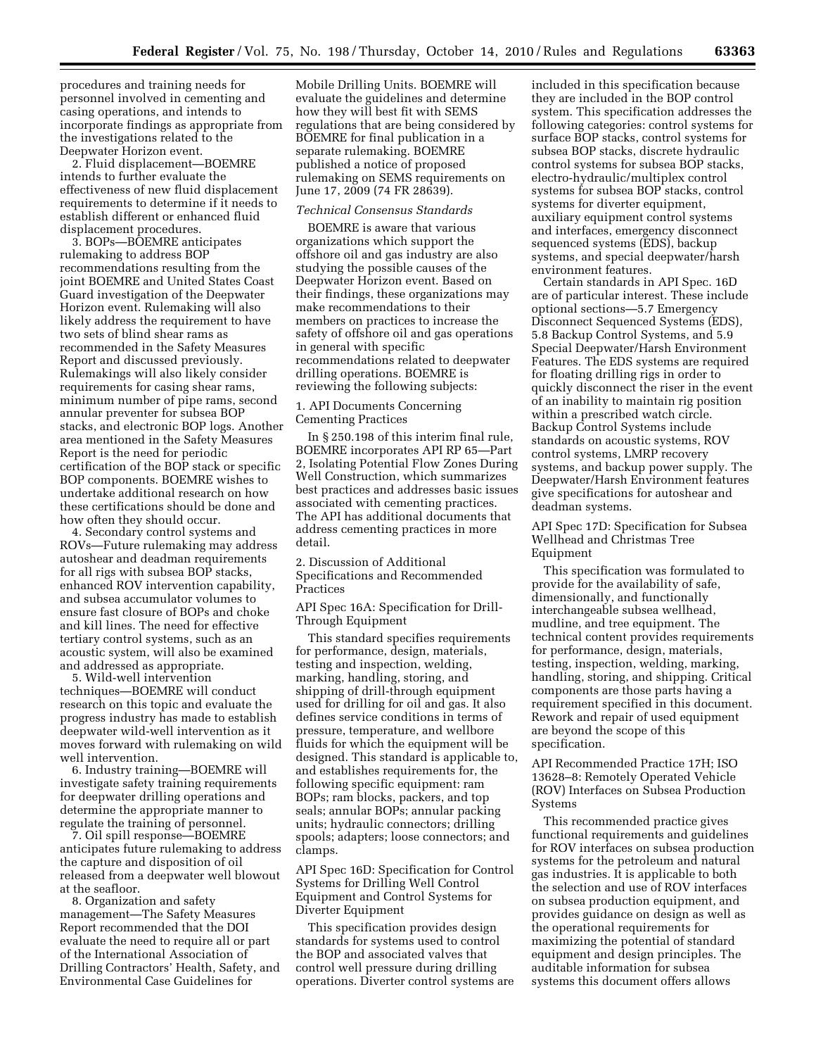procedures and training needs for personnel involved in cementing and casing operations, and intends to incorporate findings as appropriate from the investigations related to the Deepwater Horizon event.

2. Fluid displacement—BOEMRE intends to further evaluate the effectiveness of new fluid displacement requirements to determine if it needs to establish different or enhanced fluid displacement procedures.

3. BOPs—BOEMRE anticipates rulemaking to address BOP recommendations resulting from the joint BOEMRE and United States Coast Guard investigation of the Deepwater Horizon event. Rulemaking will also likely address the requirement to have two sets of blind shear rams as recommended in the Safety Measures Report and discussed previously. Rulemakings will also likely consider requirements for casing shear rams, minimum number of pipe rams, second annular preventer for subsea BOP stacks, and electronic BOP logs. Another area mentioned in the Safety Measures Report is the need for periodic certification of the BOP stack or specific BOP components. BOEMRE wishes to undertake additional research on how these certifications should be done and how often they should occur.

4. Secondary control systems and ROVs—Future rulemaking may address autoshear and deadman requirements for all rigs with subsea BOP stacks, enhanced ROV intervention capability, and subsea accumulator volumes to ensure fast closure of BOPs and choke and kill lines. The need for effective tertiary control systems, such as an acoustic system, will also be examined and addressed as appropriate.

5. Wild-well intervention techniques—BOEMRE will conduct research on this topic and evaluate the progress industry has made to establish deepwater wild-well intervention as it moves forward with rulemaking on wild well intervention.

6. Industry training—BOEMRE will investigate safety training requirements for deepwater drilling operations and determine the appropriate manner to regulate the training of personnel.

7. Oil spill response—BOEMRE anticipates future rulemaking to address the capture and disposition of oil released from a deepwater well blowout at the seafloor.

8. Organization and safety management—The Safety Measures Report recommended that the DOI evaluate the need to require all or part of the International Association of Drilling Contractors' Health, Safety, and Environmental Case Guidelines for Mobile Drilling Units. BOEMRE will evaluate the guidelines and determine how they will best fit with SEMS regulations that are being considered by BOEMRE for final publication in a separate rulemaking. BOEMRE published a notice of proposed rulemaking on SEMS requirements on June 17, 2009 (74 FR 28639).

### *Technical Consensus Standards*

BOEMRE is aware that various organizations which support the offshore oil and gas industry are also studying the possible causes of the Deepwater Horizon event. Based on their findings, these organizations may make recommendations to their members on practices to increase the safety of offshore oil and gas operations in general with specific recommendations related to deepwater drilling operations. BOEMRE is reviewing the following subjects:

1. API Documents Concerning Cementing Practices

In § 250.198 of this interim final rule, BOEMRE incorporates API RP 65—Part 2, Isolating Potential Flow Zones During Well Construction, which summarizes best practices and addresses basic issues associated with cementing practices. The API has additional documents that address cementing practices in more detail.

2. Discussion of Additional Specifications and Recommended Practices

API Spec 16A: Specification for Drill-Through Equipment

This standard specifies requirements for performance, design, materials, testing and inspection, welding, marking, handling, storing, and shipping of drill-through equipment used for drilling for oil and gas. It also defines service conditions in terms of pressure, temperature, and wellbore fluids for which the equipment will be designed. This standard is applicable to, and establishes requirements for, the following specific equipment: ram BOPs; ram blocks, packers, and top seals; annular BOPs; annular packing units; hydraulic connectors; drilling spools; adapters; loose connectors; and clamps.

API Spec 16D: Specification for Control Systems for Drilling Well Control Equipment and Control Systems for Diverter Equipment

This specification provides design standards for systems used to control the BOP and associated valves that control well pressure during drilling operations. Diverter control systems are included in this specification because they are included in the BOP control system. This specification addresses the following categories: control systems for surface BOP stacks, control systems for subsea BOP stacks, discrete hydraulic control systems for subsea BOP stacks, electro-hydraulic/multiplex control systems for subsea BOP stacks, control systems for diverter equipment, auxiliary equipment control systems and interfaces, emergency disconnect sequenced systems (EDS), backup systems, and special deepwater/harsh environment features.

Certain standards in API Spec. 16D are of particular interest. These include optional sections—5.7 Emergency Disconnect Sequenced Systems (EDS), 5.8 Backup Control Systems, and 5.9 Special Deepwater/Harsh Environment Features. The EDS systems are required for floating drilling rigs in order to quickly disconnect the riser in the event of an inability to maintain rig position within a prescribed watch circle. Backup Control Systems include standards on acoustic systems, ROV control systems, LMRP recovery systems, and backup power supply. The Deepwater/Harsh Environment features give specifications for autoshear and deadman systems.

API Spec 17D: Specification for Subsea Wellhead and Christmas Tree Equipment

This specification was formulated to provide for the availability of safe, dimensionally, and functionally interchangeable subsea wellhead, mudline, and tree equipment. The technical content provides requirements for performance, design, materials, testing, inspection, welding, marking, handling, storing, and shipping. Critical components are those parts having a requirement specified in this document. Rework and repair of used equipment are beyond the scope of this specification.

API Recommended Practice 17H; ISO 13628–8: Remotely Operated Vehicle (ROV) Interfaces on Subsea Production Systems

This recommended practice gives functional requirements and guidelines for ROV interfaces on subsea production systems for the petroleum and natural gas industries. It is applicable to both the selection and use of ROV interfaces on subsea production equipment, and provides guidance on design as well as the operational requirements for maximizing the potential of standard equipment and design principles. The auditable information for subsea systems this document offers allows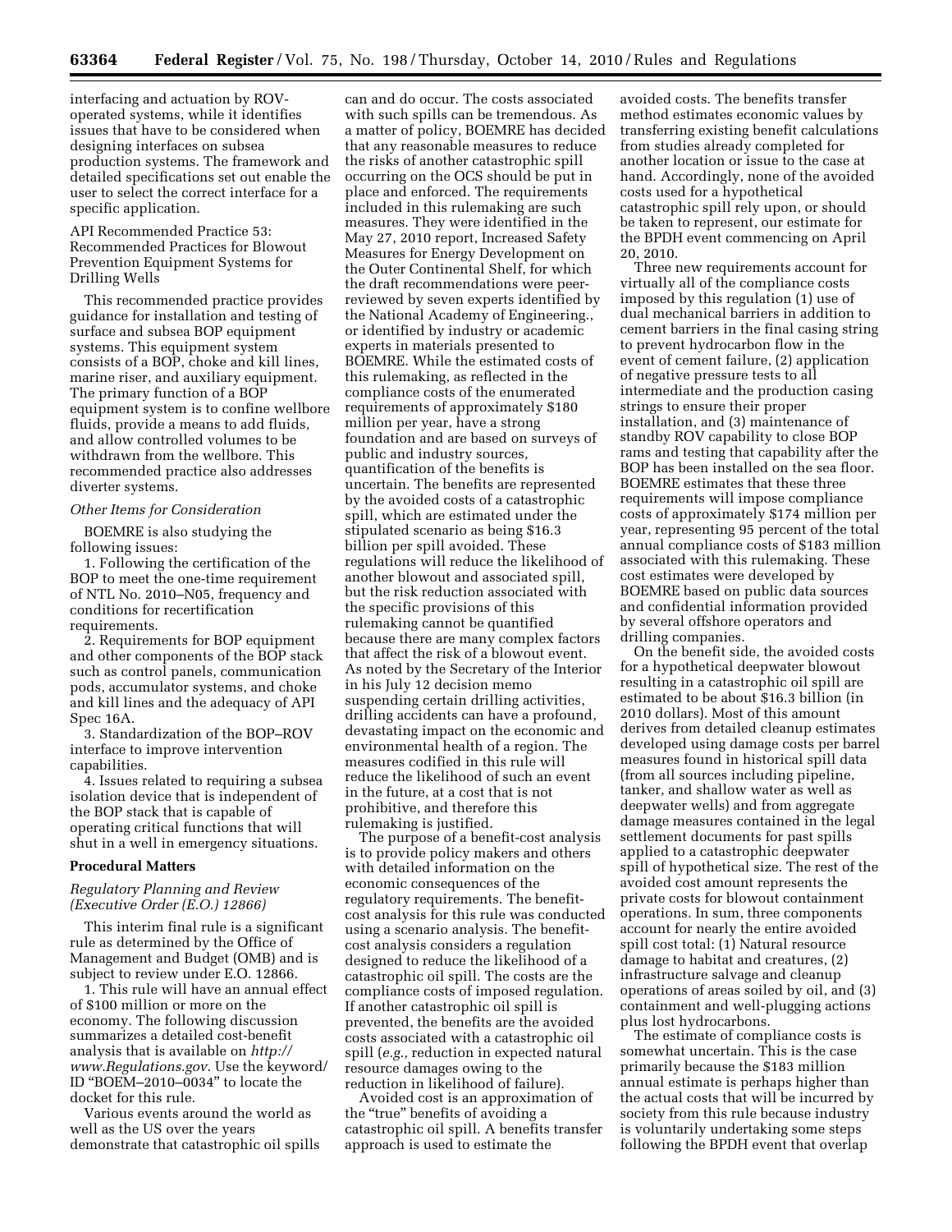interfacing and actuation by ROV-operated systems, while it identifies issues that have to be considered when designing interfaces on subsea production systems. The framework and detailed specifications set out enable the user to select the correct interface for a specific application.

API Recommended Practice 53: Recommended Practices for Blowout Prevention Equipment Systems for Drilling Wells

This recommended practice provides guidance for installation and testing of surface and subsea BOP equipment systems. This equipment system consists of a BOP, choke and kill lines, marine riser, and auxiliary equipment. The primary function of a BOP equipment system is to confine wellbore fluids, provide a means to add fluids, and allow controlled volumes to be withdrawn from the wellbore. This recommended practice also addresses diverter systems.

*Other Items for Consideration*

BOEMRE is also studying the following issues:

1. Following the certification of the BOP to meet the one-time requirement of NTL No. 2010–N05, frequency and conditions for recertification requirements.
2. Requirements for BOP equipment and other components of the BOP stack such as control panels, communication pods, accumulator systems, and choke and kill lines and the adequacy of API Spec 16A.
3. Standardization of the BOP–ROV interface to improve intervention capabilities.
4. Issues related to requiring a subsea isolation device that is independent of the BOP stack that is capable of operating critical functions that will shut in a well in emergency situations.

## Procedural Matters

### *Regulatory Planning and Review (Executive Order (E.O.) 12866)*

This interim final rule is a significant rule as determined by the Office of Management and Budget (OMB) and is subject to review under E.O. 12866.

1. This rule will have an annual effect of $100 million or more on the economy. The following discussion summarizes a detailed cost-benefit analysis that is available on *http://www.Regulations.gov*. Use the keyword/ID "BOEM–2010–0034" to locate the docket for this rule.

Various events around the world as well as the US over the years demonstrate that catastrophic oil spills can and do occur. The costs associated with such spills can be tremendous. As a matter of policy, BOEMRE has decided that any reasonable measures to reduce the risks of another catastrophic spill occurring on the OCS should be put in place and enforced. The requirements included in this rulemaking are such measures. They were identified in the May 27, 2010 report, Increased Safety Measures for Energy Development on the Outer Continental Shelf, for which the draft recommendations were peer-reviewed by seven experts identified by the National Academy of Engineering., or identified by industry or academic experts in materials presented to BOEMRE. While the estimated costs of this rulemaking, as reflected in the compliance costs of the enumerated requirements of approximately $180 million per year, have a strong foundation and are based on surveys of public and industry sources, quantification of the benefits is uncertain. The benefits are represented by the avoided costs of a catastrophic spill, which are estimated under the stipulated scenario as being $16.3 billion per spill avoided. These regulations will reduce the likelihood of another blowout and associated spill, but the risk reduction associated with the specific provisions of this rulemaking cannot be quantified because there are many complex factors that affect the risk of a blowout event. As noted by the Secretary of the Interior in his July 12 decision memo suspending certain drilling activities, drilling accidents can have a profound, devastating impact on the economic and environmental health of a region. The measures codified in this rule will reduce the likelihood of such an event in the future, at a cost that is not prohibitive, and therefore this rulemaking is justified.

The purpose of a benefit-cost analysis is to provide policy makers and others with detailed information on the economic consequences of the regulatory requirements. The benefit-cost analysis for this rule was conducted using a scenario analysis. The benefit-cost analysis considers a regulation designed to reduce the likelihood of a catastrophic oil spill. The costs are the compliance costs of imposed regulation. If another catastrophic oil spill is prevented, the benefits are the avoided costs associated with a catastrophic oil spill (*e.g.,* reduction in expected natural resource damages owing to the reduction in likelihood of failure).

Avoided cost is an approximation of the "true" benefits of avoiding a catastrophic oil spill. A benefits transfer approach is used to estimate the avoided costs. The benefits transfer method estimates economic values by transferring existing benefit calculations from studies already completed for another location or issue to the case at hand. Accordingly, none of the avoided costs used for a hypothetical catastrophic spill rely upon, or should be taken to represent, our estimate for the BPDH event commencing on April 20, 2010.

Three new requirements account for virtually all of the compliance costs imposed by this regulation (1) use of dual mechanical barriers in addition to cement barriers in the final casing string to prevent hydrocarbon flow in the event of cement failure, (2) application of negative pressure tests to all intermediate and the production casing strings to ensure their proper installation, and (3) maintenance of standby ROV capability to close BOP rams and testing that capability after the BOP has been installed on the sea floor. BOEMRE estimates that these three requirements will impose compliance costs of approximately $174 million per year, representing 95 percent of the total annual compliance costs of $183 million associated with this rulemaking. These cost estimates were developed by BOEMRE based on public data sources and confidential information provided by several offshore operators and drilling companies.

On the benefit side, the avoided costs for a hypothetical deepwater blowout resulting in a catastrophic oil spill are estimated to be about $16.3 billion (in 2010 dollars). Most of this amount derives from detailed cleanup estimates developed using damage costs per barrel measures found in historical spill data (from all sources including pipeline, tanker, and shallow water as well as deepwater wells) and from aggregate damage measures contained in the legal settlement documents for past spills applied to a catastrophic deepwater spill of hypothetical size. The rest of the avoided cost amount represents the private costs for blowout containment operations. In sum, three components account for nearly the entire avoided spill cost total: (1) Natural resource damage to habitat and creatures, (2) infrastructure salvage and cleanup operations of areas soiled by oil, and (3) containment and well-plugging actions plus lost hydrocarbons.

The estimate of compliance costs is somewhat uncertain. This is the case primarily because the $183 million annual estimate is perhaps higher than the actual costs that will be incurred by society from this rule because industry is voluntarily undertaking some steps following the BPDH event that overlap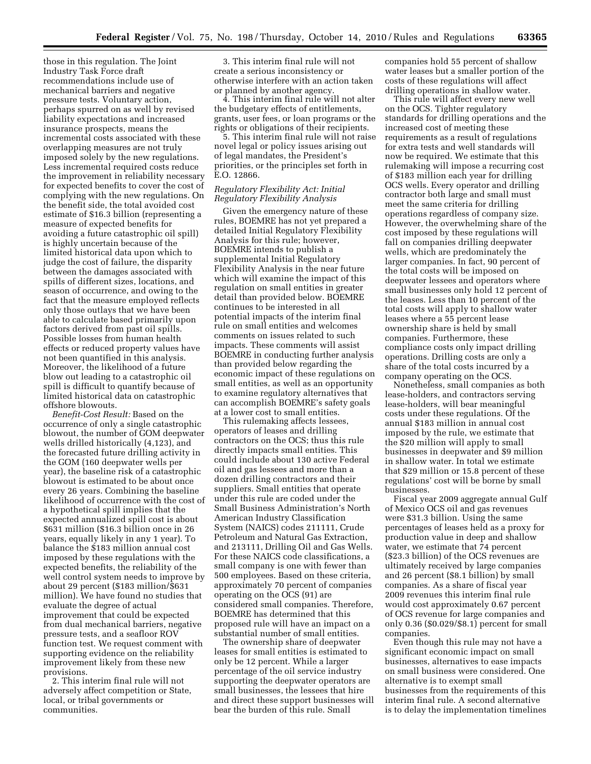those in this regulation. The Joint Industry Task Force draft recommendations include use of mechanical barriers and negative pressure tests. Voluntary action, perhaps spurred on as well by revised liability expectations and increased insurance prospects, means the incremental costs associated with these overlapping measures are not truly imposed solely by the new regulations. Less incremental required costs reduce the improvement in reliability necessary for expected benefits to cover the cost of complying with the new regulations. On the benefit side, the total avoided cost estimate of $16.3 billion (representing a measure of expected benefits for avoiding a future catastrophic oil spill) is highly uncertain because of the limited historical data upon which to judge the cost of failure, the disparity between the damages associated with spills of different sizes, locations, and season of occurrence, and owing to the fact that the measure employed reflects only those outlays that we have been able to calculate based primarily upon factors derived from past oil spills. Possible losses from human health effects or reduced property values have not been quantified in this analysis. Moreover, the likelihood of a future blow out leading to a catastrophic oil spill is difficult to quantify because of limited historical data on catastrophic offshore blowouts.

*Benefit-Cost Result:* Based on the occurrence of only a single catastrophic blowout, the number of GOM deepwater wells drilled historically (4,123), and the forecasted future drilling activity in the GOM (160 deepwater wells per year), the baseline risk of a catastrophic blowout is estimated to be about once every 26 years. Combining the baseline likelihood of occurrence with the cost of a hypothetical spill implies that the expected annualized spill cost is about $631 million ($16.3 billion once in 26 years, equally likely in any 1 year). To balance the $183 million annual cost imposed by these regulations with the expected benefits, the reliability of the well control system needs to improve by about 29 percent ($183 million/$631 million). We have found no studies that evaluate the degree of actual improvement that could be expected from dual mechanical barriers, negative pressure tests, and a seafloor ROV function test. We request comment with supporting evidence on the reliability improvement likely from these new provisions.

2. This interim final rule will not adversely affect competition or State, local, or tribal governments or communities.

3. This interim final rule will not create a serious inconsistency or otherwise interfere with an action taken or planned by another agency.

4. This interim final rule will not alter the budgetary effects of entitlements, grants, user fees, or loan programs or the rights or obligations of their recipients.

5. This interim final rule will not raise novel legal or policy issues arising out of legal mandates, the President's priorities, or the principles set forth in E.O. 12866.

### *Regulatory Flexibility Act: Initial Regulatory Flexibility Analysis*

Given the emergency nature of these rules, BOEMRE has not yet prepared a detailed Initial Regulatory Flexibility Analysis for this rule; however, BOEMRE intends to publish a supplemental Initial Regulatory Flexibility Analysis in the near future which will examine the impact of this regulation on small entities in greater detail than provided below. BOEMRE continues to be interested in all potential impacts of the interim final rule on small entities and welcomes comments on issues related to such impacts. These comments will assist BOEMRE in conducting further analysis than provided below regarding the economic impact of these regulations on small entities, as well as an opportunity to examine regulatory alternatives that can accomplish BOEMRE's safety goals at a lower cost to small entities.

This rulemaking affects lessees, operators of leases and drilling contractors on the OCS; thus this rule directly impacts small entities. This could include about 130 active Federal oil and gas lessees and more than a dozen drilling contractors and their suppliers. Small entities that operate under this rule are coded under the Small Business Administration's North American Industry Classification System (NAICS) codes 211111, Crude Petroleum and Natural Gas Extraction, and 213111, Drilling Oil and Gas Wells. For these NAICS code classifications, a small company is one with fewer than 500 employees. Based on these criteria, approximately 70 percent of companies operating on the OCS (91) are considered small companies. Therefore, BOEMRE has determined that this proposed rule will have an impact on a substantial number of small entities.

The ownership share of deepwater leases for small entities is estimated to only be 12 percent. While a larger percentage of the oil service industry supporting the deepwater operators are small businesses, the lessees that hire and direct these support businesses will bear the burden of this rule. Small companies hold 55 percent of shallow water leases but a smaller portion of the costs of these regulations will affect drilling operations in shallow water.

This rule will affect every new well on the OCS. Tighter regulatory standards for drilling operations and the increased cost of meeting these requirements as a result of regulations for extra tests and well standards will now be required. We estimate that this rulemaking will impose a recurring cost of $183 million each year for drilling OCS wells. Every operator and drilling contractor both large and small must meet the same criteria for drilling operations regardless of company size. However, the overwhelming share of the cost imposed by these regulations will fall on companies drilling deepwater wells, which are predominately the larger companies. In fact, 90 percent of the total costs will be imposed on deepwater lessees and operators where small businesses only hold 12 percent of the leases. Less than 10 percent of the total costs will apply to shallow water leases where a 55 percent lease ownership share is held by small companies. Furthermore, these compliance costs only impact drilling operations. Drilling costs are only a share of the total costs incurred by a company operating on the OCS.

Nonetheless, small companies as both lease-holders, and contractors serving lease-holders, will bear meaningful costs under these regulations. Of the annual $183 million in annual cost imposed by the rule, we estimate that the $20 million will apply to small businesses in deepwater and $9 million in shallow water. In total we estimate that $29 million or 15.8 percent of these regulations' cost will be borne by small businesses.

Fiscal year 2009 aggregate annual Gulf of Mexico OCS oil and gas revenues were $31.3 billion. Using the same percentages of leases held as a proxy for production value in deep and shallow water, we estimate that 74 percent ($23.3 billion) of the OCS revenues are ultimately received by large companies and 26 percent ($8.1 billion) by small companies. As a share of fiscal year 2009 revenues this interim final rule would cost approximately 0.67 percent of OCS revenue for large companies and only 0.36 ($0.029/$8.1) percent for small companies.

Even though this rule may not have a significant economic impact on small businesses, alternatives to ease impacts on small business were considered. One alternative is to exempt small businesses from the requirements of this interim final rule. A second alternative is to delay the implementation timelines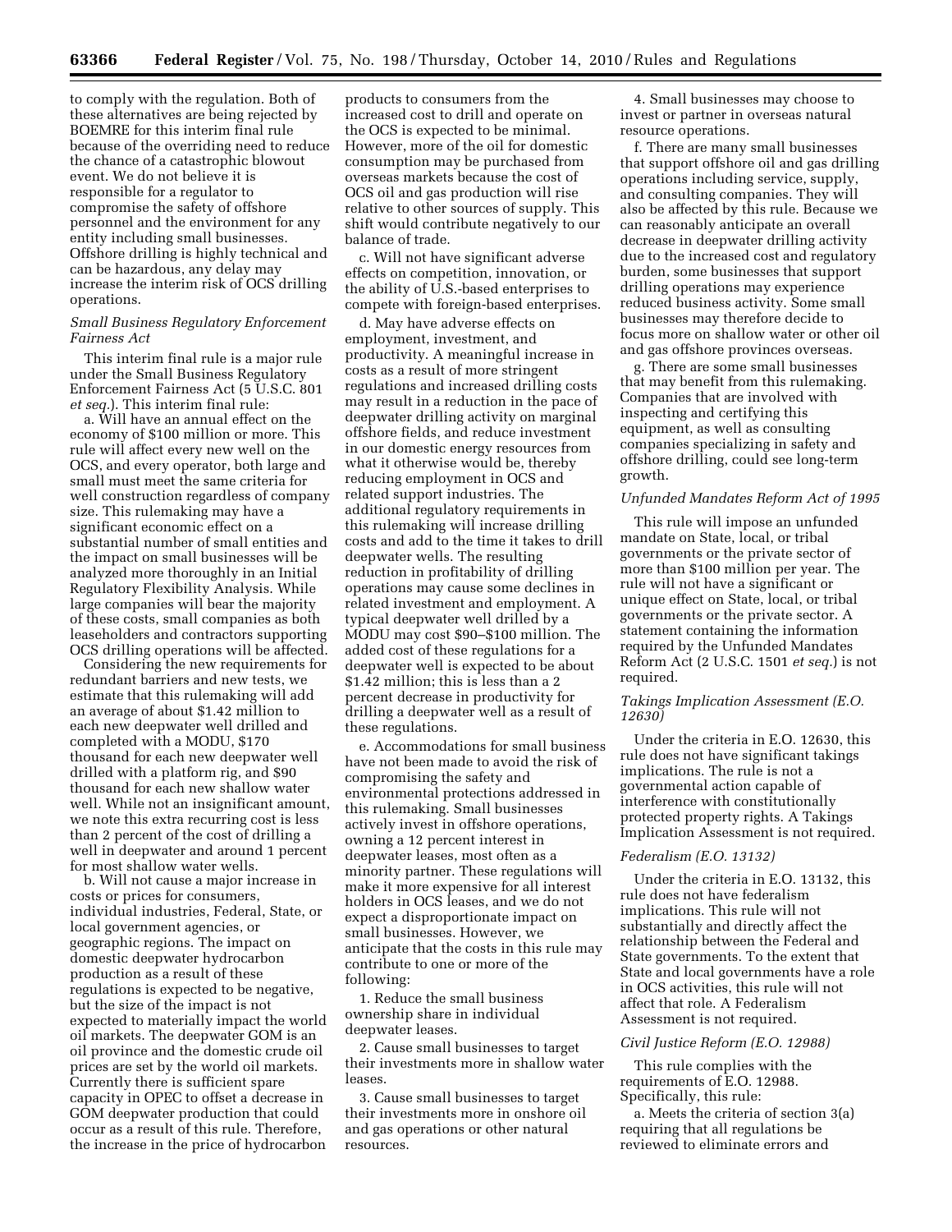to comply with the regulation. Both of these alternatives are being rejected by BOEMRE for this interim final rule because of the overriding need to reduce the chance of a catastrophic blowout event. We do not believe it is responsible for a regulator to compromise the safety of offshore personnel and the environment for any entity including small businesses. Offshore drilling is highly technical and can be hazardous, any delay may increase the interim risk of OCS drilling operations.

### *Small Business Regulatory Enforcement Fairness Act*

This interim final rule is a major rule under the Small Business Regulatory Enforcement Fairness Act (5 U.S.C. 801 *et seq.*). This interim final rule:

a. Will have an annual effect on the economy of $100 million or more. This rule will affect every new well on the OCS, and every operator, both large and small must meet the same criteria for well construction regardless of company size. This rulemaking may have a significant economic effect on a substantial number of small entities and the impact on small businesses will be analyzed more thoroughly in an Initial Regulatory Flexibility Analysis. While large companies will bear the majority of these costs, small companies as both leaseholders and contractors supporting OCS drilling operations will be affected.

Considering the new requirements for redundant barriers and new tests, we estimate that this rulemaking will add an average of about $1.42 million to each new deepwater well drilled and completed with a MODU, $170 thousand for each new deepwater well drilled with a platform rig, and $90 thousand for each new shallow water well. While not an insignificant amount, we note this extra recurring cost is less than 2 percent of the cost of drilling a well in deepwater and around 1 percent for most shallow water wells.

b. Will not cause a major increase in costs or prices for consumers, individual industries, Federal, State, or local government agencies, or geographic regions. The impact on domestic deepwater hydrocarbon production as a result of these regulations is expected to be negative, but the size of the impact is not expected to materially impact the world oil markets. The deepwater GOM is an oil province and the domestic crude oil prices are set by the world oil markets. Currently there is sufficient spare capacity in OPEC to offset a decrease in GOM deepwater production that could occur as a result of this rule. Therefore, the increase in the price of hydrocarbon products to consumers from the increased cost to drill and operate on the OCS is expected to be minimal. However, more of the oil for domestic consumption may be purchased from overseas markets because the cost of OCS oil and gas production will rise relative to other sources of supply. This shift would contribute negatively to our balance of trade.

c. Will not have significant adverse effects on competition, innovation, or the ability of U.S.-based enterprises to compete with foreign-based enterprises.

d. May have adverse effects on employment, investment, and productivity. A meaningful increase in costs as a result of more stringent regulations and increased drilling costs may result in a reduction in the pace of deepwater drilling activity on marginal offshore fields, and reduce investment in our domestic energy resources from what it otherwise would be, thereby reducing employment in OCS and related support industries. The additional regulatory requirements in this rulemaking will increase drilling costs and add to the time it takes to drill deepwater wells. The resulting reduction in profitability of drilling operations may cause some declines in related investment and employment. A typical deepwater well drilled by a MODU may cost $90–$100 million. The added cost of these regulations for a deepwater well is expected to be about $1.42 million; this is less than a 2 percent decrease in productivity for drilling a deepwater well as a result of these regulations.

e. Accommodations for small business have not been made to avoid the risk of compromising the safety and environmental protections addressed in this rulemaking. Small businesses actively invest in offshore operations, owning a 12 percent interest in deepwater leases, most often as a minority partner. These regulations will make it more expensive for all interest holders in OCS leases, and we do not expect a disproportionate impact on small businesses. However, we anticipate that the costs in this rule may contribute to one or more of the following:

1. Reduce the small business ownership share in individual deepwater leases.

2. Cause small businesses to target their investments more in shallow water leases.

3. Cause small businesses to target their investments more in onshore oil and gas operations or other natural resources.

4. Small businesses may choose to invest or partner in overseas natural resource operations.

f. There are many small businesses that support offshore oil and gas drilling operations including service, supply, and consulting companies. They will also be affected by this rule. Because we can reasonably anticipate an overall decrease in deepwater drilling activity due to the increased cost and regulatory burden, some businesses that support drilling operations may experience reduced business activity. Some small businesses may therefore decide to focus more on shallow water or other oil and gas offshore provinces overseas.

g. There are some small businesses that may benefit from this rulemaking. Companies that are involved with inspecting and certifying this equipment, as well as consulting companies specializing in safety and offshore drilling, could see long-term growth.

### *Unfunded Mandates Reform Act of 1995*

This rule will impose an unfunded mandate on State, local, or tribal governments or the private sector of more than $100 million per year. The rule will not have a significant or unique effect on State, local, or tribal governments or the private sector. A statement containing the information required by the Unfunded Mandates Reform Act (2 U.S.C. 1501 *et seq.*) is not required.

### *Takings Implication Assessment (E.O. 12630)*

Under the criteria in E.O. 12630, this rule does not have significant takings implications. The rule is not a governmental action capable of interference with constitutionally protected property rights. A Takings Implication Assessment is not required.

### *Federalism (E.O. 13132)*

Under the criteria in E.O. 13132, this rule does not have federalism implications. This rule will not substantially and directly affect the relationship between the Federal and State governments. To the extent that State and local governments have a role in OCS activities, this rule will not affect that role. A Federalism Assessment is not required.

### *Civil Justice Reform (E.O. 12988)*

This rule complies with the requirements of E.O. 12988. Specifically, this rule:

a. Meets the criteria of section 3(a) requiring that all regulations be reviewed to eliminate errors and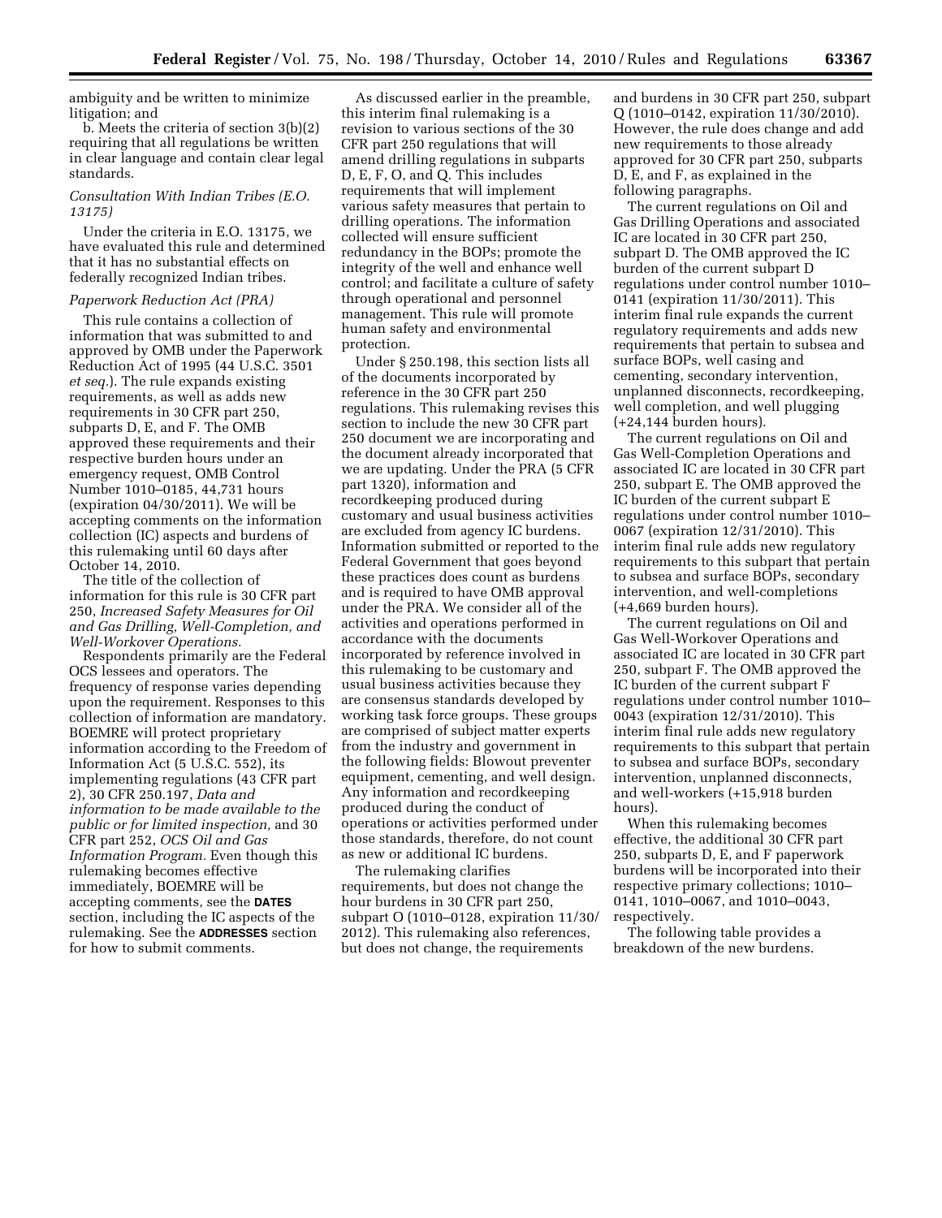ambiguity and be written to minimize litigation; and

b. Meets the criteria of section 3(b)(2) requiring that all regulations be written in clear language and contain clear legal standards.

*Consultation With Indian Tribes (E.O. 13175)*

Under the criteria in E.O. 13175, we have evaluated this rule and determined that it has no substantial effects on federally recognized Indian tribes.

*Paperwork Reduction Act (PRA)*

This rule contains a collection of information that was submitted to and approved by OMB under the Paperwork Reduction Act of 1995 (44 U.S.C. 3501 *et seq.*). The rule expands existing requirements, as well as adds new requirements in 30 CFR part 250, subparts D, E, and F. The OMB approved these requirements and their respective burden hours under an emergency request, OMB Control Number 1010–0185, 44,731 hours (expiration 04/30/2011). We will be accepting comments on the information collection (IC) aspects and burdens of this rulemaking until 60 days after October 14, 2010.

The title of the collection of information for this rule is 30 CFR part 250, *Increased Safety Measures for Oil and Gas Drilling, Well-Completion, and Well-Workover Operations.*

Respondents primarily are the Federal OCS lessees and operators. The frequency of response varies depending upon the requirement. Responses to this collection of information are mandatory. BOEMRE will protect proprietary information according to the Freedom of Information Act (5 U.S.C. 552), its implementing regulations (43 CFR part 2), 30 CFR 250.197, *Data and information to be made available to the public or for limited inspection,* and 30 CFR part 252, *OCS Oil and Gas Information Program.* Even though this rulemaking becomes effective immediately, BOEMRE will be accepting comments, see the **DATES** section, including the IC aspects of the rulemaking. See the **ADDRESSES** section for how to submit comments.

As discussed earlier in the preamble, this interim final rulemaking is a revision to various sections of the 30 CFR part 250 regulations that will amend drilling regulations in subparts D, E, F, O, and Q. This includes requirements that will implement various safety measures that pertain to drilling operations. The information collected will ensure sufficient redundancy in the BOPs; promote the integrity of the well and enhance well control; and facilitate a culture of safety through operational and personnel management. This rule will promote human safety and environmental protection.

Under § 250.198, this section lists all of the documents incorporated by reference in the 30 CFR part 250 regulations. This rulemaking revises this section to include the new 30 CFR part 250 document we are incorporating and the document already incorporated that we are updating. Under the PRA (5 CFR part 1320), information and recordkeeping produced during customary and usual business activities are excluded from agency IC burdens. Information submitted or reported to the Federal Government that goes beyond these practices does count as burdens and is required to have OMB approval under the PRA. We consider all of the activities and operations performed in accordance with the documents incorporated by reference involved in this rulemaking to be customary and usual business activities because they are consensus standards developed by working task force groups. These groups are comprised of subject matter experts from the industry and government in the following fields: Blowout preventer equipment, cementing, and well design. Any information and recordkeeping produced during the conduct of operations or activities performed under those standards, therefore, do not count as new or additional IC burdens.

The rulemaking clarifies requirements, but does not change the hour burdens in 30 CFR part 250, subpart O (1010–0128, expiration 11/30/2012). This rulemaking also references, but does not change, the requirements and burdens in 30 CFR part 250, subpart Q (1010–0142, expiration 11/30/2010). However, the rule does change and add new requirements to those already approved for 30 CFR part 250, subparts D, E, and F, as explained in the following paragraphs.

The current regulations on Oil and Gas Drilling Operations and associated IC are located in 30 CFR part 250, subpart D. The OMB approved the IC burden of the current subpart D regulations under control number 1010–0141 (expiration 11/30/2011). This interim final rule expands the current regulatory requirements and adds new requirements that pertain to subsea and surface BOPs, well casing and cementing, secondary intervention, unplanned disconnects, recordkeeping, well completion, and well plugging (+24,144 burden hours).

The current regulations on Oil and Gas Well-Completion Operations and associated IC are located in 30 CFR part 250, subpart E. The OMB approved the IC burden of the current subpart E regulations under control number 1010–0067 (expiration 12/31/2010). This interim final rule adds new regulatory requirements to this subpart that pertain to subsea and surface BOPs, secondary intervention, and well-completions (+4,669 burden hours).

The current regulations on Oil and Gas Well-Workover Operations and associated IC are located in 30 CFR part 250, subpart F. The OMB approved the IC burden of the current subpart F regulations under control number 1010–0043 (expiration 12/31/2010). This interim final rule adds new regulatory requirements to this subpart that pertain to subsea and surface BOPs, secondary intervention, unplanned disconnects, and well-workers (+15,918 burden hours).

When this rulemaking becomes effective, the additional 30 CFR part 250, subparts D, E, and F paperwork burdens will be incorporated into their respective primary collections; 1010–0141, 1010–0067, and 1010–0043, respectively.

The following table provides a breakdown of the new burdens.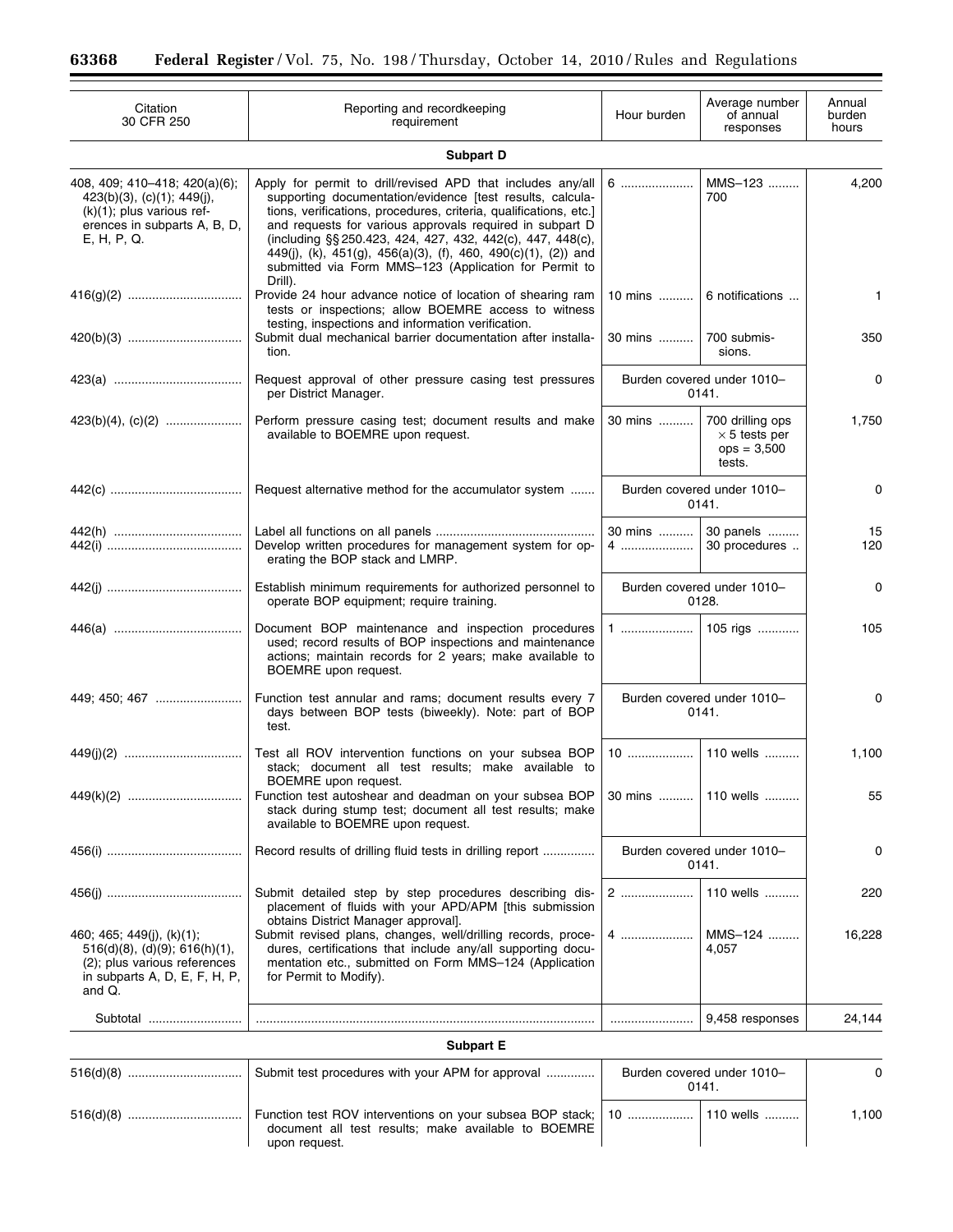| Citation 30 CFR 250 | Reporting and recordkeeping requirement | Hour burden | Average number of annual responses | Annual burden hours |
|---|---|---|---|---|
| **Subpart D** | | | | |
| 408, 409; 410–418; 420(a)(6); 423(b)(3), (c)(1); 449(j), (k)(1); plus various references in subparts A, B, D, E, H, P, Q. | Apply for permit to drill/revised APD that includes any/all supporting documentation/evidence [test results, calculations, verifications, procedures, criteria, qualifications, etc.] and requests for various approvals required in subpart D (including §§ 250.423, 424, 427, 432, 442(c), 447, 448(c), 449(j), (k), 451(g), 456(a)(3), (f), 460, 490(c)(1), (2)) and submitted via Form MMS–123 (Application for Permit to Drill). | 6 | MMS–123 700 | 4,200 |
| 416(g)(2) | Provide 24 hour advance notice of location of shearing ram tests or inspections; allow BOEMRE access to witness testing, inspections and information verification. | 10 mins | 6 notifications | 1 |
| 420(b)(3) | Submit dual mechanical barrier documentation after installation. | 30 mins | 700 submissions. | 350 |
| 423(a) | Request approval of other pressure casing test pressures per District Manager. | Burden covered under 1010–0141. | | 0 |
| 423(b)(4), (c)(2) | Perform pressure casing test; document results and make available to BOEMRE upon request. | 30 mins | 700 drilling ops × 5 tests per ops = 3,500 tests. | 1,750 |
| 442(c) | Request alternative method for the accumulator system | Burden covered under 1010–0141. | | 0 |
| 442(h) | Label all functions on all panels | 30 mins | 30 panels | 15 |
| 442(i) | Develop written procedures for management system for operating the BOP stack and LMRP. | 4 | 30 procedures | 120 |
| 442(j) | Establish minimum requirements for authorized personnel to operate BOP equipment; require training. | Burden covered under 1010–0128. | | 0 |
| 446(a) | Document BOP maintenance and inspection procedures used; record results of BOP inspections and maintenance actions; maintain records for 2 years; make available to BOEMRE upon request. | 1 | 105 rigs | 105 |
| 449; 450; 467 | Function test annular and rams; document results every 7 days between BOP tests (biweekly). Note: part of BOP test. | Burden covered under 1010–0141. | | 0 |
| 449(j)(2) | Test all ROV intervention functions on your subsea BOP stack; document all test results; make available to BOEMRE upon request. | 10 | 110 wells | 1,100 |
| 449(k)(2) | Function test autoshear and deadman on your subsea BOP stack during stump test; document all test results; make available to BOEMRE upon request. | 30 mins | 110 wells | 55 |
| 456(i) | Record results of drilling fluid tests in drilling report | Burden covered under 1010–0141. | | 0 |
| 456(j) | Submit detailed step by step procedures describing displacement of fluids with your APD/APM [this submission obtains District Manager approval]. | 2 | 110 wells | 220 |
| 460; 465; 449(j), (k)(1); 516(d)(8), (d)(9); 616(h)(1), (2); plus various references in subparts A, D, E, F, H, P, and Q. | Submit revised plans, changes, well/drilling records, procedures, certifications that include any/all supporting documentation etc., submitted on Form MMS–124 (Application for Permit to Modify). | 4 | MMS–124 4,057 | 16,228 |
| Subtotal | | | 9,458 responses | 24,144 |
| **Subpart E** | | | | |
| 516(d)(8) | Submit test procedures with your APM for approval | Burden covered under 1010–0141. | | 0 |
| 516(d)(8) | Function test ROV interventions on your subsea BOP stack; document all test results; make available to BOEMRE upon request. | 10 | 110 wells | 1,100 |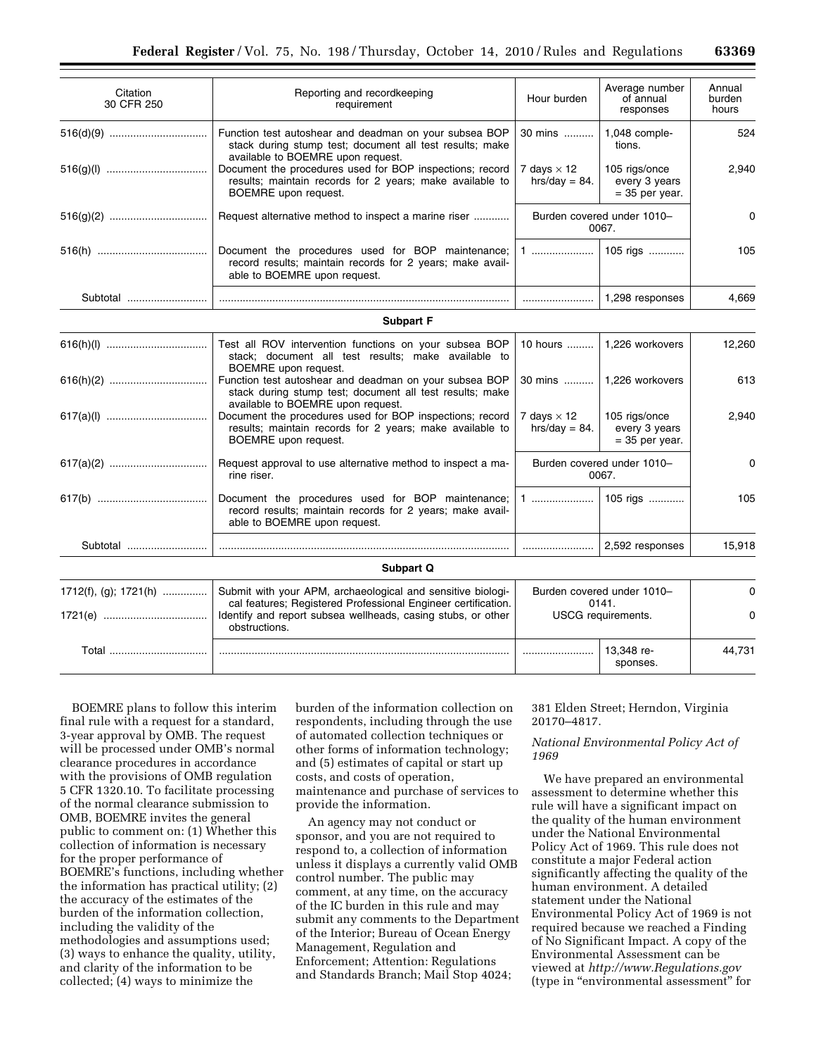| Citation 30 CFR 250 | Reporting and recordkeeping requirement | Hour burden | Average number of annual responses | Annual burden hours |
|---|---|---|---|---|
| 516(d)(9) | Function test autoshear and deadman on your subsea BOP stack during stump test; document all test results; make available to BOEMRE upon request. | 30 mins | 1,048 completions. | 524 |
| 516(g)(l) | Document the procedures used for BOP inspections; record results; maintain records for 2 years; make available to BOEMRE upon request. | 7 days × 12 hrs/day = 84. | 105 rigs/once every 3 years = 35 per year. | 2,940 |
| 516(g)(2) | Request alternative method to inspect a marine riser | Burden covered under 1010–0067. | | 0 |
| 516(h) | Document the procedures used for BOP maintenance; record results; maintain records for 2 years; make available to BOEMRE upon request. | 1 | 105 rigs | 105 |
| Subtotal | | | 1,298 responses | 4,669 |
| **Subpart F** | | | | |
| 616(h)(l) | Test all ROV intervention functions on your subsea BOP stack; document all test results; make available to BOEMRE upon request. | 10 hours | 1,226 workovers | 12,260 |
| 616(h)(2) | Function test autoshear and deadman on your subsea BOP stack during stump test; document all test results; make available to BOEMRE upon request. | 30 mins | 1,226 workovers | 613 |
| 617(a)(l) | Document the procedures used for BOP inspections; record results; maintain records for 2 years; make available to BOEMRE upon request. | 7 days × 12 hrs/day = 84. | 105 rigs/once every 3 years = 35 per year. | 2,940 |
| 617(a)(2) | Request approval to use alternative method to inspect a marine riser. | Burden covered under 1010–0067. | | 0 |
| 617(b) | Document the procedures used for BOP maintenance; record results; maintain records for 2 years; make available to BOEMRE upon request. | 1 | 105 rigs | 105 |
| Subtotal | | | 2,592 responses | 15,918 |
| **Subpart Q** | | | | |
| 1712(f), (g); 1721(h) | Submit with your APM, archaeological and sensitive biological features; Registered Professional Engineer certification. | Burden covered under 1010–0141. | | 0 |
| 1721(e) | Identify and report subsea wellheads, casing stubs, or other obstructions. | USCG requirements. | | 0 |
| Total | | | 13,348 responses. | 44,731 |

BOEMRE plans to follow this interim final rule with a request for a standard, 3-year approval by OMB. The request will be processed under OMB's normal clearance procedures in accordance with the provisions of OMB regulation 5 CFR 1320.10. To facilitate processing of the normal clearance submission to OMB, BOEMRE invites the general public to comment on: (1) Whether this collection of information is necessary for the proper performance of BOEMRE's functions, including whether the information has practical utility; (2) the accuracy of the estimates of the burden of the information collection, including the validity of the methodologies and assumptions used; (3) ways to enhance the quality, utility, and clarity of the information to be collected; (4) ways to minimize the burden of the information collection on respondents, including through the use of automated collection techniques or other forms of information technology; and (5) estimates of capital or start up costs, and costs of operation, maintenance and purchase of services to provide the information.

An agency may not conduct or sponsor, and you are not required to respond to, a collection of information unless it displays a currently valid OMB control number. The public may comment, at any time, on the accuracy of the IC burden in this rule and may submit any comments to the Department of the Interior; Bureau of Ocean Energy Management, Regulation and Enforcement; Attention: Regulations and Standards Branch; Mail Stop 4024; 381 Elden Street; Herndon, Virginia 20170–4817.

*National Environmental Policy Act of 1969*

We have prepared an environmental assessment to determine whether this rule will have a significant impact on the quality of the human environment under the National Environmental Policy Act of 1969. This rule does not constitute a major Federal action significantly affecting the quality of the human environment. A detailed statement under the National Environmental Policy Act of 1969 is not required because we reached a Finding of No Significant Impact. A copy of the Environmental Assessment can be viewed at *http://www.Regulations.gov* (type in "environmental assessment" for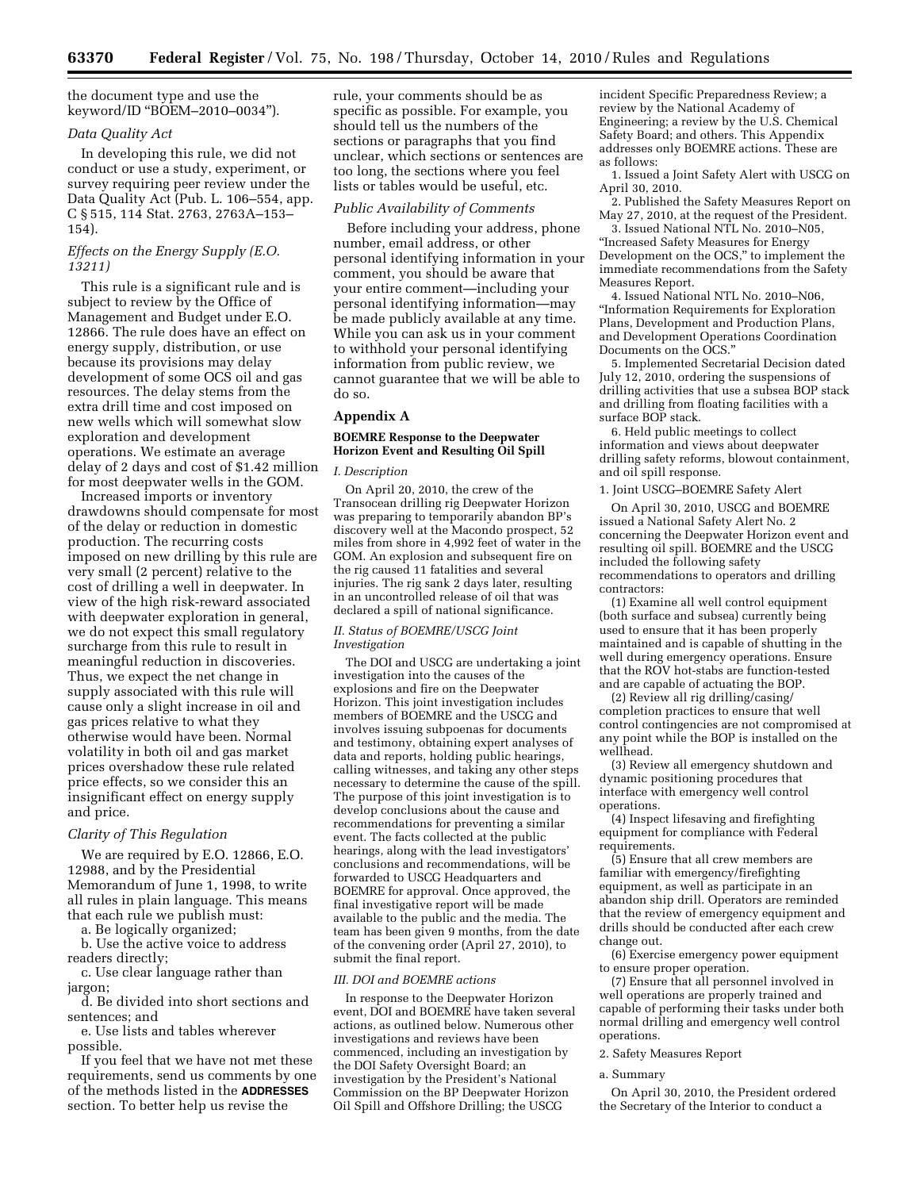the document type and use the keyword/ID "BOEM–2010–0034").

*Data Quality Act*

In developing this rule, we did not conduct or use a study, experiment, or survey requiring peer review under the Data Quality Act (Pub. L. 106–554, app. C § 515, 114 Stat. 2763, 2763A–153–154).

*Effects on the Energy Supply (E.O. 13211)*

This rule is a significant rule and is subject to review by the Office of Management and Budget under E.O. 12866. The rule does have an effect on energy supply, distribution, or use because its provisions may delay development of some OCS oil and gas resources. The delay stems from the extra drill time and cost imposed on new wells which will somewhat slow exploration and development operations. We estimate an average delay of 2 days and cost of $1.42 million for most deepwater wells in the GOM.

Increased imports or inventory drawdowns should compensate for most of the delay or reduction in domestic production. The recurring costs imposed on new drilling by this rule are very small (2 percent) relative to the cost of drilling a well in deepwater. In view of the high risk-reward associated with deepwater exploration in general, we do not expect this small regulatory surcharge from this rule to result in meaningful reduction in discoveries. Thus, we expect the net change in supply associated with this rule will cause only a slight increase in oil and gas prices relative to what they otherwise would have been. Normal volatility in both oil and gas market prices overshadow these rule related price effects, so we consider this an insignificant effect on energy supply and price.

*Clarity of This Regulation*

We are required by E.O. 12866, E.O. 12988, and by the Presidential Memorandum of June 1, 1998, to write all rules in plain language. This means that each rule we publish must:

a. Be logically organized;

b. Use the active voice to address readers directly;

c. Use clear language rather than jargon;

d. Be divided into short sections and sentences; and

e. Use lists and tables wherever possible.

If you feel that we have not met these requirements, send us comments by one of the methods listed in the **ADDRESSES** section. To better help us revise the rule, your comments should be as specific as possible. For example, you should tell us the numbers of the sections or paragraphs that you find unclear, which sections or sentences are too long, the sections where you feel lists or tables would be useful, etc.

*Public Availability of Comments*

Before including your address, phone number, email address, or other personal identifying information in your comment, you should be aware that your entire comment—including your personal identifying information—may be made publicly available at any time. While you can ask us in your comment to withhold your personal identifying information from public review, we cannot guarantee that we will be able to do so.

## Appendix A

### BOEMRE Response to the Deepwater Horizon Event and Resulting Oil Spill

*I. Description*

On April 20, 2010, the crew of the Transocean drilling rig Deepwater Horizon was preparing to temporarily abandon BP's discovery well at the Macondo prospect, 52 miles from shore in 4,992 feet of water in the GOM. An explosion and subsequent fire on the rig caused 11 fatalities and several injuries. The rig sank 2 days later, resulting in an uncontrolled release of oil that was declared a spill of national significance.

*II. Status of BOEMRE/USCG Joint Investigation*

The DOI and USCG are undertaking a joint investigation into the causes of the explosions and fire on the Deepwater Horizon. This joint investigation includes members of BOEMRE and the USCG and involves issuing subpoenas for documents and testimony, obtaining expert analyses of data and reports, holding public hearings, calling witnesses, and taking any other steps necessary to determine the cause of the spill. The purpose of this joint investigation is to develop conclusions about the cause and recommendations for preventing a similar event. The facts collected at the public hearings, along with the lead investigators' conclusions and recommendations, will be forwarded to USCG Headquarters and BOEMRE for approval. Once approved, the final investigative report will be made available to the public and the media. The team has been given 9 months, from the date of the convening order (April 27, 2010), to submit the final report.

*III. DOI and BOEMRE actions*

In response to the Deepwater Horizon event, DOI and BOEMRE have taken several actions, as outlined below. Numerous other investigations and reviews have been commenced, including an investigation by the DOI Safety Oversight Board; an investigation by the President's National Commission on the BP Deepwater Horizon Oil Spill and Offshore Drilling; the USCG incident Specific Preparedness Review; a review by the National Academy of Engineering; a review by the U.S. Chemical Safety Board; and others. This Appendix addresses only BOEMRE actions. These are as follows:

1. Issued a Joint Safety Alert with USCG on April 30, 2010.

2. Published the Safety Measures Report on May 27, 2010, at the request of the President.

3. Issued National NTL No. 2010–N05, "Increased Safety Measures for Energy Development on the OCS," to implement the immediate recommendations from the Safety Measures Report.

4. Issued National NTL No. 2010–N06, "Information Requirements for Exploration Plans, Development and Production Plans, and Development Operations Coordination Documents on the OCS."

5. Implemented Secretarial Decision dated July 12, 2010, ordering the suspensions of drilling activities that use a subsea BOP stack and drilling from floating facilities with a surface BOP stack.

6. Held public meetings to collect information and views about deepwater drilling safety reforms, blowout containment, and oil spill response.

1. Joint USCG–BOEMRE Safety Alert

On April 30, 2010, USCG and BOEMRE issued a National Safety Alert No. 2 concerning the Deepwater Horizon event and resulting oil spill. BOEMRE and the USCG included the following safety recommendations to operators and drilling contractors:

(1) Examine all well control equipment (both surface and subsea) currently being used to ensure that it has been properly maintained and is capable of shutting in the well during emergency operations. Ensure that the ROV hot-stabs are function-tested and are capable of actuating the BOP.

(2) Review all rig drilling/casing/completion practices to ensure that well control contingencies are not compromised at any point while the BOP is installed on the wellhead.

(3) Review all emergency shutdown and dynamic positioning procedures that interface with emergency well control operations.

(4) Inspect lifesaving and firefighting equipment for compliance with Federal requirements.

(5) Ensure that all crew members are familiar with emergency/firefighting equipment, as well as participate in an abandon ship drill. Operators are reminded that the review of emergency equipment and drills should be conducted after each crew change out.

(6) Exercise emergency power equipment to ensure proper operation.

(7) Ensure that all personnel involved in well operations are properly trained and capable of performing their tasks under both normal drilling and emergency well control operations.

2. Safety Measures Report

a. Summary

On April 30, 2010, the President ordered the Secretary of the Interior to conduct a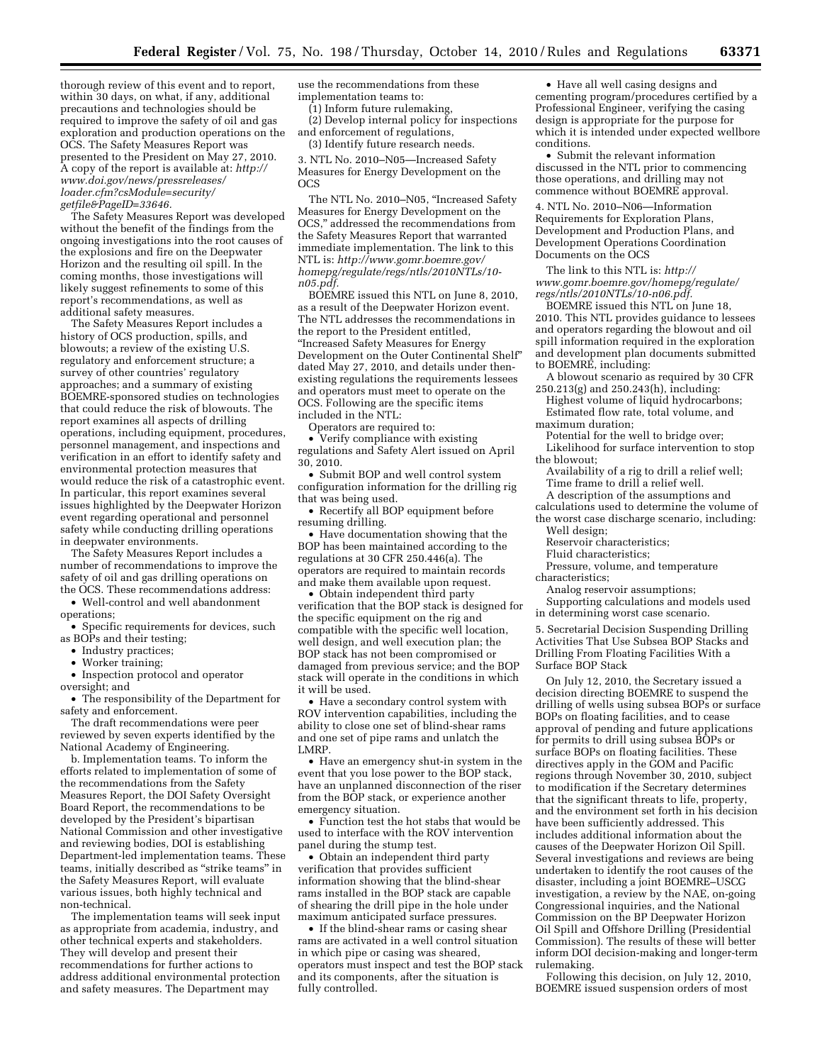thorough review of this event and to report, within 30 days, on what, if any, additional precautions and technologies should be required to improve the safety of oil and gas exploration and production operations on the OCS. The Safety Measures Report was presented to the President on May 27, 2010. A copy of the report is available at: *http://www.doi.gov/news/pressreleases/loader.cfm?csModule=security/getfile&PageID=33646*.

The Safety Measures Report was developed without the benefit of the findings from the ongoing investigations into the root causes of the explosions and fire on the Deepwater Horizon and the resulting oil spill. In the coming months, those investigations will likely suggest refinements to some of this report's recommendations, as well as additional safety measures.

The Safety Measures Report includes a history of OCS production, spills, and blowouts; a review of the existing U.S. regulatory and enforcement structure; a survey of other countries' regulatory approaches; and a summary of existing BOEMRE-sponsored studies on technologies that could reduce the risk of blowouts. The report examines all aspects of drilling operations, including equipment, procedures, personnel management, and inspections and verification in an effort to identify safety and environmental protection measures that would reduce the risk of a catastrophic event. In particular, this report examines several issues highlighted by the Deepwater Horizon event regarding operational and personnel safety while conducting drilling operations in deepwater environments.

The Safety Measures Report includes a number of recommendations to improve the safety of oil and gas drilling operations on the OCS. These recommendations address:

- Well-control and well abandonment operations;
- Specific requirements for devices, such as BOPs and their testing;
- Industry practices;
- Worker training;
- Inspection protocol and operator oversight; and
- The responsibility of the Department for safety and enforcement.

The draft recommendations were peer reviewed by seven experts identified by the National Academy of Engineering.

b. Implementation teams. To inform the efforts related to implementation of some of the recommendations from the Safety Measures Report, the DOI Safety Oversight Board Report, the recommendations to be developed by the President's bipartisan National Commission and other investigative and reviewing bodies, DOI is establishing Department-led implementation teams. These teams, initially described as "strike teams" in the Safety Measures Report, will evaluate various issues, both highly technical and non-technical.

The implementation teams will seek input as appropriate from academia, industry, and other technical experts and stakeholders. They will develop and present their recommendations for further actions to address additional environmental protection and safety measures. The Department may use the recommendations from these implementation teams to:

(1) Inform future rulemaking,
(2) Develop internal policy for inspections and enforcement of regulations,
(3) Identify future research needs.

3. NTL No. 2010–N05—Increased Safety Measures for Energy Development on the OCS

The NTL No. 2010–N05, "Increased Safety Measures for Energy Development on the OCS," addressed the recommendations from the Safety Measures Report that warranted immediate implementation. The link to this NTL is: *http://www.gomr.boemre.gov/homepg/regulate/regs/ntls/2010NTLs/10-n05.pdf*.

BOEMRE issued this NTL on June 8, 2010, as a result of the Deepwater Horizon event. The NTL addresses the recommendations in the report to the President entitled, "Increased Safety Measures for Energy Development on the Outer Continental Shelf" dated May 27, 2010, and details under then-existing regulations the requirements lessees and operators must meet to operate on the OCS. Following are the specific items included in the NTL:

Operators are required to:

- Verify compliance with existing regulations and Safety Alert issued on April 30, 2010.
- Submit BOP and well control system configuration information for the drilling rig that was being used.
- Recertify all BOP equipment before resuming drilling.
- Have documentation showing that the BOP has been maintained according to the regulations at 30 CFR 250.446(a). The operators are required to maintain records and make them available upon request.
- Obtain independent third party verification that the BOP stack is designed for the specific equipment on the rig and compatible with the specific well location, well design, and well execution plan; the BOP stack has not been compromised or damaged from previous service; and the BOP stack will operate in the conditions in which it will be used.
- Have a secondary control system with ROV intervention capabilities, including the ability to close one set of blind-shear rams and one set of pipe rams and unlatch the LMRP.
- Have an emergency shut-in system in the event that you lose power to the BOP stack, have an unplanned disconnection of the riser from the BOP stack, or experience another emergency situation.
- Function test the hot stabs that would be used to interface with the ROV intervention panel during the stump test.
- Obtain an independent third party verification that provides sufficient information showing that the blind-shear rams installed in the BOP stack are capable of shearing the drill pipe in the hole under maximum anticipated surface pressures.
- If the blind-shear rams or casing shear rams are activated in a well control situation in which pipe or casing was sheared, operators must inspect and test the BOP stack and its components, after the situation is fully controlled.
- Have all well casing designs and cementing program/procedures certified by a Professional Engineer, verifying the casing design is appropriate for the purpose for which it is intended under expected wellbore conditions.
- Submit the relevant information discussed in the NTL prior to commencing those operations, and drilling may not commence without BOEMRE approval.

4. NTL No. 2010–N06—Information Requirements for Exploration Plans, Development and Production Plans, and Development Operations Coordination Documents on the OCS

The link to this NTL is: *http://www.gomr.boemre.gov/homepg/regulate/regs/ntls/2010NTLs/10-n06.pdf*.

BOEMRE issued this NTL on June 18, 2010. This NTL provides guidance to lessees and operators regarding the blowout and oil spill information required in the exploration and development plan documents submitted to BOEMRE, including:

A blowout scenario as required by 30 CFR 250.213(g) and 250.243(h), including:
Highest volume of liquid hydrocarbons;
Estimated flow rate, total volume, and maximum duration;
Potential for the well to bridge over;
Likelihood for surface intervention to stop the blowout;
Availability of a rig to drill a relief well;
Time frame to drill a relief well.

A description of the assumptions and calculations used to determine the volume of the worst case discharge scenario, including:
Well design;
Reservoir characteristics;
Fluid characteristics;
Pressure, volume, and temperature characteristics;
Analog reservoir assumptions;
Supporting calculations and models used in determining worst case scenario.

5. Secretarial Decision Suspending Drilling Activities That Use Subsea BOP Stacks and Drilling From Floating Facilities With a Surface BOP Stack

On July 12, 2010, the Secretary issued a decision directing BOEMRE to suspend the drilling of wells using subsea BOPs or surface BOPs on floating facilities, and to cease approval of pending and future applications for permits to drill using subsea BOPs or surface BOPs on floating facilities. These directives apply in the GOM and Pacific regions through November 30, 2010, subject to modification if the Secretary determines that the significant threats to life, property, and the environment set forth in his decision have been sufficiently addressed. This includes additional information about the causes of the Deepwater Horizon Oil Spill. Several investigations and reviews are being undertaken to identify the root causes of the disaster, including a joint BOEMRE–USCG investigation, a review by the NAE, on-going Congressional inquiries, and the National Commission on the BP Deepwater Horizon Oil Spill and Offshore Drilling (Presidential Commission). The results of these will better inform DOI decision-making and longer-term rulemaking.

Following this decision, on July 12, 2010, BOEMRE issued suspension orders of most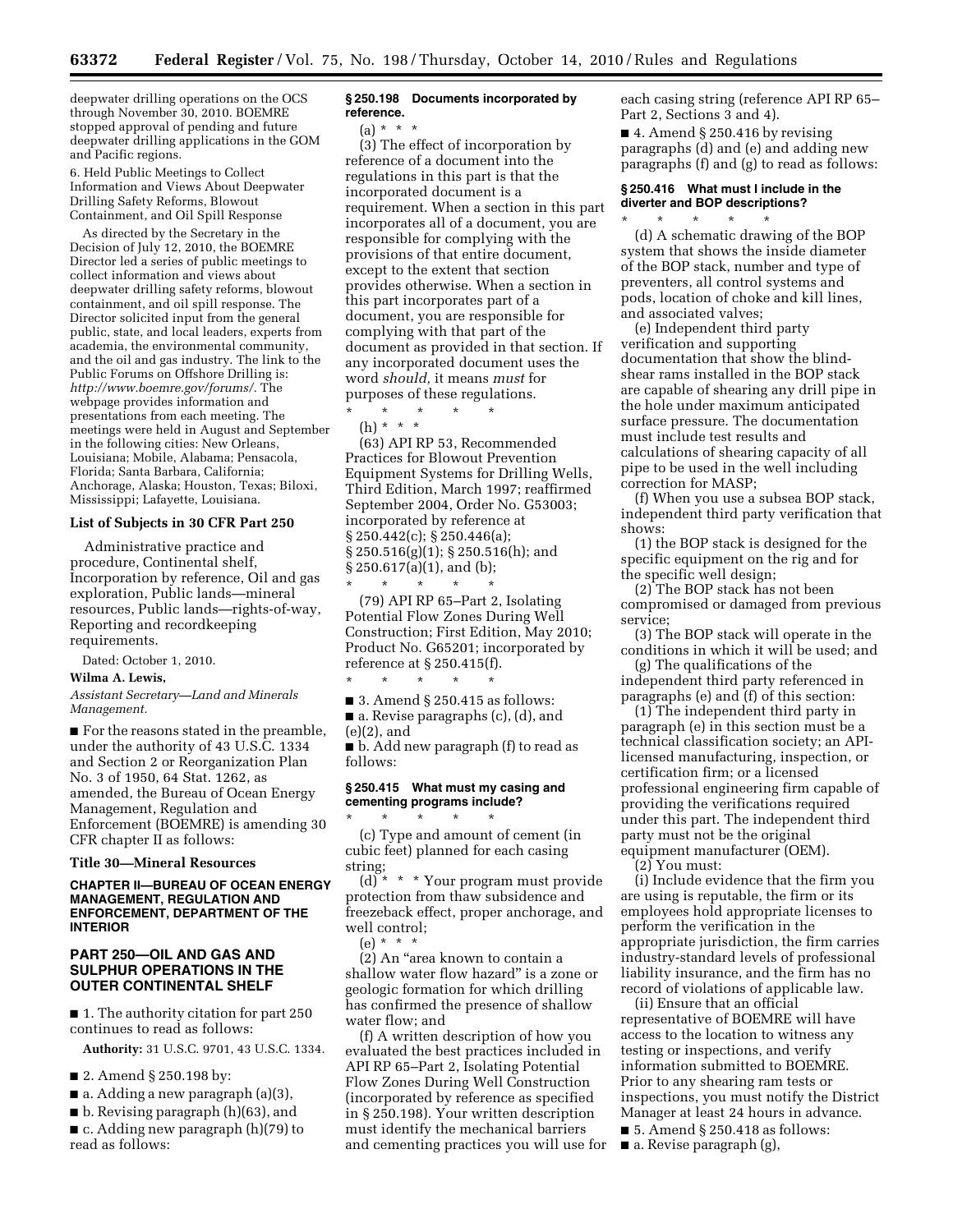deepwater drilling operations on the OCS through November 30, 2010. BOEMRE stopped approval of pending and future deepwater drilling applications in the GOM and Pacific regions.

6. Held Public Meetings to Collect Information and Views About Deepwater Drilling Safety Reforms, Blowout Containment, and Oil Spill Response

As directed by the Secretary in the Decision of July 12, 2010, the BOEMRE Director led a series of public meetings to collect information and views about deepwater drilling safety reforms, blowout containment, and oil spill response. The Director solicited input from the general public, state, and local leaders, experts from academia, the environmental community, and the oil and gas industry. The link to the Public Forums on Offshore Drilling is: *http://www.boemre.gov/forums/*. The webpage provides information and presentations from each meeting. The meetings were held in August and September in the following cities: New Orleans, Louisiana; Mobile, Alabama; Pensacola, Florida; Santa Barbara, California; Anchorage, Alaska; Houston, Texas; Biloxi, Mississippi; Lafayette, Louisiana.

## List of Subjects in 30 CFR Part 250

Administrative practice and procedure, Continental shelf, Incorporation by reference, Oil and gas exploration, Public lands—mineral resources, Public lands—rights-of-way, Reporting and recordkeeping requirements.

Dated: October 1, 2010.

**Wilma A. Lewis,**

*Assistant Secretary—Land and Minerals Management.*

■ For the reasons stated in the preamble, under the authority of 43 U.S.C. 1334 and Section 2 or Reorganization Plan No. 3 of 1950, 64 Stat. 1262, as amended, the Bureau of Ocean Energy Management, Regulation and Enforcement (BOEMRE) is amending 30 CFR chapter II as follows:

## Title 30—Mineral Resources

## CHAPTER II—BUREAU OF OCEAN ENERGY MANAGEMENT, REGULATION AND ENFORCEMENT, DEPARTMENT OF THE INTERIOR

## PART 250—OIL AND GAS AND SULPHUR OPERATIONS IN THE OUTER CONTINENTAL SHELF

■ 1. The authority citation for part 250 continues to read as follows:

**Authority:** 31 U.S.C. 9701, 43 U.S.C. 1334.

■ 2. Amend § 250.198 by:

■ a. Adding a new paragraph (a)(3),

■ b. Revising paragraph (h)(63), and

■ c. Adding new paragraph (h)(79) to read as follows:

### § 250.198 Documents incorporated by reference.

(a) * * *

(3) The effect of incorporation by reference of a document into the regulations in this part is that the incorporated document is a requirement. When a section in this part incorporates all of a document, you are responsible for complying with the provisions of that entire document, except to the extent that section provides otherwise. When a section in this part incorporates part of a document, you are responsible for complying with that part of the document as provided in that section. If any incorporated document uses the word *should,* it means *must* for purposes of these regulations.

\* \* \* \* \*

(h) * * *

(63) API RP 53, Recommended Practices for Blowout Prevention Equipment Systems for Drilling Wells, Third Edition, March 1997; reaffirmed September 2004, Order No. G53003; incorporated by reference at § 250.442(c); § 250.446(a); § 250.516(g)(1); § 250.516(h); and § 250.617(a)(1), and (b);

\* \* \* \* \*

(79) API RP 65–Part 2, Isolating Potential Flow Zones During Well Construction; First Edition, May 2010; Product No. G65201; incorporated by reference at § 250.415(f).

\* \* \* \* \*

■ 3. Amend § 250.415 as follows:

■ a. Revise paragraphs (c), (d), and (e)(2), and

■ b. Add new paragraph (f) to read as follows:

### § 250.415 What must my casing and cementing programs include?

\* \* \* \* \*

(c) Type and amount of cement (in cubic feet) planned for each casing string;

(d) * * * Your program must provide protection from thaw subsidence and freezeback effect, proper anchorage, and well control;

(e) * * *

(2) An "area known to contain a shallow water flow hazard" is a zone or geologic formation for which drilling has confirmed the presence of shallow water flow; and

(f) A written description of how you evaluated the best practices included in API RP 65–Part 2, Isolating Potential Flow Zones During Well Construction (incorporated by reference as specified in § 250.198). Your written description must identify the mechanical barriers and cementing practices you will use for each casing string (reference API RP 65–Part 2, Sections 3 and 4).

■ 4. Amend § 250.416 by revising paragraphs (d) and (e) and adding new paragraphs (f) and (g) to read as follows:

### § 250.416 What must I include in the diverter and BOP descriptions?

\* \* \* \* \*

(d) A schematic drawing of the BOP system that shows the inside diameter of the BOP stack, number and type of preventers, all control systems and pods, location of choke and kill lines, and associated valves;

(e) Independent third party verification and supporting documentation that show the blind-shear rams installed in the BOP stack are capable of shearing any drill pipe in the hole under maximum anticipated surface pressure. The documentation must include test results and calculations of shearing capacity of all pipe to be used in the well including correction for MASP;

(f) When you use a subsea BOP stack, independent third party verification that shows:

(1) the BOP stack is designed for the specific equipment on the rig and for the specific well design;

(2) The BOP stack has not been compromised or damaged from previous service;

(3) The BOP stack will operate in the conditions in which it will be used; and

(g) The qualifications of the independent third party referenced in paragraphs (e) and (f) of this section:

(1) The independent third party in paragraph (e) in this section must be a technical classification society; an API-licensed manufacturing, inspection, or certification firm; or a licensed professional engineering firm capable of providing the verifications required under this part. The independent third party must not be the original equipment manufacturer (OEM).

(2) You must:

(i) Include evidence that the firm you are using is reputable, the firm or its employees hold appropriate licenses to perform the verification in the appropriate jurisdiction, the firm carries industry-standard levels of professional liability insurance, and the firm has no record of violations of applicable law.

(ii) Ensure that an official representative of BOEMRE will have access to the location to witness any testing or inspections, and verify information submitted to BOEMRE. Prior to any shearing ram tests or inspections, you must notify the District Manager at least 24 hours in advance.

■ 5. Amend § 250.418 as follows:

■ a. Revise paragraph (g),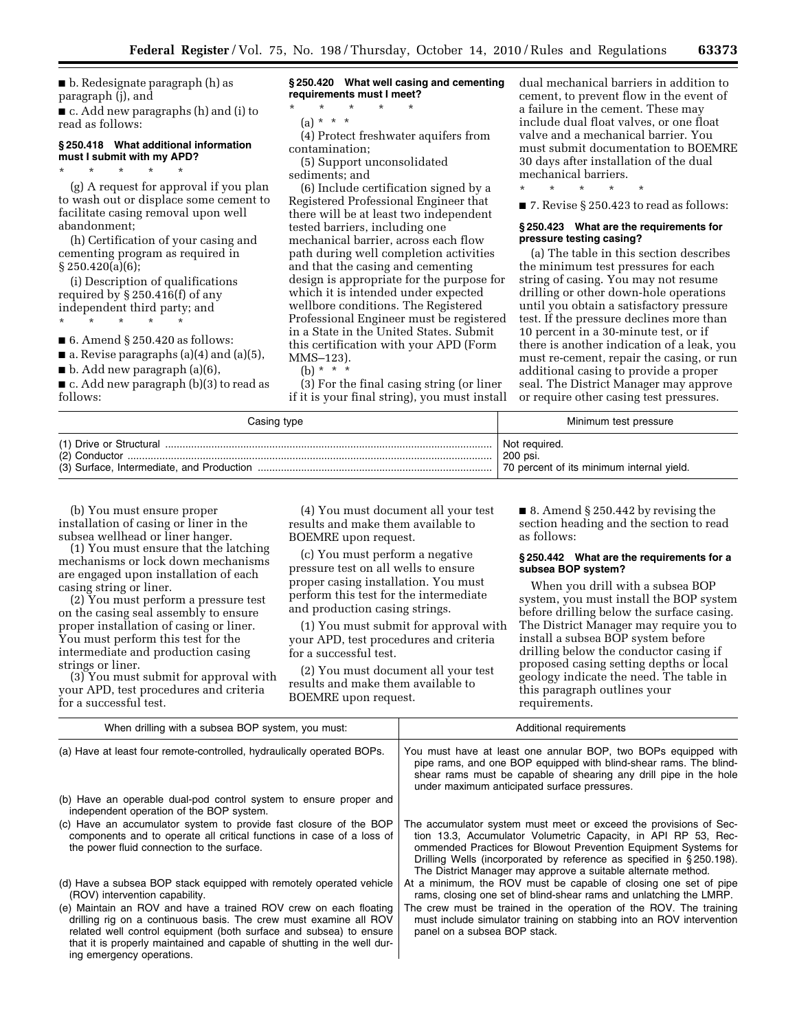■ b. Redesignate paragraph (h) as paragraph (j), and

■ c. Add new paragraphs (h) and (i) to read as follows:

**§ 250.418 What additional information must I submit with my APD?**

\* \* \* \* \*

(g) A request for approval if you plan to wash out or displace some cement to facilitate casing removal upon well abandonment;

(h) Certification of your casing and cementing program as required in § 250.420(a)(6);

(i) Description of qualifications required by § 250.416(f) of any independent third party; and

\* \* \* \* \*

■ 6. Amend § 250.420 as follows:

■ a. Revise paragraphs (a)(4) and (a)(5),

■ b. Add new paragraph (a)(6),

■ c. Add new paragraph (b)(3) to read as follows:

**§ 250.420 What well casing and cementing requirements must I meet?**

\* \* \* \* \*

(a) \* \* \*

(4) Protect freshwater aquifers from contamination;

(5) Support unconsolidated sediments; and

(6) Include certification signed by a Registered Professional Engineer that there will be at least two independent tested barriers, including one mechanical barrier, across each flow path during well completion activities and that the casing and cementing design is appropriate for the purpose for which it is intended under expected wellbore conditions. The Registered Professional Engineer must be registered in a State in the United States. Submit this certification with your APD (Form MMS–123).

(b) \* \* \*

(3) For the final casing string (or liner if it is your final string), you must install dual mechanical barriers in addition to cement, to prevent flow in the event of a failure in the cement. These may include dual float valves, or one float valve and a mechanical barrier. You must submit documentation to BOEMRE 30 days after installation of the dual mechanical barriers.

\* \* \* \* \*

■ 7. Revise § 250.423 to read as follows:

**§ 250.423 What are the requirements for pressure testing casing?**

(a) The table in this section describes the minimum test pressures for each string of casing. You may not resume drilling or other down-hole operations until you obtain a satisfactory pressure test. If the pressure declines more than 10 percent in a 30-minute test, or if there is another indication of a leak, you must re-cement, repair the casing, or run additional casing to provide a proper seal. The District Manager may approve or require other casing test pressures.

| Casing type | Minimum test pressure |
|---|---|
| (1) Drive or Structural | Not required. |
| (2) Conductor | 200 psi. |
| (3) Surface, Intermediate, and Production | 70 percent of its minimum internal yield. |

(b) You must ensure proper installation of casing or liner in the subsea wellhead or liner hanger.

(1) You must ensure that the latching mechanisms or lock down mechanisms are engaged upon installation of each casing string or liner.

(2) You must perform a pressure test on the casing seal assembly to ensure proper installation of casing or liner. You must perform this test for the intermediate and production casing strings or liner.

(3) You must submit for approval with your APD, test procedures and criteria for a successful test.

(4) You must document all your test results and make them available to BOEMRE upon request.

(c) You must perform a negative pressure test on all wells to ensure proper casing installation. You must perform this test for the intermediate and production casing strings.

(1) You must submit for approval with your APD, test procedures and criteria for a successful test.

(2) You must document all your test results and make them available to BOEMRE upon request.

■ 8. Amend § 250.442 by revising the section heading and the section to read as follows:

**§ 250.442 What are the requirements for a subsea BOP system?**

When you drill with a subsea BOP system, you must install the BOP system before drilling below the surface casing. The District Manager may require you to install a subsea BOP system before drilling below the conductor casing if proposed casing setting depths or local geology indicate the need. The table in this paragraph outlines your requirements.

| When drilling with a subsea BOP system, you must: | Additional requirements |
|---|---|
| (a) Have at least four remote-controlled, hydraulically operated BOPs. | You must have at least one annular BOP, two BOPs equipped with pipe rams, and one BOP equipped with blind-shear rams. The blind-shear rams must be capable of shearing any drill pipe in the hole under maximum anticipated surface pressures. |
| (b) Have an operable dual-pod control system to ensure proper and independent operation of the BOP system. | |
| (c) Have an accumulator system to provide fast closure of the BOP components and to operate all critical functions in case of a loss of the power fluid connection to the surface. | The accumulator system must meet or exceed the provisions of Section 13.3, Accumulator Volumetric Capacity, in API RP 53, Recommended Practices for Blowout Prevention Equipment Systems for Drilling Wells (incorporated by reference as specified in § 250.198). The District Manager may approve a suitable alternate method. |
| (d) Have a subsea BOP stack equipped with remotely operated vehicle (ROV) intervention capability. | At a minimum, the ROV must be capable of closing one set of pipe rams, closing one set of blind-shear rams and unlatching the LMRP. |
| (e) Maintain an ROV and have a trained ROV crew on each floating drilling rig on a continuous basis. The crew must examine all ROV related well control equipment (both surface and subsea) to ensure that it is properly maintained and capable of shutting in the well during emergency operations. | The crew must be trained in the operation of the ROV. The training must include simulator training on stabbing into an ROV intervention panel on a subsea BOP stack. |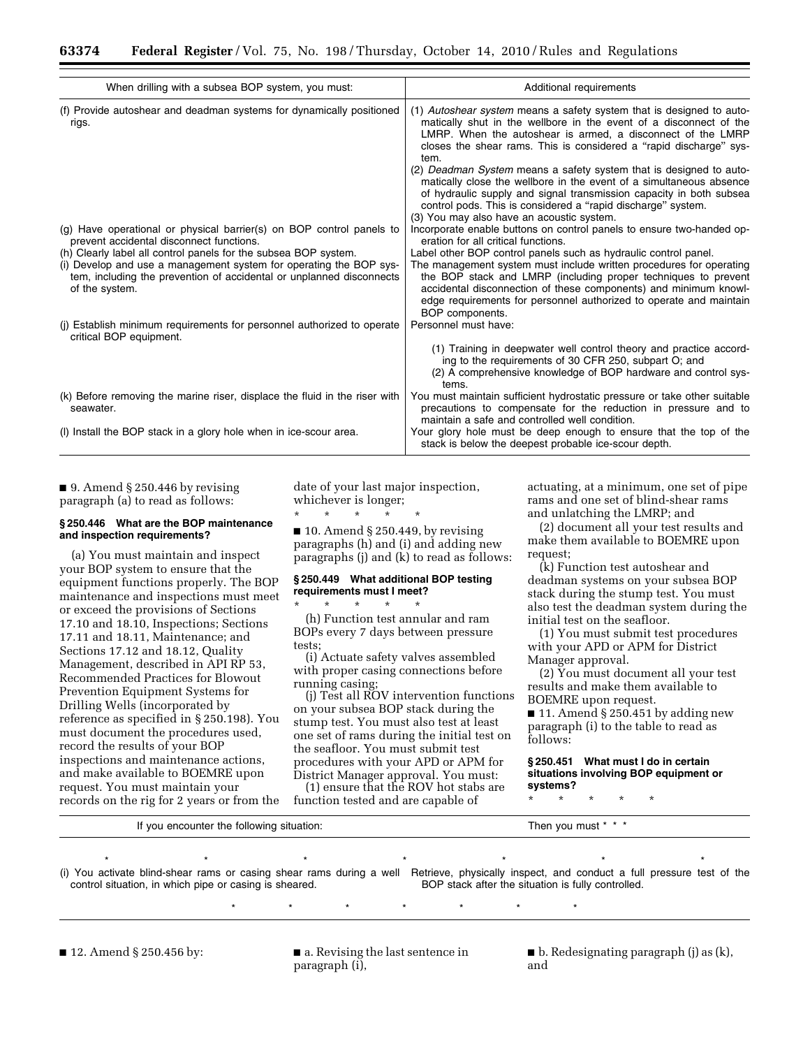| When drilling with a subsea BOP system, you must: | Additional requirements |
|---|---|
| (f) Provide autoshear and deadman systems for dynamically positioned rigs. | (1) *Autoshear system* means a safety system that is designed to automatically shut in the wellbore in the event of a disconnect of the LMRP. When the autoshear is armed, a disconnect of the LMRP closes the shear rams. This is considered a "rapid discharge" system. (2) *Deadman System* means a safety system that is designed to automatically close the wellbore in the event of a simultaneous absence of hydraulic supply and signal transmission capacity in both subsea control pods. This is considered a "rapid discharge" system. (3) You may also have an acoustic system. |
| (g) Have operational or physical barrier(s) on BOP control panels to prevent accidental disconnect functions. | Incorporate enable buttons on control panels to ensure two-handed operation for all critical functions. |
| (h) Clearly label all control panels for the subsea BOP system. | Label other BOP control panels such as hydraulic control panel. |
| (i) Develop and use a management system for operating the BOP system, including the prevention of accidental or unplanned disconnects of the system. | The management system must include written procedures for operating the BOP stack and LMRP (including proper techniques to prevent accidental disconnection of these components) and minimum knowledge requirements for personnel authorized to operate and maintain BOP components. |
| (j) Establish minimum requirements for personnel authorized to operate critical BOP equipment. | Personnel must have: (1) Training in deepwater well control theory and practice according to the requirements of 30 CFR 250, subpart O; and (2) A comprehensive knowledge of BOP hardware and control systems. |
| (k) Before removing the marine riser, displace the fluid in the riser with seawater. | You must maintain sufficient hydrostatic pressure or take other suitable precautions to compensate for the reduction in pressure and to maintain a safe and controlled well condition. |
| (l) Install the BOP stack in a glory hole when in ice-scour area. | Your glory hole must be deep enough to ensure that the top of the stack is below the deepest probable ice-scour depth. |

■ 9. Amend § 250.446 by revising paragraph (a) to read as follows:

**§ 250.446 What are the BOP maintenance and inspection requirements?**

(a) You must maintain and inspect your BOP system to ensure that the equipment functions properly. The BOP maintenance and inspections must meet or exceed the provisions of Sections 17.10 and 18.10, Inspections; Sections 17.11 and 18.11, Maintenance; and Sections 17.12 and 18.12, Quality Management, described in API RP 53, Recommended Practices for Blowout Prevention Equipment Systems for Drilling Wells (incorporated by reference as specified in § 250.198). You must document the procedures used, record the results of your BOP inspections and maintenance actions, and make available to BOEMRE upon request. You must maintain your records on the rig for 2 years or from the date of your last major inspection, whichever is longer;

\* \* \* \* \*

■ 10. Amend § 250.449, by revising paragraphs (h) and (i) and adding new paragraphs (j) and (k) to read as follows:

**§ 250.449 What additional BOP testing requirements must I meet?**

\* \* \* \* \*

(h) Function test annular and ram BOPs every 7 days between pressure tests;

(i) Actuate safety valves assembled with proper casing connections before running casing;

(j) Test all ROV intervention functions on your subsea BOP stack during the stump test. You must also test at least one set of rams during the initial test on the seafloor. You must submit test procedures with your APD or APM for District Manager approval. You must:

(1) ensure that the ROV hot stabs are function tested and are capable of actuating, at a minimum, one set of pipe rams and one set of blind-shear rams and unlatching the LMRP; and

(2) document all your test results and make them available to BOEMRE upon request;

(k) Function test autoshear and deadman systems on your subsea BOP stack during the stump test. You must also test the deadman system during the initial test on the seafloor.

(1) You must submit test procedures with your APD or APM for District Manager approval.

(2) You must document all your test results and make them available to BOEMRE upon request.

■ 11. Amend § 250.451 by adding new paragraph (i) to the table to read as follows:

**§ 250.451 What must I do in certain situations involving BOP equipment or systems?**

\* \* \* \* \*

| If you encounter the following situation: | Then you must \* \* \* |
|---|---|
| \* \* \* \* | \* \* \* |
| (i) You activate blind-shear rams or casing shear rams during a well control situation, in which pipe or casing is sheared. | Retrieve, physically inspect, and conduct a full pressure test of the BOP stack after the situation is fully controlled. |
| \* \* \* \* | \* \* \* |

■ 12. Amend § 250.456 by:

■ a. Revising the last sentence in paragraph (i),

■ b. Redesignating paragraph (j) as (k), and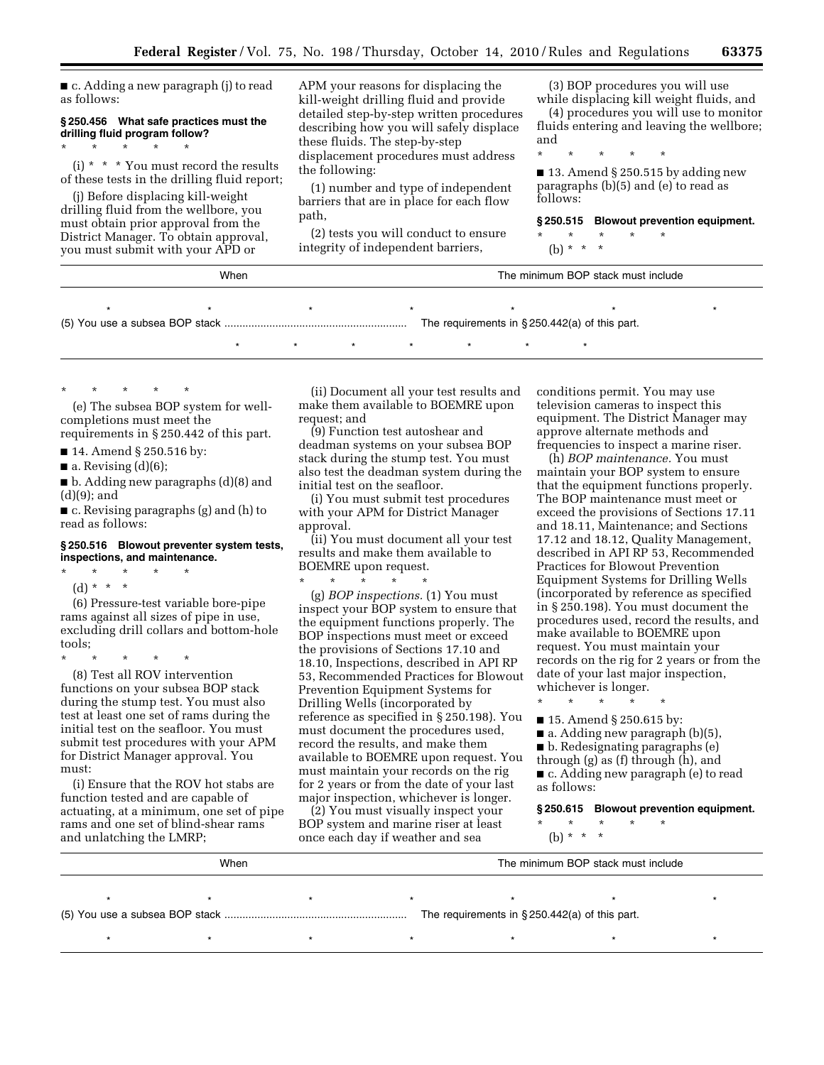■ c. Adding a new paragraph (j) to read as follows:

### § 250.456 What safe practices must the drilling fluid program follow?

\* \* \* \* \*

(i) \* \* \* You must record the results of these tests in the drilling fluid report;

(j) Before displacing kill-weight drilling fluid from the wellbore, you must obtain prior approval from the District Manager. To obtain approval, you must submit with your APD or APM your reasons for displacing the kill-weight drilling fluid and provide detailed step-by-step written procedures describing how you will safely displace these fluids. The step-by-step displacement procedures must address the following:

(1) number and type of independent barriers that are in place for each flow path,

(2) tests you will conduct to ensure integrity of independent barriers,

(3) BOP procedures you will use while displacing kill weight fluids, and

(4) procedures you will use to monitor fluids entering and leaving the wellbore; and

\* \* \* \* \*

■ 13. Amend § 250.515 by adding new paragraphs (b)(5) and (e) to read as follows:

### § 250.515 Blowout prevention equipment.

\* \* \* \* \*

(b) \* \* \*

| When | The minimum BOP stack must include |
|---|---|
| \* \* \* \* | \* \* \* |
| (5) You use a subsea BOP stack | The requirements in § 250.442(a) of this part. |
| \* \* \* \* | \* \* \* |

\* \* \* \* \*

(e) The subsea BOP system for well-completions must meet the requirements in § 250.442 of this part.

■ 14. Amend § 250.516 by:

■ a. Revising (d)(6);

■ b. Adding new paragraphs (d)(8) and (d)(9); and

■ c. Revising paragraphs (g) and (h) to read as follows:

### § 250.516 Blowout preventer system tests, inspections, and maintenance.

\* \* \* \* \*

(d) \* \* \*

(6) Pressure-test variable bore-pipe rams against all sizes of pipe in use, excluding drill collars and bottom-hole tools;

\* \* \* \* \*

(8) Test all ROV intervention functions on your subsea BOP stack during the stump test. You must also test at least one set of rams during the initial test on the seafloor. You must submit test procedures with your APM for District Manager approval. You must:

(i) Ensure that the ROV hot stabs are function tested and are capable of actuating, at a minimum, one set of pipe rams and one set of blind-shear rams and unlatching the LMRP;

(ii) Document all your test results and make them available to BOEMRE upon request; and

(9) Function test autoshear and deadman systems on your subsea BOP stack during the stump test. You must also test the deadman system during the initial test on the seafloor.

(i) You must submit test procedures with your APM for District Manager approval.

(ii) You must document all your test results and make them available to BOEMRE upon request.

\* \* \* \* \*

(g) *BOP inspections.* (1) You must inspect your BOP system to ensure that the equipment functions properly. The BOP inspections must meet or exceed the provisions of Sections 17.10 and 18.10, Inspections, described in API RP 53, Recommended Practices for Blowout Prevention Equipment Systems for Drilling Wells (incorporated by reference as specified in § 250.198). You must document the procedures used, record the results, and make them available to BOEMRE upon request. You must maintain your records on the rig for 2 years or from the date of your last major inspection, whichever is longer.

(2) You must visually inspect your BOP system and marine riser at least once each day if weather and sea conditions permit. You may use television cameras to inspect this equipment. The District Manager may approve alternate methods and frequencies to inspect a marine riser.

(h) *BOP maintenance.* You must maintain your BOP system to ensure that the equipment functions properly. The BOP maintenance must meet or exceed the provisions of Sections 17.11 and 18.11, Maintenance; and Sections 17.12 and 18.12, Quality Management, described in API RP 53, Recommended Practices for Blowout Prevention Equipment Systems for Drilling Wells (incorporated by reference as specified in § 250.198). You must document the procedures used, record the results, and make available to BOEMRE upon request. You must maintain your records on the rig for 2 years or from the date of your last major inspection, whichever is longer.

\* \* \* \* \*

■ 15. Amend § 250.615 by:

■ a. Adding new paragraph (b)(5),

■ b. Redesignating paragraphs (e) through (g) as (f) through (h), and

■ c. Adding new paragraph (e) to read as follows:

### § 250.615 Blowout prevention equipment.

\* \* \* \* \*

(b) \* \* \*

| When | The minimum BOP stack must include |
|---|---|
| \* \* \* \* | \* \* \* |
| (5) You use a subsea BOP stack | The requirements in § 250.442(a) of this part. |
| \* \* \* \* | \* \* \* |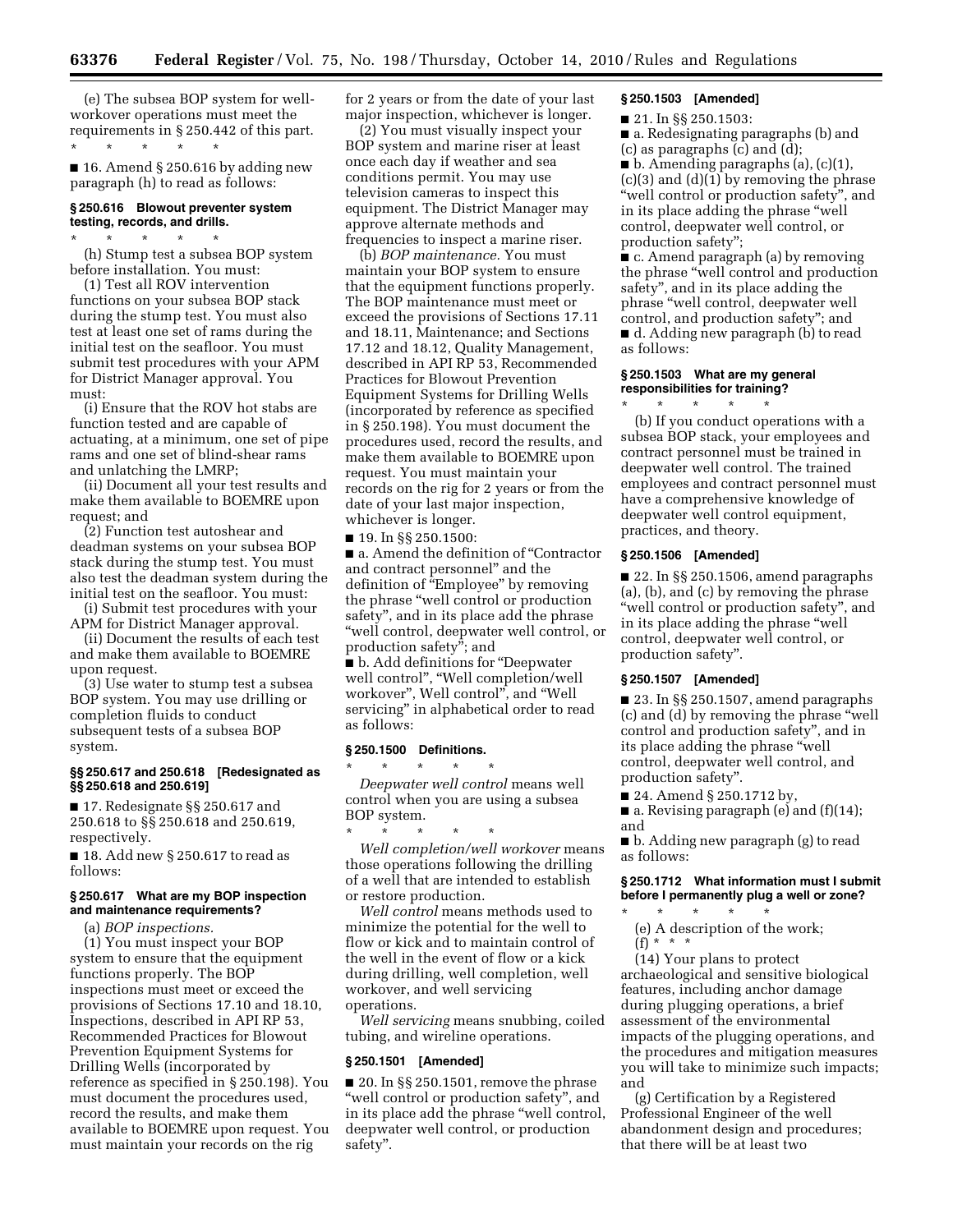(e) The subsea BOP system for well-workover operations must meet the requirements in § 250.442 of this part.

\* \* \* \* \*

■ 16. Amend § 250.616 by adding new paragraph (h) to read as follows:

### § 250.616 Blowout preventer system testing, records, and drills.

\* \* \* \* \*

(h) Stump test a subsea BOP system before installation. You must:

(1) Test all ROV intervention functions on your subsea BOP stack during the stump test. You must also test at least one set of rams during the initial test on the seafloor. You must submit test procedures with your APM for District Manager approval. You must:

(i) Ensure that the ROV hot stabs are function tested and are capable of actuating, at a minimum, one set of pipe rams and one set of blind-shear rams and unlatching the LMRP;

(ii) Document all your test results and make them available to BOEMRE upon request; and

(2) Function test autoshear and deadman systems on your subsea BOP stack during the stump test. You must also test the deadman system during the initial test on the seafloor. You must:

(i) Submit test procedures with your APM for District Manager approval.

(ii) Document the results of each test and make them available to BOEMRE upon request.

(3) Use water to stump test a subsea BOP system. You may use drilling or completion fluids to conduct subsequent tests of a subsea BOP system.

### §§ 250.617 and 250.618 [Redesignated as §§ 250.618 and 250.619]

■ 17. Redesignate §§ 250.617 and 250.618 to §§ 250.618 and 250.619, respectively.

■ 18. Add new § 250.617 to read as follows:

### § 250.617 What are my BOP inspection and maintenance requirements?

(a) *BOP inspections.*

(1) You must inspect your BOP system to ensure that the equipment functions properly. The BOP inspections must meet or exceed the provisions of Sections 17.10 and 18.10, Inspections, described in API RP 53, Recommended Practices for Blowout Prevention Equipment Systems for Drilling Wells (incorporated by reference as specified in § 250.198). You must document the procedures used, record the results, and make them available to BOEMRE upon request. You must maintain your records on the rig for 2 years or from the date of your last major inspection, whichever is longer.

(2) You must visually inspect your BOP system and marine riser at least once each day if weather and sea conditions permit. You may use television cameras to inspect this equipment. The District Manager may approve alternate methods and frequencies to inspect a marine riser.

(b) *BOP maintenance.* You must maintain your BOP system to ensure that the equipment functions properly. The BOP maintenance must meet or exceed the provisions of Sections 17.11 and 18.11, Maintenance; and Sections 17.12 and 18.12, Quality Management, described in API RP 53, Recommended Practices for Blowout Prevention Equipment Systems for Drilling Wells (incorporated by reference as specified in § 250.198). You must document the procedures used, record the results, and make them available to BOEMRE upon request. You must maintain your records on the rig for 2 years or from the date of your last major inspection, whichever is longer.

■ 19. In §§ 250.1500:

■ a. Amend the definition of "Contractor and contract personnel" and the definition of "Employee" by removing the phrase "well control or production safety", and in its place add the phrase "well control, deepwater well control, or production safety"; and

■ b. Add definitions for "Deepwater well control", "Well completion/well workover", Well control", and "Well servicing" in alphabetical order to read as follows:

### § 250.1500 Definitions.

\* \* \* \* \*

*Deepwater well control* means well control when you are using a subsea BOP system.

\* \* \* \* \*

*Well completion/well workover* means those operations following the drilling of a well that are intended to establish or restore production.

*Well control* means methods used to minimize the potential for the well to flow or kick and to maintain control of the well in the event of flow or a kick during drilling, well completion, well workover, and well servicing operations.

*Well servicing* means snubbing, coiled tubing, and wireline operations.

### § 250.1501 [Amended]

■ 20. In §§ 250.1501, remove the phrase "well control or production safety", and in its place add the phrase "well control, deepwater well control, or production safety".

### § 250.1503 [Amended]

■ 21. In §§ 250.1503:

■ a. Redesignating paragraphs (b) and (c) as paragraphs (c) and (d);

■ b. Amending paragraphs (a), (c)(1), (c)(3) and (d)(1) by removing the phrase "well control or production safety", and in its place adding the phrase "well control, deepwater well control, or production safety";

■ c. Amend paragraph (a) by removing the phrase "well control and production safety", and in its place adding the phrase "well control, deepwater well control, and production safety"; and

■ d. Adding new paragraph (b) to read as follows:

### § 250.1503 What are my general responsibilities for training?

\* \* \* \* \*

(b) If you conduct operations with a subsea BOP stack, your employees and contract personnel must be trained in deepwater well control. The trained employees and contract personnel must have a comprehensive knowledge of deepwater well control equipment, practices, and theory.

### § 250.1506 [Amended]

■ 22. In §§ 250.1506, amend paragraphs (a), (b), and (c) by removing the phrase "well control or production safety", and in its place adding the phrase "well control, deepwater well control, or production safety".

### § 250.1507 [Amended]

■ 23. In §§ 250.1507, amend paragraphs (c) and (d) by removing the phrase "well control and production safety", and in its place adding the phrase "well control, deepwater well control, and production safety".

■ 24. Amend § 250.1712 by,

■ a. Revising paragraph (e) and (f)(14); and

■ b. Adding new paragraph (g) to read as follows:

### § 250.1712 What information must I submit before I permanently plug a well or zone?

\* \* \* \* \*

(e) A description of the work;

(f) \* \* \*

(14) Your plans to protect archaeological and sensitive biological features, including anchor damage during plugging operations, a brief assessment of the environmental impacts of the plugging operations, and the procedures and mitigation measures you will take to minimize such impacts; and

(g) Certification by a Registered Professional Engineer of the well abandonment design and procedures; that there will be at least two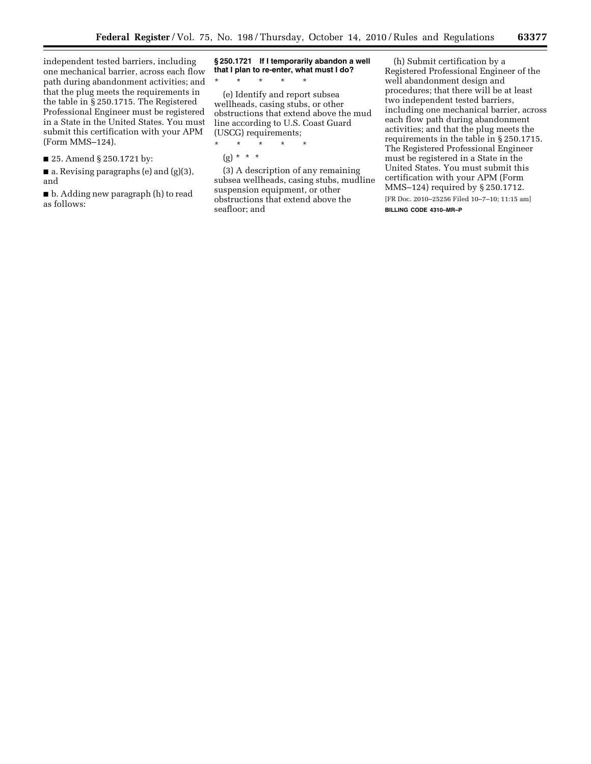independent tested barriers, including one mechanical barrier, across each flow path during abandonment activities; and that the plug meets the requirements in the table in § 250.1715. The Registered Professional Engineer must be registered in a State in the United States. You must submit this certification with your APM (Form MMS–124).

■ 25. Amend § 250.1721 by:

■ a. Revising paragraphs (e) and (g)(3), and

■ b. Adding new paragraph (h) to read as follows:

**§ 250.1721 If I temporarily abandon a well that I plan to re-enter, what must I do?**

\* \* \* \* \*

(e) Identify and report subsea wellheads, casing stubs, or other obstructions that extend above the mud line according to U.S. Coast Guard (USCG) requirements;

\* \* \* \* \*

(g) \* \* \*

(3) A description of any remaining subsea wellheads, casing stubs, mudline suspension equipment, or other obstructions that extend above the seafloor; and

(h) Submit certification by a Registered Professional Engineer of the well abandonment design and procedures; that there will be at least two independent tested barriers, including one mechanical barrier, across each flow path during abandonment activities; and that the plug meets the requirements in the table in § 250.1715. The Registered Professional Engineer must be registered in a State in the United States. You must submit this certification with your APM (Form MMS–124) required by § 250.1712.

[FR Doc. 2010–25256 Filed 10–7–10; 11:15 am]

**BILLING CODE 4310–MR–P**